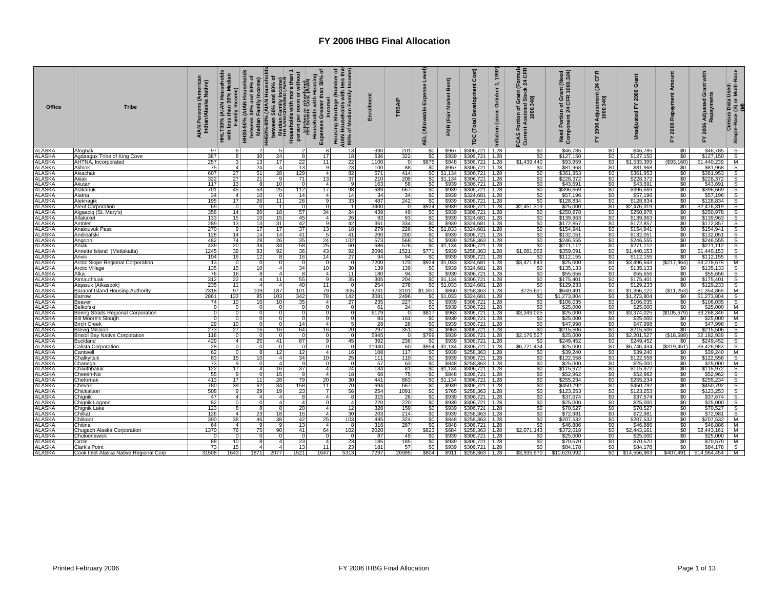# FY 2006 IHBG Final Allocation

| Office | Tribe | AIAN Persons (American Indian/Alaska Native) | HHLT30% (AIAN Households with less than 30% Median Family Income) | HH30-50% (AIAN Households between 30% and 50% of Median Family Income) | HH50%-80% (AIAN Households between 50% and 80% of Median Family Income) | HH Overcrowded (AIAN Households with more than 1 person per room or without kitchen or plumbing) | HH Severe Cost (AIAN Households with Housing Expenses Greater than 50% of Income) | Housing Shortage (Number of AIAN Households with less than 80% of Median Family Income) | Enrollment | TRSAIP | AEL (Allowable Expense Level) | FMR (Fair Market Rent) | TDC (Total Development Cost) | Inflation (since October 1, 1997) | FCAS Portion of Grant (Formula Current Assisted Stock 24 CFR 1000.340) | Need Portion of Grant (Need Component 24 CFR 1000.324) | FY 1996 Adjustment (24 CFR 1000.340) | Unadjusted FY 2006 Grant | FY 2006 Repayment Amount | FY 2006 Adjusted Grant with Repayments | Census Data Used: Single-Race (S) or Multi-Race (M) |
|---|---|---|---|---|---|---|---|---|---|---|---|---|---|---|---|---|---|---|---|---|---|
| ALASKA | Afognak | 97 | 6 | 2 | 5 | 2 | 8 | 13 | 330 | 201 | $0 | $967 | $306,721 | 1.28 | $0 | $46,785 | $0 | $46,785 | $0 | $46,785 | S |
| ALASKA | Agdaagux Tribe of King Cove | 387 | 8 | 30 | 24 | 8 | 17 | 18 | 636 | 322 | $0 | $939 | $306,721 | 1.28 | $0 | $127,150 | $0 | $127,150 | $0 | $127,150 | S |
| ALASKA | AHTNA, Incorporated | 257 | 3 | 13 | 17 | 22 | 11 | 22 | 1100 | 0 | $875 | $848 | $306,721 | 1.28 | $1,439,440 | $93,959 | $0 | $1,533,399 | ($93,160) | $1,440,239 | M |
| ALASKA | Akhiok | 75 | 4 | 24 | 4 | 13 | 9 | 23 | 100 | 88 | $0 | $967 | $306,721 | 1.28 | $0 | $81,968 | $0 | $81,968 | $0 | $81,968 | S |
| ALASKA | Akiachak | 607 | 27 | 51 | 28 | 129 | 4 | 82 | 571 | 414 | $0 | $1,134 | $306,721 | 1.28 | $0 | $361,953 | $0 | $361,953 | $0 | $361,953 | S |
| ALASKA | Akiak | 322 | 27 | 21 | 9 | 71 | 13 | 37 | 210 | 209 | $0 | $1,134 | $306,721 | 1.28 | $0 | $228,372 | $0 | $228,372 | $0 | $228,372 | S |
| ALASKA | Akutan | 117 | 13 | 8 | 10 | 0 | 4 | 9 | 163 | 58 | $0 | $939 | $306,721 | 1.28 | $0 | $43,691 | $0 | $43,691 | $0 | $43,691 | S |
| ALASKA | Alakanuk | 701 | 45 | 53 | 25 | 112 | 17 | 98 | 689 | 667 | $0 | $939 | $306,721 | 1.28 | $0 | $396,669 | $0 | $396,669 | $0 | $396,669 | S |
| ALASKA | Alatna | 34 | 4 | 10 | 0 | 14 | 4 | 14 | 34 | 34 | $0 | $939 | $324,681 | 1.28 | $0 | $57,196 | $0 | $57,196 | $0 | $57,196 | S |
| ALASKA | Aleknagik | 195 | 17 | 26 | 11 | 26 | 9 | 33 | 487 | 242 | $0 | $939 | $306,721 | 1.28 | $0 | $128,834 | $0 | $128,834 | $0 | $128,834 | S |
| ALASKA | Aleut Corporation | 69 | 0 | 0 | 1 | 0 | 0 | 1 | 3400 | 0 | $924 | $939 | $306,721 | 1.28 | $2,451,319 | $25,000 | $0 | $2,476,319 | $0 | $2,476,319 | S |
| ALASKA | Algaaciq (St. Mary's) | 356 | 14 | 20 | 18 | 57 | 34 | 24 | 439 | 49 | $0 | $939 | $306,721 | 1.28 | $0 | $250,978 | $0 | $250,978 | $0 | $250,978 | S |
| ALASKA | Allakaket | 133 | 15 | 10 | 15 | 45 | 4 | 26 | 93 | 93 | $0 | $939 | $324,681 | 1.28 | $0 | $139,963 | $0 | $139,963 | $0 | $139,963 | S |
| ALASKA | Ambler | 289 | 13 | 13 | 31 | 42 | 9 | 42 | 361 | 334 | $0 | $939 | $324,681 | 1.28 | $0 | $172,857 | $0 | $172,857 | $0 | $172,857 | S |
| ALASKA | Anaktuvuk Pass | 270 | 9 | 17 | 17 | 37 | 13 | 18 | 279 | 226 | $0 | $1,033 | $324,681 | 1.28 | $0 | $154,941 | $0 | $154,941 | $0 | $154,941 | S |
| ALASKA | Andreafski | 128 | 14 | 14 | 14 | 41 | 5 | 41 | 200 | 200 | $0 | $939 | $306,721 | 1.28 | $0 | $132,051 | $0 | $132,051 | $0 | $132,051 | S |
| ALASKA | Angoon | 482 | 74 | 28 | 26 | 35 | 24 | 102 | 573 | 568 | $0 | $939 | $258,363 | 1.28 | $0 | $246,555 | $0 | $246,555 | $0 | $246,555 | S |
| ALASKA | Aniak | 439 | 20 | 34 | 34 | 58 | 25 | 60 | 686 | 576 | $0 | $1,134 | $306,721 | 1.28 | $0 | $271,112 | $0 | $271,112 | $0 | $271,112 | S |
| ALASKA | Annette Island (Metlakatla) | 1245 | 39 | 93 | 92 | 36 | 43 | 92 | 2096 | 1521 | $771 | $939 | $258,363 | 1.28 | $1,081,062 | $359,091 | $0 | $1,440,153 | $0 | $1,440,153 | S |
| ALASKA | Anvik | 104 | 16 | 12 | 8 | 16 | 14 | 27 | 94 | 94 | $0 | $939 | $306,721 | 1.28 | $0 | $112,155 | $0 | $112,155 | $0 | $112,155 | S |
| ALASKA | Arctic Slope Regional Corporation | 13 | 0 | 0 | 0 | 0 | 0 | 0 | 7200 | 123 | $924 | $1,033 | $324,681 | 1.28 | $3,471,643 | $25,000 | $0 | $3,496,643 | ($217,964) | $3,278,679 | M |
| ALASKA | Arctic Village | 135 | 15 | 10 | 4 | 34 | 10 | 30 | 139 | 139 | $0 | $939 | $324,681 | 1.28 | $0 | $135,133 | $0 | $135,133 | $0 | $135,133 | S |
| ALASKA | Atka | 76 | 16 | 8 | 4 | 8 | 4 | 11 | 180 | 94 | $0 | $939 | $306,721 | 1.28 | $0 | $55,656 | $0 | $55,656 | $0 | $55,656 | S |
| ALASKA | Atmauthluak | 312 | 22 | 4 | 11 | 55 | 9 | 35 | 305 | 204 | $0 | $1,134 | $306,721 | 1.28 | $0 | $175,401 | $0 | $175,401 | $0 | $175,401 | S |
| ALASKA | Atqasuk (Atkasook) | 235 | 11 | 4 | 4 | 40 | 11 | 0 | 254 | 278 | $0 | $1,033 | $324,681 | 1.28 | $0 | $129,233 | $0 | $129,233 | $0 | $129,233 | S |
| ALASKA | Baranof Island Housing Authority | 2318 | 97 | 109 | 187 | 101 | 79 | 305 | 3241 | 3101 | $1,000 | $860 | $258,363 | 1.28 | $725,631 | $640,491 | $0 | $1,366,122 | ($11,253) | $1,354,869 | M |
| ALASKA | Barrow | 2861 | 133 | 85 | 103 | 342 | 78 | 142 | 3081 | 2496 | $0 | $1,033 | $324,681 | 1.28 | $0 | $1,273,804 | $0 | $1,273,804 | $0 | $1,273,804 | S |
| ALASKA | Beaver | 74 | 10 | 10 | 10 | 35 | 4 | 27 | 235 | 227 | $0 | $939 | $306,721 | 1.28 | $0 | $106,035 | $0 | $106,035 | $0 | $106,035 | S |
| ALASKA | Belkofski | 0 | 0 | 0 | 0 | 0 | 0 | 0 | 61 | 24 | $0 | $939 | $306,721 | 1.28 | $0 | $25,000 | $0 | $25,000 | $0 | $25,000 | M |
| ALASKA | Bering Straits Regional Corporation | 0 | 0 | 0 | 0 | 0 | 0 | 0 | 6179 | 0 | $817 | $963 | $306,721 | 1.28 | $3,349,025 | $25,000 | $0 | $3,374,025 | ($105,679) | $3,268,346 | M |
| ALASKA | Bill Moore's Slough | 0 | 0 | 0 | 0 | 0 | 0 | 0 | 83 | 161 | $0 | $939 | $306,721 | 1.28 | $0 | $25,000 | $0 | $25,000 | $0 | $25,000 | M |
| ALASKA | Birch Creek | 29 | 10 | 0 | 0 | 14 | 4 | 5 | 28 | 28 | $0 | $939 | $306,721 | 1.28 | $0 | $47,998 | $0 | $47,998 | $0 | $47,998 | S |
| ALASKA | Brevig Mission | 273 | 27 | 16 | 16 | 64 | 16 | 20 | 297 | 351 | $0 | $963 | $306,721 | 1.28 | $0 | $215,506 | $0 | $215,506 | $0 | $215,506 | S |
| ALASKA | Bristol Bay Native Corporation | 118 | 0 | 0 | 0 | 0 | 0 | 0 | 5945 | 0 | $799 | $939 | $306,721 | 1.28 | $2,176,527 | $25,000 | $0 | $2,201,527 | ($18,588) | $2,182,939 | S |
| ALASKA | Buckland | 429 | 4 | 25 | 41 | 87 | 9 | 45 | 392 | 236 | $0 | $939 | $306,721 | 1.28 | $0 | $249,452 | $0 | $249,452 | $0 | $249,452 | S |
| ALASKA | Calista Corporation | 28 | 0 | 0 | 0 | 0 | 0 | 0 | 11940 | 60 | $954 | $1,134 | $306,721 | 1.28 | $6,721,434 | $25,000 | $0 | $6,746,434 | ($319,451) | $6,426,983 | S |
| ALASKA | Cantwell | 62 | 0 | 8 | 12 | 12 | 4 | 16 | 108 | 117 | $0 | $939 | $258,363 | 1.28 | $0 | $39,240 | $0 | $39,240 | $0 | $39,240 | M |
| ALASKA | Chalkyitsik | 83 | 15 | 10 | 4 | 34 | 10 | 25 | 111 | 110 | $0 | $939 | $306,721 | 1.28 | $0 | $122,558 | $0 | $122,558 | $0 | $122,558 | S |
| ALASKA | Chanega | 73 | 9 | 0 | 4 | 9 | 0 | 0 | 57 | 63 | $0 | $848 | $258,363 | 1.28 | $0 | $25,000 | $0 | $25,000 | $0 | $25,000 | M |
| ALASKA | Chauthbaluk | 122 | 17 | 4 | 16 | 37 | 4 | 24 | 134 | 81 | $0 | $1,134 | $306,721 | 1.28 | $0 | $115,972 | $0 | $115,972 | $0 | $115,972 | S |
| ALASKA | Cheesh-Na | 55 | 9 | 0 | 15 | 9 | 4 | 18 | 66 | 75 | $0 | $848 | $306,721 | 1.28 | $0 | $52,962 | $0 | $52,962 | $0 | $52,962 | S |
| ALASKA | Chefornak | 413 | 17 | 11 | 28 | 79 | 20 | 30 | 441 | 863 | $0 | $1,134 | $306,721 | 1.28 | $0 | $255,234 | $0 | $255,234 | $0 | $255,234 | S |
| ALASKA | Chevak | 780 | 39 | 62 | 34 | 158 | 11 | 70 | 694 | 667 | $0 | $939 | $306,721 | 1.28 | $0 | $450,792 | $0 | $450,792 | $0 | $450,792 | S |
| ALASKA | Chickaloon | 508 | 9 | 29 | 19 | 23 | 7 | 56 | 254 | 1091 | $0 | $765 | $258,363 | 1.28 | $0 | $123,253 | $0 | $123,253 | $0 | $123,253 | S |
| ALASKA | Chignik | 47 | 4 | 4 | 4 | 8 | 4 | 8 | 315 | 26 | $0 | $939 | $306,721 | 1.28 | $0 | $37,674 | $0 | $37,674 | $0 | $37,674 | S |
| ALASKA | Chignik Lagoon | 82 | 0 | 0 | 4 | 4 | 0 | 4 | 220 | 220 | $0 | $939 | $306,721 | 1.28 | $0 | $25,000 | $0 | $25,000 | $0 | $25,000 | S |
| ALASKA | Chignik Lake | 123 | 8 | 8 | 8 | 20 | 4 | 12 | 326 | 159 | $0 | $939 | $306,721 | 1.28 | $0 | $70,527 | $0 | $70,527 | $0 | $70,527 | S |
| ALASKA | Chilkat | 126 | 4 | 23 | 18 | 16 | 4 | 30 | 203 | 214 | $0 | $939 | $258,363 | 1.28 | $0 | $72,981 | $0 | $72,981 | $0 | $72,981 | S |
| ALASKA | Chilkoot | 390 | 38 | 46 | 38 | 42 | 25 | 103 | 495 | 324 | $0 | $848 | $258,363 | 1.28 | $0 | $207,532 | $0 | $207,532 | $0 | $207,532 | M |
| ALASKA | Chitina | 64 | 4 | 9 | 9 | 13 | 4 | 8 | 316 | 287 | $0 | $848 | $306,721 | 1.28 | $0 | $46,886 | $0 | $46,886 | $0 | $46,886 | M |
| ALASKA | Chugach Alaska Corporation | 1370 | 76 | 75 | 90 | 41 | 64 | 102 | 2020 | 0 | $823 | $684 | $258,363 | 1.28 | $2,071,143 | $372,018 | $0 | $2,443,161 | $0 | $2,443,161 | M |
| ALASKA | Chuloonawick | 0 | 0 | 0 | 0 | 0 | 0 | 0 | 87 | 49 | $0 | $939 | $306,721 | 1.28 | $0 | $25,000 | $0 | $25,000 | $0 | $25,000 | M |
| ALASKA | Circle | 88 | 10 | 8 | 4 | 23 | 4 | 23 | 185 | 185 | $0 | $939 | $306,721 | 1.28 | $0 | $70,570 | $0 | $70,570 | $0 | $70,570 | M |
| ALASKA | Clark's Point | 73 | 15 | 4 | 4 | 13 | 11 | 23 | 181 | 57 | $0 | $939 | $306,721 | 1.28 | $0 | $84,178 | $0 | $84,178 | $0 | $84,178 | S |
| ALASKA | Cook Inlet Alaska Native Regional Corp | 31508 | 1643 | 1871 | 2077 | 1521 | 1647 | 5313 | 7297 | 26995 | $804 | $911 | $258,363 | 1.28 | $3,935,970 | $10,620,992 | $0 | $14,556,963 | $407,491 | $14,964,454 | M |

Printed February 2006 FY 2006 IHBG Final Allocation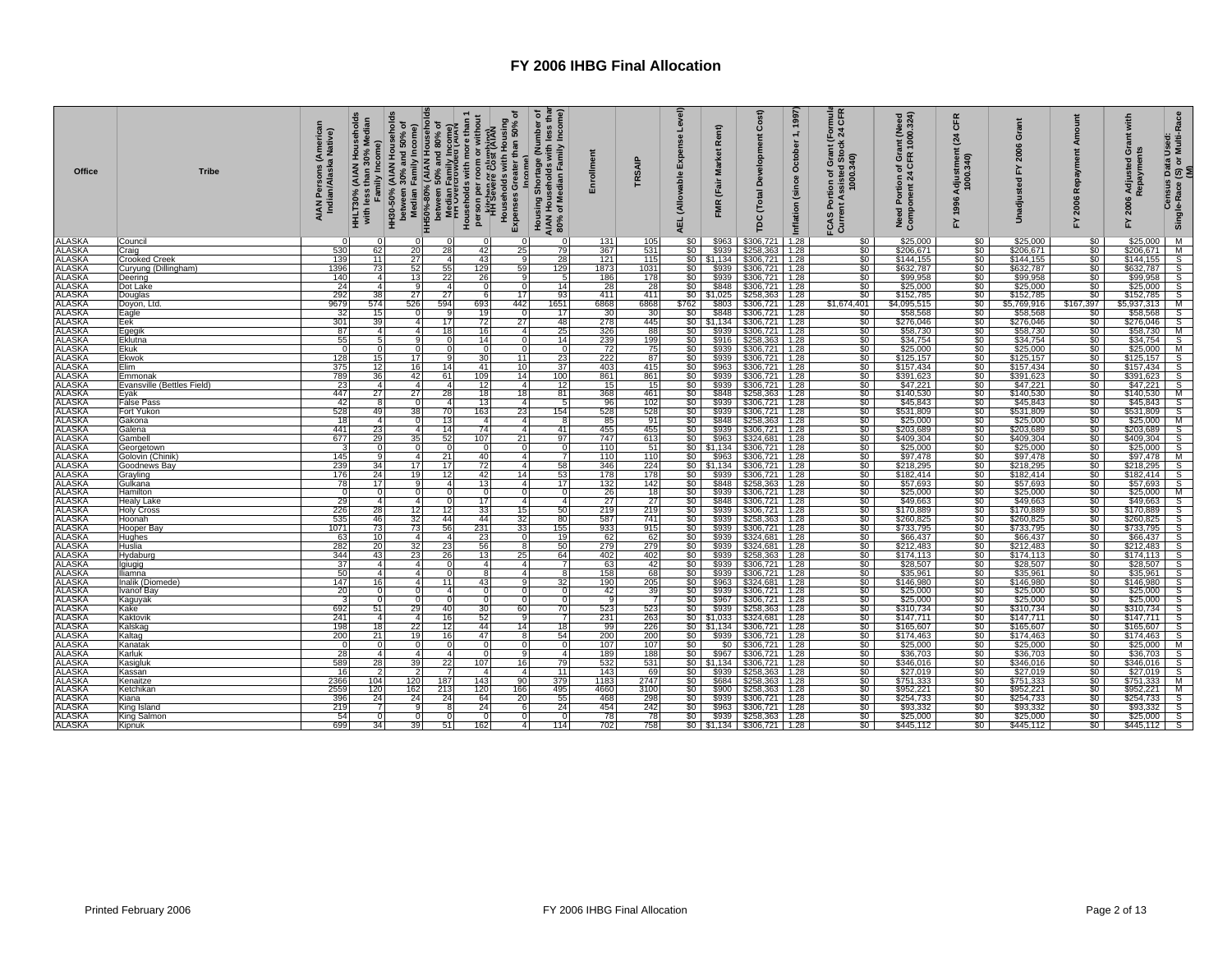# FY 2006 IHBG Final Allocation

| Office | Tribe | AIAN Persons (American Indian/Alaska Native) | HHLT30% (AIAN Households with less than 30% Median Family Income) | HH30-50% (AIAN Households between 30% and 50% of Median Family Income) | HH50%-80% (AIAN Households between 50% and 80% of Median Family Income) | HH Overcrowded (AIAN Households with more than 1 person per room or without kitchen or plumbing) | HH Severe Cost (AIAN Households with Housing Expenses Greater than 50% of Income) | Housing Shortage (Number of AIAN Households with less than 80% of Median Family Income) | Enrollment | TRSAIP | AEL (Allowable Expense Level) | FMR (Fair Market Rent) | TDC (Total Development Cost) | Inflation (since October 1, 1997) | FCAS Portion of Grant (Formula Current Assisted Stock 24 CFR 1000.340) | Need Portion of Grant (Need Component 24 CFR 1000.324) | FY 1996 Adjustment (24 CFR 1000.340) | Unadjusted FY 2006 Grant | FY 2006 Repayment Amount | FY 2006 Adjusted Grant with Repayments | Census Data Used: Single-Race (S) or Multi-Race (M) |
|---|---|---|---|---|---|---|---|---|---|---|---|---|---|---|---|---|---|---|---|---|---|
| ALASKA | Council | 0 | 0 | 0 | 0 | 0 | 0 | 0 | 131 | 105 | $0 | $963 | $306,721 | 1.28 | $0 | $25,000 | $0 | $25,000 | $0 | $25,000 | M |
| ALASKA | Craig | 530 | 62 | 20 | 28 | 42 | 25 | 79 | 367 | 531 | $0 | $939 | $258,363 | 1.28 | $0 | $206,671 | $0 | $206,671 | $0 | $206,671 | M |
| ALASKA | Crooked Creek | 139 | 11 | 27 | 4 | 43 | 9 | 28 | 121 | 115 | $0 | $1,134 | $306,721 | 1.28 | $0 | $144,155 | $0 | $144,155 | $0 | $144,155 | S |
| ALASKA | Curyung (Dillingham) | 1396 | 73 | 52 | 55 | 129 | 59 | 129 | 1873 | 1031 | $0 | $939 | $306,721 | 1.28 | $0 | $632,787 | $0 | $632,787 | $0 | $632,787 | S |
| ALASKA | Deering | 140 | 4 | 13 | 22 | 26 | 9 | 5 | 186 | 178 | $0 | $939 | $306,721 | 1.28 | $0 | $99,958 | $0 | $99,958 | $0 | $99,958 | S |
| ALASKA | Dot Lake | 24 | 4 | 9 | 4 | 0 | 0 | 14 | 28 | 28 | $0 | $848 | $306,721 | 1.28 | $0 | $25,000 | $0 | $25,000 | $0 | $25,000 | S |
| ALASKA | Douglas | 292 | 38 | 27 | 27 | 6 | 17 | 93 | 411 | 411 | $0 | $1,025 | $258,363 | 1.28 | $0 | $152,785 | $0 | $152,785 | $0 | $152,785 | S |
| ALASKA | Doyon, Ltd. | 9679 | 574 | 526 | 594 | 693 | 442 | 1651 | 6868 | 6868 | $762 | $803 | $306,721 | 1.28 | $1,674,401 | $4,095,515 | $0 | $5,769,916 | $167,397 | $5,937,313 | M |
| ALASKA | Eagle | 32 | 15 | 0 | 9 | 19 | 0 | 17 | 30 | 30 | $0 | $848 | $306,721 | 1.28 | $0 | $58,568 | $0 | $58,568 | $0 | $58,568 | S |
| ALASKA | Eek | 301 | 39 | 4 | 17 | 72 | 27 | 48 | 278 | 445 | $0 | $1,134 | $306,721 | 1.28 | $0 | $276,046 | $0 | $276,046 | $0 | $276,046 | S |
| ALASKA | Egegik | 87 | 4 | 4 | 18 | 16 | 4 | 25 | 326 | 88 | $0 | $939 | $306,721 | 1.28 | $0 | $58,730 | $0 | $58,730 | $0 | $58,730 | M |
| ALASKA | Eklutna | 55 | 5 | 9 | 0 | 14 | 0 | 14 | 239 | 199 | $0 | $916 | $258,363 | 1.28 | $0 | $34,754 | $0 | $34,754 | $0 | $34,754 | S |
| ALASKA | Ekuk | 0 | 0 | 0 | 0 | 0 | 0 | 0 | 72 | 75 | $0 | $939 | $306,721 | 1.28 | $0 | $25,000 | $0 | $25,000 | $0 | $25,000 | M |
| ALASKA | Ekwok | 128 | 15 | 17 | 9 | 30 | 11 | 23 | 222 | 87 | $0 | $939 | $306,721 | 1.28 | $0 | $125,157 | $0 | $125,157 | $0 | $125,157 | S |
| ALASKA | Elim | 375 | 12 | 16 | 14 | 41 | 10 | 37 | 403 | 415 | $0 | $963 | $306,721 | 1.28 | $0 | $157,434 | $0 | $157,434 | $0 | $157,434 | S |
| ALASKA | Emmonak | 789 | 36 | 42 | 61 | 109 | 14 | 100 | 861 | 861 | $0 | $939 | $306,721 | 1.28 | $0 | $391,623 | $0 | $391,623 | $0 | $391,623 | S |
| ALASKA | Evansville (Bettles Field) | 23 | 4 | 4 | 4 | 12 | 4 | 12 | 15 | 15 | $0 | $939 | $306,721 | 1.28 | $0 | $47,221 | $0 | $47,221 | $0 | $47,221 | S |
| ALASKA | Eyak | 447 | 27 | 27 | 28 | 18 | 18 | 81 | 368 | 461 | $0 | $848 | $258,363 | 1.28 | $0 | $140,530 | $0 | $140,530 | $0 | $140,530 | M |
| ALASKA | False Pass | 42 | 8 | 0 | 4 | 13 | 4 | 5 | 96 | 102 | $0 | $939 | $306,721 | 1.28 | $0 | $45,843 | $0 | $45,843 | $0 | $45,843 | S |
| ALASKA | Fort Yukon | 528 | 49 | 38 | 70 | 163 | 23 | 154 | 528 | 528 | $0 | $939 | $306,721 | 1.28 | $0 | $531,809 | $0 | $531,809 | $0 | $531,809 | S |
| ALASKA | Gakona | 18 | 4 | 0 | 13 | 4 | 4 | 8 | 85 | 91 | $0 | $848 | $258,363 | 1.28 | $0 | $25,000 | $0 | $25,000 | $0 | $25,000 | M |
| ALASKA | Galena | 441 | 23 | 4 | 14 | 74 | 4 | 41 | 455 | 455 | $0 | $939 | $306,721 | 1.28 | $0 | $203,689 | $0 | $203,689 | $0 | $203,689 | S |
| ALASKA | Gambell | 677 | 29 | 35 | 52 | 107 | 21 | 97 | 747 | 613 | $0 | $963 | $324,681 | 1.28 | $0 | $409,304 | $0 | $409,304 | $0 | $409,304 | S |
| ALASKA | Georgetown | 3 | 0 | 0 | 0 | 0 | 0 | 0 | 110 | 51 | $0 | $1,134 | $306,721 | 1.28 | $0 | $25,000 | $0 | $25,000 | $0 | $25,000 | S |
| ALASKA | Golovin (Chinik) | 145 | 9 | 4 | 21 | 40 | 4 | 7 | 110 | 110 | $0 | $963 | $306,721 | 1.28 | $0 | $97,478 | $0 | $97,478 | $0 | $97,478 | M |
| ALASKA | Goodnews Bay | 239 | 34 | 17 | 17 | 72 | 4 | 58 | 346 | 224 | $0 | $1,134 | $306,721 | 1.28 | $0 | $218,295 | $0 | $218,295 | $0 | $218,295 | S |
| ALASKA | Grayling | 176 | 24 | 19 | 12 | 42 | 14 | 53 | 178 | 178 | $0 | $939 | $306,721 | 1.28 | $0 | $182,414 | $0 | $182,414 | $0 | $182,414 | S |
| ALASKA | Gulkana | 78 | 17 | 9 | 4 | 13 | 4 | 17 | 132 | 142 | $0 | $848 | $258,363 | 1.28 | $0 | $57,693 | $0 | $57,693 | $0 | $57,693 | S |
| ALASKA | Hamilton | 0 | 0 | 0 | 0 | 0 | 0 | 0 | 26 | 18 | $0 | $939 | $306,721 | 1.28 | $0 | $25,000 | $0 | $25,000 | $0 | $25,000 | M |
| ALASKA | Healy Lake | 29 | 4 | 4 | 0 | 17 | 4 | 4 | 27 | 27 | $0 | $848 | $306,721 | 1.28 | $0 | $49,663 | $0 | $49,663 | $0 | $49,663 | S |
| ALASKA | Holy Cross | 226 | 28 | 12 | 12 | 33 | 15 | 50 | 219 | 219 | $0 | $939 | $306,721 | 1.28 | $0 | $170,889 | $0 | $170,889 | $0 | $170,889 | S |
| ALASKA | Hoonah | 535 | 46 | 32 | 44 | 44 | 32 | 80 | 587 | 741 | $0 | $939 | $258,363 | 1.28 | $0 | $260,825 | $0 | $260,825 | $0 | $260,825 | S |
| ALASKA | Hooper Bay | 1071 | 73 | 73 | 56 | 231 | 33 | 155 | 933 | 915 | $0 | $939 | $306,721 | 1.28 | $0 | $733,795 | $0 | $733,795 | $0 | $733,795 | S |
| ALASKA | Hughes | 63 | 10 | 4 | 4 | 23 | 0 | 19 | 62 | 62 | $0 | $939 | $324,681 | 1.28 | $0 | $66,437 | $0 | $66,437 | $0 | $66,437 | S |
| ALASKA | Huslia | 282 | 20 | 32 | 23 | 56 | 8 | 50 | 279 | 279 | $0 | $939 | $324,681 | 1.28 | $0 | $212,483 | $0 | $212,483 | $0 | $212,483 | S |
| ALASKA | Hydaburg | 344 | 43 | 23 | 26 | 13 | 25 | 64 | 402 | 402 | $0 | $939 | $258,363 | 1.28 | $0 | $174,113 | $0 | $174,113 | $0 | $174,113 | S |
| ALASKA | Igiugig | 37 | 4 | 4 | 0 | 4 | 4 | 7 | 63 | 42 | $0 | $939 | $306,721 | 1.28 | $0 | $28,507 | $0 | $28,507 | $0 | $28,507 | S |
| ALASKA | Iliamna | 50 | 4 | 4 | 0 | 8 | 4 | 8 | 158 | 68 | $0 | $939 | $306,721 | 1.28 | $0 | $35,961 | $0 | $35,961 | $0 | $35,961 | S |
| ALASKA | Inalik (Diomede) | 147 | 16 | 4 | 11 | 43 | 9 | 32 | 190 | 205 | $0 | $963 | $324,681 | 1.28 | $0 | $146,980 | $0 | $146,980 | $0 | $146,980 | S |
| ALASKA | Ivanof Bay | 20 | 0 | 0 | 4 | 0 | 0 | 0 | 42 | 39 | $0 | $939 | $306,721 | 1.28 | $0 | $25,000 | $0 | $25,000 | $0 | $25,000 | S |
| ALASKA | Kaguyak | 3 | 0 | 0 | 0 | 0 | 0 | 0 | 9 | 7 | $0 | $967 | $306,721 | 1.28 | $0 | $25,000 | $0 | $25,000 | $0 | $25,000 | S |
| ALASKA | Kake | 692 | 51 | 29 | 40 | 30 | 60 | 70 | 523 | 523 | $0 | $939 | $258,363 | 1.28 | $0 | $310,734 | $0 | $310,734 | $0 | $310,734 | S |
| ALASKA | Kaktovik | 241 | 4 | 4 | 16 | 52 | 9 | 7 | 231 | 263 | $0 | $1,033 | $324,681 | 1.28 | $0 | $147,711 | $0 | $147,711 | $0 | $147,711 | S |
| ALASKA | Kalskag | 198 | 18 | 22 | 12 | 44 | 14 | 18 | 99 | 226 | $0 | $1,134 | $306,721 | 1.28 | $0 | $165,607 | $0 | $165,607 | $0 | $165,607 | S |
| ALASKA | Kaltag | 200 | 21 | 19 | 16 | 47 | 8 | 54 | 200 | 200 | $0 | $939 | $306,721 | 1.28 | $0 | $174,463 | $0 | $174,463 | $0 | $174,463 | S |
| ALASKA | Kanatak | 0 | 0 | 0 | 0 | 0 | 0 | 0 | 107 | 107 | $0 | $0 | $306,721 | 1.28 | $0 | $25,000 | $0 | $25,000 | $0 | $25,000 | M |
| ALASKA | Karluk | 28 | 4 | 4 | 4 | 0 | 9 | 4 | 189 | 188 | $0 | $967 | $306,721 | 1.28 | $0 | $36,703 | $0 | $36,703 | $0 | $36,703 | S |
| ALASKA | Kasigluk | 589 | 28 | 39 | 22 | 107 | 16 | 79 | 532 | 531 | $0 | $1,134 | $306,721 | 1.28 | $0 | $346,016 | $0 | $346,016 | $0 | $346,016 | S |
| ALASKA | Kassan | 16 | 2 | 2 | 7 | 4 | 4 | 11 | 143 | 69 | $0 | $939 | $258,363 | 1.28 | $0 | $27,019 | $0 | $27,019 | $0 | $27,019 | S |
| ALASKA | Kenaitze | 2366 | 104 | 120 | 187 | 143 | 90 | 379 | 1183 | 2747 | $0 | $684 | $258,363 | 1.28 | $0 | $751,333 | $0 | $751,333 | $0 | $751,333 | M |
| ALASKA | Ketchikan | 2559 | 120 | 162 | 213 | 120 | 166 | 495 | 4660 | 3100 | $0 | $900 | $258,363 | 1.28 | $0 | $952,221 | $0 | $952,221 | $0 | $952,221 | M |
| ALASKA | Kiana | 396 | 24 | 24 | 24 | 64 | 20 | 55 | 468 | 298 | $0 | $939 | $306,721 | 1.28 | $0 | $254,733 | $0 | $254,733 | $0 | $254,733 | S |
| ALASKA | King Island | 219 | 7 | 9 | 8 | 24 | 6 | 24 | 454 | 242 | $0 | $963 | $306,721 | 1.28 | $0 | $93,332 | $0 | $93,332 | $0 | $93,332 | S |
| ALASKA | King Salmon | 54 | 0 | 0 | 0 | 0 | 0 | 0 | 78 | 78 | $0 | $939 | $258,363 | 1.28 | $0 | $25,000 | $0 | $25,000 | $0 | $25,000 | S |
| ALASKA | Kipnuk | 699 | 34 | 39 | 51 | 162 | 4 | 114 | 702 | 758 | $0 | $1,134 | $306,721 | 1.28 | $0 | $445,112 | $0 | $445,112 | $0 | $445,112 | S |

Printed February 2006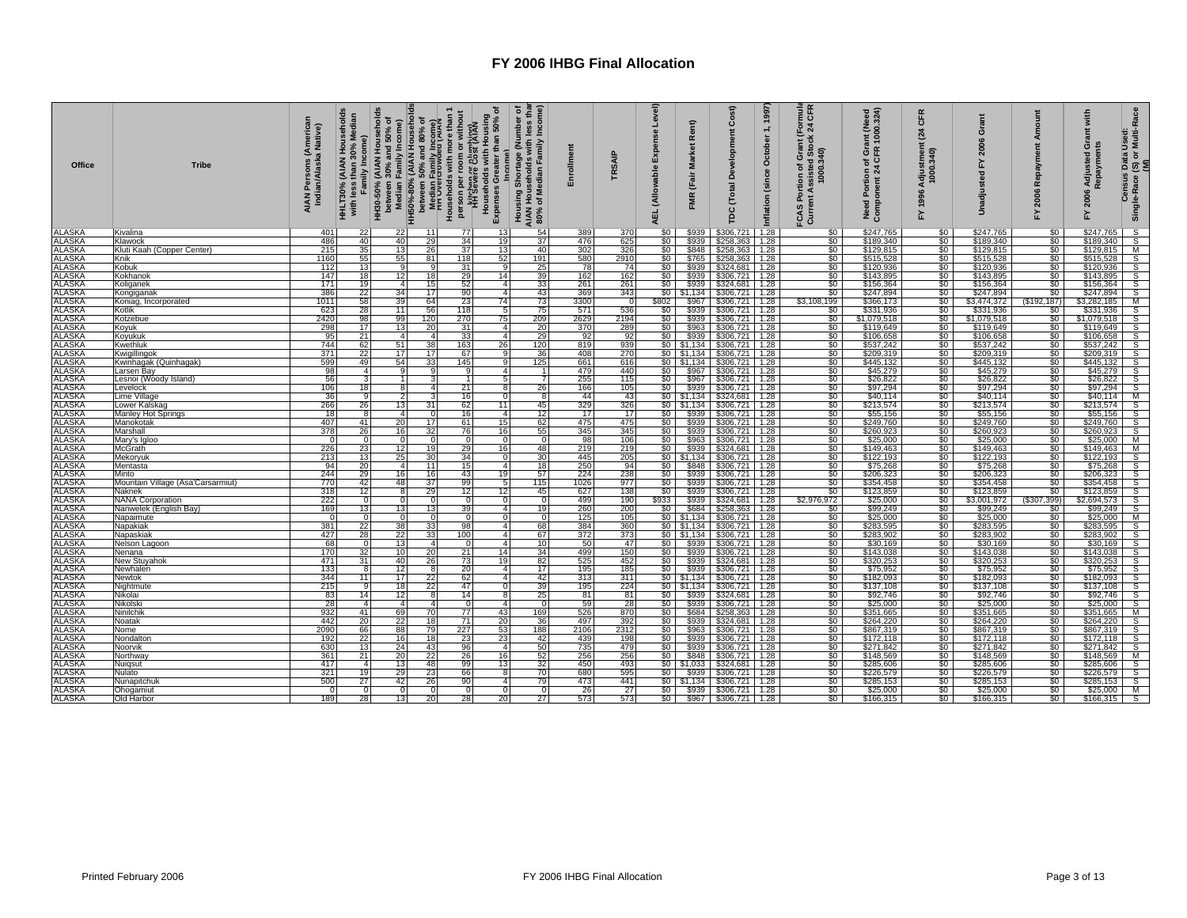# FY 2006 IHBG Final Allocation

| Office | Tribe | AIAN Persons (American Indian/Alaska Native) | HHLT30% (AIAN Households with less than 30% Median Family Income) | HH30-50% (AIAN Households between 30% and 50% of Median Family Income) | HH50%-80% (AIAN Households between 50% and 80% of Median Family Income) | HH Overcrowded (AIAN Households with more than 1 person per room or without kitchen or plumbing) | HH Severe Cost (AIAN Households with Housing Expenses Greater than 50% of Income) | Housing Shortage (Number of AIAN Households with less than 80% of Median Family Income) | Enrollment | TRSAIP | AEL (Allowable Expense Level) | FMR (Fair Market Rent) | TDC (Total Development Cost) | Inflation (since October 1, 1997) | FCAS Portion of Grant (Formula Current Assisted Stock 24 CFR 1000.340) | Need Portion of Grant (Need Component 24 CFR 1000.324) | FY 1996 Adjustment (24 CFR 1000.340) | Unadjusted FY 2006 Grant | FY 2006 Repayment Amount | FY 2006 Adjusted Grant with Repayments | Census Data Used: Single-Race (S) or Multi-Race (M) |
|---|---|---|---|---|---|---|---|---|---|---|---|---|---|---|---|---|---|---|---|---|---|
| ALASKA | Kivalina | 401 | 22 | 22 | 11 | 77 | 13 | 54 | 389 | 370 | $0 | $939 | $306,721 | 1.28 | $0 | $247,765 | $0 | $247,765 | $0 | $247,765 | S |
| ALASKA | Klawock | 486 | 40 | 40 | 29 | 34 | 19 | 37 | 476 | 625 | $0 | $939 | $258,363 | 1.28 | $0 | $189,340 | $0 | $189,340 | $0 | $189,340 | S |
| ALASKA | Kluti Kaah (Copper Center) | 215 | 35 | 13 | 26 | 37 | 13 | 40 | 302 | 326 | $0 | $848 | $258,363 | 1.28 | $0 | $129,815 | $0 | $129,815 | $0 | $129,815 | M |
| ALASKA | Knik | 1160 | 55 | 55 | 81 | 118 | 52 | 191 | 580 | 2910 | $0 | $765 | $258,363 | 1.28 | $0 | $515,528 | $0 | $515,528 | $0 | $515,528 | S |
| ALASKA | Kobuk | 112 | 13 | 9 | 9 | 31 | 9 | 25 | 78 | 74 | $0 | $939 | $324,681 | 1.28 | $0 | $120,936 | $0 | $120,936 | $0 | $120,936 | S |
| ALASKA | Kokhanok | 147 | 18 | 12 | 18 | 29 | 14 | 39 | 162 | 162 | $0 | $939 | $306,721 | 1.28 | $0 | $143,895 | $0 | $143,895 | $0 | $143,895 | S |
| ALASKA | Koliganek | 171 | 19 | 4 | 15 | 52 | 4 | 33 | 261 | 261 | $0 | $939 | $324,681 | 1.28 | $0 | $156,364 | $0 | $156,364 | $0 | $156,364 | S |
| ALASKA | Kongiganak | 386 | 22 | 34 | 17 | 90 | 4 | 43 | 369 | 343 | $0 | $1,134 | $306,721 | 1.28 | $0 | $247,894 | $0 | $247,894 | $0 | $247,894 | S |
| ALASKA | Koniag, Incorporated | 1011 | 58 | 39 | 64 | 23 | 74 | 73 | 3300 | 0 | $802 | $967 | $306,721 | 1.28 | $3,108,199 | $366,173 | $0 | $3,474,372 | ($192,187) | $3,282,185 | M |
| ALASKA | Kotlik | 623 | 28 | 11 | 56 | 118 | 5 | 75 | 571 | 536 | $0 | $939 | $306,721 | 1.28 | $0 | $331,936 | $0 | $331,936 | $0 | $331,936 | S |
| ALASKA | Kotzebue | 2420 | 98 | 99 | 120 | 270 | 75 | 209 | 2629 | 2194 | $0 | $939 | $306,721 | 1.28 | $0 | $1,079,518 | $0 | $1,079,518 | $0 | $1,079,518 | S |
| ALASKA | Koyuk | 298 | 17 | 13 | 20 | 31 | 4 | 20 | 370 | 289 | $0 | $963 | $306,721 | 1.28 | $0 | $119,649 | $0 | $119,649 | $0 | $119,649 | S |
| ALASKA | Koyukuk | 95 | 21 | 4 | 4 | 33 | 4 | 29 | 92 | 92 | $0 | $939 | $306,721 | 1.28 | $0 | $106,658 | $0 | $106,658 | $0 | $106,658 | S |
| ALASKA | Kwethluk | 744 | 62 | 51 | 38 | 163 | 26 | 120 | 819 | 939 | $0 | $1,134 | $306,721 | 1.28 | $0 | $537,242 | $0 | $537,242 | $0 | $537,242 | S |
| ALASKA | Kwigillingok | 371 | 22 | 17 | 17 | 67 | 9 | 36 | 408 | 270 | $0 | $1,134 | $306,721 | 1.28 | $0 | $209,319 | $0 | $209,319 | $0 | $209,319 | S |
| ALASKA | Kwinhagak (Quinhagak) | 599 | 49 | 54 | 33 | 145 | 9 | 125 | 661 | 616 | $0 | $1,134 | $306,721 | 1.28 | $0 | $445,132 | $0 | $445,132 | $0 | $445,132 | S |
| ALASKA | Larsen Bay | 98 | 4 | 9 | 9 | 9 | 4 | 1 | 479 | 440 | $0 | $967 | $306,721 | 1.28 | $0 | $45,279 | $0 | $45,279 | $0 | $45,279 | S |
| ALASKA | Lesnoi (Woody Island) | 56 | 3 | 1 | 3 | 1 | 5 | 7 | 255 | 115 | $0 | $967 | $306,721 | 1.28 | $0 | $26,822 | $0 | $26,822 | $0 | $26,822 | S |
| ALASKA | Levelock | 106 | 18 | 8 | 4 | 21 | 8 | 26 | 166 | 105 | $0 | $939 | $306,721 | 1.28 | $0 | $97,294 | $0 | $97,294 | $0 | $97,294 | S |
| ALASKA | Lime Village | 36 | 9 | 2 | 3 | 16 | 0 | 8 | 44 | 43 | $0 | $1,134 | $324,681 | 1.28 | $0 | $40,114 | $0 | $40,114 | $0 | $40,114 | M |
| ALASKA | Lower Kalskag | 266 | 26 | 13 | 31 | 62 | 11 | 45 | 329 | 326 | $0 | $1,134 | $306,721 | 1.28 | $0 | $213,574 | $0 | $213,574 | $0 | $213,574 | S |
| ALASKA | Manley Hot Springs | 18 | 8 | 4 | 0 | 16 | 4 | 12 | 17 | 17 | $0 | $939 | $306,721 | 1.28 | $0 | $55,156 | $0 | $55,156 | $0 | $55,156 | S |
| ALASKA | Manokotak | 407 | 41 | 20 | 17 | 61 | 15 | 62 | 475 | 475 | $0 | $939 | $306,721 | 1.28 | $0 | $249,760 | $0 | $249,760 | $0 | $249,760 | S |
| ALASKA | Marshall | 378 | 26 | 16 | 32 | 76 | 16 | 55 | 345 | 345 | $0 | $939 | $306,721 | 1.28 | $0 | $260,923 | $0 | $260,923 | $0 | $260,923 | S |
| ALASKA | Mary's Igloo | 0 | 0 | 0 | 0 | 0 | 0 | 0 | 98 | 106 | $0 | $963 | $306,721 | 1.28 | $0 | $25,000 | $0 | $25,000 | $0 | $25,000 | M |
| ALASKA | McGrath | 226 | 23 | 12 | 19 | 29 | 16 | 48 | 219 | 219 | $0 | $939 | $324,681 | 1.28 | $0 | $149,463 | $0 | $149,463 | $0 | $149,463 | M |
| ALASKA | Mekoryuk | 213 | 13 | 25 | 30 | 34 | 0 | 30 | 445 | 205 | $0 | $1,134 | $306,721 | 1.28 | $0 | $122,193 | $0 | $122,193 | $0 | $122,193 | S |
| ALASKA | Mentasta | 94 | 20 | 4 | 11 | 15 | 4 | 18 | 250 | 94 | $0 | $848 | $306,721 | 1.28 | $0 | $75,268 | $0 | $75,268 | $0 | $75,268 | S |
| ALASKA | Minto | 244 | 29 | 16 | 16 | 43 | 19 | 57 | 224 | 238 | $0 | $939 | $306,721 | 1.28 | $0 | $206,323 | $0 | $206,323 | $0 | $206,323 | S |
| ALASKA | Mountain Village (Asa'Carsarmiut) | 770 | 42 | 48 | 37 | 99 | 5 | 115 | 1026 | 977 | $0 | $939 | $306,721 | 1.28 | $0 | $354,458 | $0 | $354,458 | $0 | $354,458 | S |
| ALASKA | Naknek | 318 | 12 | 8 | 29 | 12 | 12 | 45 | 627 | 138 | $0 | $939 | $306,721 | 1.28 | $0 | $123,859 | $0 | $123,859 | $0 | $123,859 | S |
| ALASKA | NANA Corporation | 222 | 0 | 0 | 0 | 0 | 0 | 0 | 499 | 190 | $933 | $939 | $324,681 | 1.28 | $2,976,972 | $25,000 | $0 | $3,001,972 | ($307,399) | $2,694,573 | S |
| ALASKA | Nanwelek (English Bay) | 169 | 13 | 13 | 13 | 39 | 4 | 19 | 260 | 200 | $0 | $684 | $258,363 | 1.28 | $0 | $99,249 | $0 | $99,249 | $0 | $99,249 | S |
| ALASKA | Napaimute | 0 | 0 | 0 | 0 | 0 | 0 | 0 | 125 | 105 | $0 | $1,134 | $306,721 | 1.28 | $0 | $25,000 | $0 | $25,000 | $0 | $25,000 | M |
| ALASKA | Napakiak | 381 | 22 | 38 | 33 | 98 | 4 | 68 | 384 | 360 | $0 | $1,134 | $306,721 | 1.28 | $0 | $283,595 | $0 | $283,595 | $0 | $283,595 | S |
| ALASKA | Napaskiak | 427 | 28 | 22 | 33 | 100 | 4 | 67 | 372 | 373 | $0 | $1,134 | $306,721 | 1.28 | $0 | $283,902 | $0 | $283,902 | $0 | $283,902 | S |
| ALASKA | Nelson Lagoon | 68 | 0 | 13 | 4 | 0 | 4 | 10 | 50 | 47 | $0 | $939 | $306,721 | 1.28 | $0 | $30,169 | $0 | $30,169 | $0 | $30,169 | S |
| ALASKA | Nenana | 170 | 32 | 10 | 20 | 21 | 14 | 34 | 499 | 150 | $0 | $939 | $306,721 | 1.28 | $0 | $143,038 | $0 | $143,038 | $0 | $143,038 | S |
| ALASKA | New Stuyahok | 471 | 31 | 40 | 26 | 73 | 19 | 82 | 525 | 452 | $0 | $939 | $324,681 | 1.28 | $0 | $320,253 | $0 | $320,253 | $0 | $320,253 | S |
| ALASKA | Newhalen | 133 | 8 | 12 | 8 | 20 | 4 | 17 | 195 | 185 | $0 | $939 | $306,721 | 1.28 | $0 | $75,952 | $0 | $75,952 | $0 | $75,952 | S |
| ALASKA | Newtok | 344 | 11 | 17 | 22 | 62 | 4 | 42 | 313 | 311 | $0 | $1,134 | $306,721 | 1.28 | $0 | $182,093 | $0 | $182,093 | $0 | $182,093 | S |
| ALASKA | Nightmute | 215 | 9 | 18 | 22 | 47 | 0 | 39 | 195 | 224 | $0 | $1,134 | $306,721 | 1.28 | $0 | $137,108 | $0 | $137,108 | $0 | $137,108 | S |
| ALASKA | Nikolai | 83 | 14 | 12 | 8 | 14 | 8 | 25 | 81 | 81 | $0 | $939 | $324,681 | 1.28 | $0 | $92,746 | $0 | $92,746 | $0 | $92,746 | S |
| ALASKA | Nikolski | 28 | 4 | 4 | 4 | 0 | 4 | 0 | 59 | 28 | $0 | $939 | $306,721 | 1.28 | $0 | $25,000 | $0 | $25,000 | $0 | $25,000 | S |
| ALASKA | Ninilchik | 932 | 41 | 69 | 70 | 77 | 43 | 169 | 526 | 870 | $0 | $684 | $258,363 | 1.28 | $0 | $351,665 | $0 | $351,665 | $0 | $351,665 | M |
| ALASKA | Noatak | 442 | 20 | 22 | 18 | 71 | 20 | 36 | 497 | 392 | $0 | $939 | $324,681 | 1.28 | $0 | $264,220 | $0 | $264,220 | $0 | $264,220 | S |
| ALASKA | Nome | 2090 | 66 | 88 | 79 | 227 | 53 | 188 | 2106 | 2312 | $0 | $963 | $306,721 | 1.28 | $0 | $867,319 | $0 | $867,319 | $0 | $867,319 | S |
| ALASKA | Nondalton | 192 | 22 | 16 | 18 | 23 | 23 | 42 | 439 | 198 | $0 | $939 | $306,721 | 1.28 | $0 | $172,118 | $0 | $172,118 | $0 | $172,118 | S |
| ALASKA | Noorvik | 630 | 13 | 24 | 43 | 96 | 4 | 50 | 735 | 479 | $0 | $939 | $306,721 | 1.28 | $0 | $271,842 | $0 | $271,842 | $0 | $271,842 | S |
| ALASKA | Northway | 361 | 21 | 20 | 22 | 26 | 16 | 52 | 256 | 256 | $0 | $848 | $306,721 | 1.28 | $0 | $148,569 | $0 | $148,569 | $0 | $148,569 | M |
| ALASKA | Nuiqsut | 417 | 4 | 13 | 48 | 99 | 13 | 32 | 450 | 493 | $0 | $1,033 | $324,681 | 1.28 | $0 | $285,606 | $0 | $285,606 | $0 | $285,606 | S |
| ALASKA | Nulato | 321 | 19 | 29 | 23 | 66 | 8 | 70 | 680 | 595 | $0 | $939 | $306,721 | 1.28 | $0 | $226,579 | $0 | $226,579 | $0 | $226,579 | S |
| ALASKA | Nunapitchuk | 500 | 27 | 42 | 26 | 90 | 4 | 79 | 473 | 441 | $0 | $1,134 | $306,721 | 1.28 | $0 | $285,153 | $0 | $285,153 | $0 | $285,153 | S |
| ALASKA | Ohogamiut | 0 | 0 | 0 | 0 | 0 | 0 | 0 | 26 | 27 | $0 | $939 | $306,721 | 1.28 | $0 | $25,000 | $0 | $25,000 | $0 | $25,000 | M |
| ALASKA | Old Harbor | 189 | 28 | 13 | 20 | 28 | 20 | 27 | 573 | 573 | $0 | $967 | $306,721 | 1.28 | $0 | $166,315 | $0 | $166,315 | $0 | $166,315 | S |

Printed February 2006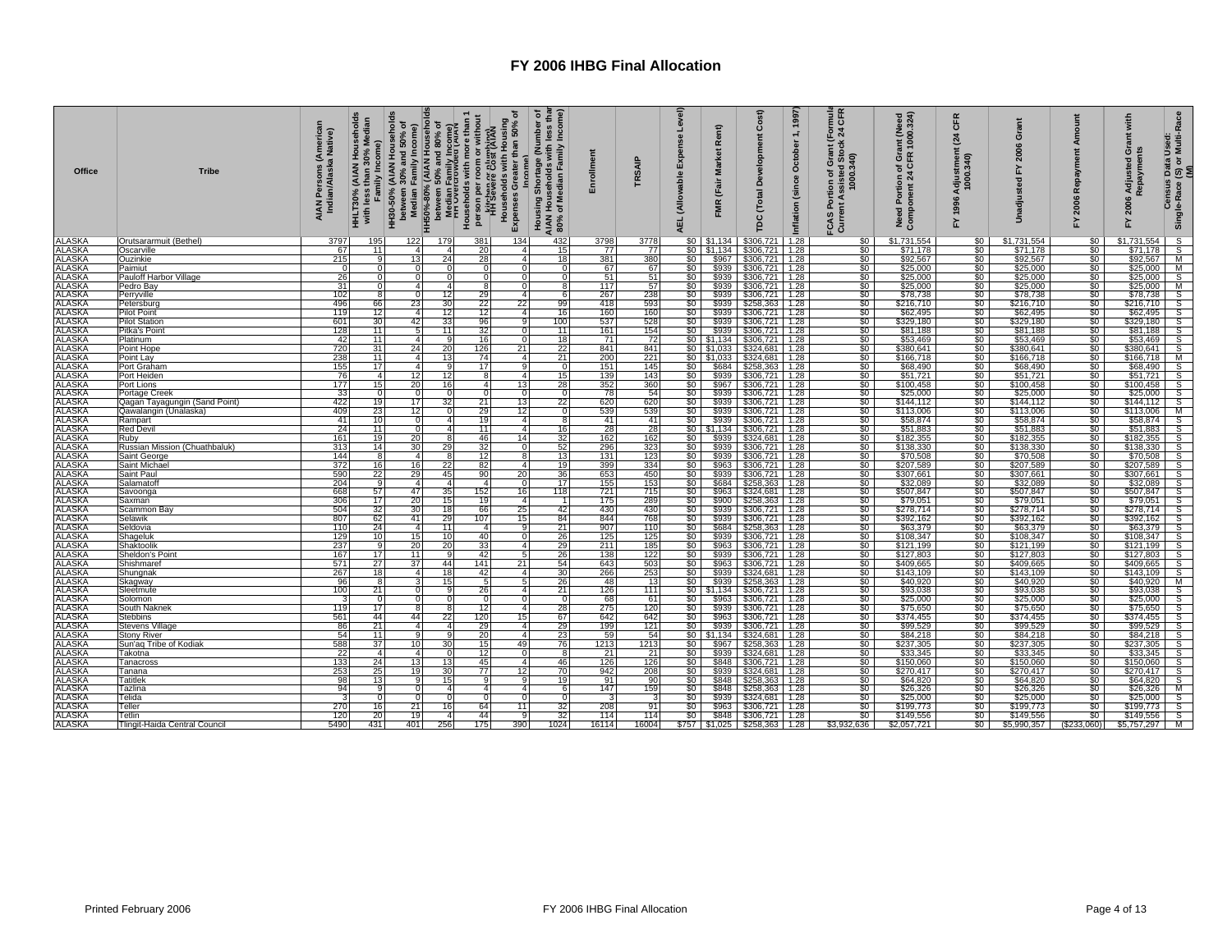# FY 2006 IHBG Final Allocation

| Office | Tribe | AIAN Persons (American Indian/Alaska Native) | HHLT30% (AIAN Households with less than 30% Median Family Income) | HH30-50% (AIAN Households between 30% and 50% of Median Family Income) | HH50%-80% (AIAN Households between 50% and 80% of Median Family Income) | HH Overcrowded (AIAN Households with more than 1 person per room or without kitchen or plumbing) | HH Severe Cost (AIAN Households with Housing Expenses Greater than 50% of Income) | Housing Shortage (Number of AIAN Households with less than 80% of Median Family Income) | Enrollment | TRSAIP | AEL (Allowable Expense Level) | FMR (Fair Market Rent) | TDC (Total Development Cost) | Inflation (since October 1, 1997) | FCAS Portion of Grant (Formula Current Assisted Stock 24 CFR 1000.340) | Need Portion of Grant (Need Component 24 CFR 1000.324) | FY 1996 Adjustment (24 CFR 1000.340) | Unadjusted FY 2006 Grant | FY 2006 Repayment Amount | FY 2006 Adjusted Grant with Repayments | Census Data Used: Single-Race (S) or Multi-Race (M) |
|---|---|---|---|---|---|---|---|---|---|---|---|---|---|---|---|---|---|---|---|---|---|
| ALASKA | Orutsararmuit (Bethel) | 3797 | 195 | 122 | 179 | 381 | 134 | 432 | 3798 | 3778 | $0 | $1,134 | $306,721 | 1.28 | $0 | $1,731,554 | $0 | $1,731,554 | $0 | $1,731,554 | S |
| ALASKA | Oscarville | 67 | 11 | 4 | 4 | 20 | 4 | 15 | 77 | 77 | $0 | $1,134 | $306,721 | 1.28 | $0 | $71,178 | $0 | $71,178 | $0 | $71,178 | S |
| ALASKA | Ouzinkie | 215 | 9 | 13 | 24 | 28 | 4 | 18 | 381 | 380 | $0 | $967 | $306,721 | 1.28 | $0 | $92,567 | $0 | $92,567 | $0 | $92,567 | M |
| ALASKA | Paimiut | 0 | 0 | 0 | 0 | 0 | 0 | 0 | 67 | 67 | $0 | $939 | $306,721 | 1.28 | $0 | $25,000 | $0 | $25,000 | $0 | $25,000 | M |
| ALASKA | Pauloff Harbor Village | 26 | 0 | 0 | 0 | 0 | 0 | 0 | 51 | 51 | $0 | $939 | $306,721 | 1.28 | $0 | $25,000 | $0 | $25,000 | $0 | $25,000 | S |
| ALASKA | Pedro Bay | 31 | 0 | 4 | 4 | 8 | 0 | 8 | 117 | 57 | $0 | $939 | $306,721 | 1.28 | $0 | $25,000 | $0 | $25,000 | $0 | $25,000 | M |
| ALASKA | Perryville | 102 | 8 | 0 | 12 | 29 | 4 | 6 | 267 | 238 | $0 | $939 | $306,721 | 1.28 | $0 | $78,738 | $0 | $78,738 | $0 | $78,738 | S |
| ALASKA | Petersburg | 496 | 66 | 23 | 30 | 22 | 22 | 99 | 418 | 593 | $0 | $939 | $258,363 | 1.28 | $0 | $216,710 | $0 | $216,710 | $0 | $216,710 | S |
| ALASKA | Pilot Point | 119 | 12 | 4 | 12 | 12 | 4 | 16 | 160 | 160 | $0 | $939 | $306,721 | 1.28 | $0 | $62,495 | $0 | $62,495 | $0 | $62,495 | S |
| ALASKA | Pilot Station | 601 | 30 | 42 | 33 | 96 | 9 | 100 | 537 | 528 | $0 | $939 | $306,721 | 1.28 | $0 | $329,180 | $0 | $329,180 | $0 | $329,180 | S |
| ALASKA | Pitka's Point | 128 | 11 | 5 | 11 | 32 | 0 | 11 | 161 | 154 | $0 | $939 | $306,721 | 1.28 | $0 | $81,188 | $0 | $81,188 | $0 | $81,188 | S |
| ALASKA | Platinum | 42 | 11 | 4 | 9 | 16 | 0 | 18 | 71 | 72 | $0 | $1,134 | $306,721 | 1.28 | $0 | $53,469 | $0 | $53,469 | $0 | $53,469 | S |
| ALASKA | Point Hope | 720 | 31 | 24 | 20 | 126 | 21 | 22 | 841 | 841 | $0 | $1,033 | $324,681 | 1.28 | $0 | $380,641 | $0 | $380,641 | $0 | $380,641 | S |
| ALASKA | Point Lay | 238 | 11 | 4 | 13 | 74 | 4 | 21 | 200 | 221 | $0 | $1,033 | $324,681 | 1.28 | $0 | $166,718 | $0 | $166,718 | $0 | $166,718 | M |
| ALASKA | Port Graham | 155 | 17 | 4 | 9 | 17 | 9 | 0 | 151 | 145 | $0 | $684 | $258,363 | 1.28 | $0 | $68,490 | $0 | $68,490 | $0 | $68,490 | S |
| ALASKA | Port Heiden | 76 | 4 | 12 | 12 | 8 | 4 | 15 | 139 | 143 | $0 | $939 | $306,721 | 1.28 | $0 | $51,721 | $0 | $51,721 | $0 | $51,721 | S |
| ALASKA | Port Lions | 177 | 15 | 20 | 16 | 4 | 13 | 28 | 352 | 360 | $0 | $967 | $306,721 | 1.28 | $0 | $100,458 | $0 | $100,458 | $0 | $100,458 | S |
| ALASKA | Portage Creek | 33 | 0 | 0 | 0 | 0 | 0 | 0 | 78 | 54 | $0 | $939 | $306,721 | 1.28 | $0 | $25,000 | $0 | $25,000 | $0 | $25,000 | S |
| ALASKA | Qagan Tayagungin (Sand Point) | 422 | 19 | 17 | 32 | 21 | 13 | 22 | 620 | 620 | $0 | $939 | $306,721 | 1.28 | $0 | $144,112 | $0 | $144,112 | $0 | $144,112 | S |
| ALASKA | Qawalangin (Unalaska) | 409 | 23 | 12 | 0 | 29 | 12 | 0 | 539 | 539 | $0 | $939 | $306,721 | 1.28 | $0 | $113,006 | $0 | $113,006 | $0 | $113,006 | M |
| ALASKA | Rampart | 41 | 10 | 0 | 4 | 19 | 4 | 8 | 41 | 41 | $0 | $939 | $306,721 | 1.28 | $0 | $58,874 | $0 | $58,874 | $0 | $58,874 | S |
| ALASKA | Red Devil | 24 | 11 | 0 | 4 | 11 | 4 | 16 | 28 | 28 | $0 | $1,134 | $306,721 | 1.28 | $0 | $51,883 | $0 | $51,883 | $0 | $51,883 | S |
| ALASKA | Ruby | 161 | 19 | 20 | 8 | 46 | 14 | 32 | 162 | 162 | $0 | $939 | $324,681 | 1.28 | $0 | $182,355 | $0 | $182,355 | $0 | $182,355 | S |
| ALASKA | Russian Mission (Chuathbaluk) | 313 | 14 | 30 | 29 | 32 | 0 | 52 | 296 | 323 | $0 | $939 | $306,721 | 1.28 | $0 | $138,330 | $0 | $138,330 | $0 | $138,330 | S |
| ALASKA | Saint George | 144 | 8 | 4 | 8 | 12 | 8 | 13 | 131 | 123 | $0 | $939 | $306,721 | 1.28 | $0 | $70,508 | $0 | $70,508 | $0 | $70,508 | S |
| ALASKA | Saint Michael | 372 | 16 | 16 | 22 | 82 | 4 | 19 | 399 | 334 | $0 | $963 | $306,721 | 1.28 | $0 | $207,589 | $0 | $207,589 | $0 | $207,589 | S |
| ALASKA | Saint Paul | 590 | 22 | 29 | 45 | 90 | 20 | 36 | 653 | 450 | $0 | $939 | $306,721 | 1.28 | $0 | $307,661 | $0 | $307,661 | $0 | $307,661 | S |
| ALASKA | Salamatoff | 204 | 9 | 4 | 4 | 4 | 0 | 17 | 155 | 153 | $0 | $684 | $258,363 | 1.28 | $0 | $32,089 | $0 | $32,089 | $0 | $32,089 | S |
| ALASKA | Savoonga | 668 | 57 | 47 | 35 | 152 | 16 | 118 | 721 | 715 | $0 | $963 | $324,681 | 1.28 | $0 | $507,847 | $0 | $507,847 | $0 | $507,847 | S |
| ALASKA | Saxman | 306 | 17 | 20 | 15 | 19 | 4 | 1 | 175 | 289 | $0 | $900 | $258,363 | 1.28 | $0 | $79,051 | $0 | $79,051 | $0 | $79,051 | S |
| ALASKA | Scammon Bay | 504 | 32 | 30 | 18 | 66 | 25 | 42 | 430 | 430 | $0 | $939 | $306,721 | 1.28 | $0 | $278,714 | $0 | $278,714 | $0 | $278,714 | S |
| ALASKA | Selawik | 807 | 62 | 41 | 29 | 107 | 15 | 84 | 844 | 768 | $0 | $939 | $306,721 | 1.28 | $0 | $392,162 | $0 | $392,162 | $0 | $392,162 | S |
| ALASKA | Seldovia | 110 | 24 | 4 | 11 | 4 | 9 | 21 | 907 | 110 | $0 | $684 | $258,363 | 1.28 | $0 | $63,379 | $0 | $63,379 | $0 | $63,379 | S |
| ALASKA | Shageluk | 129 | 10 | 15 | 10 | 40 | 0 | 26 | 125 | 125 | $0 | $939 | $306,721 | 1.28 | $0 | $108,347 | $0 | $108,347 | $0 | $108,347 | S |
| ALASKA | Shaktoolik | 237 | 9 | 20 | 20 | 33 | 4 | 29 | 211 | 185 | $0 | $963 | $306,721 | 1.28 | $0 | $121,199 | $0 | $121,199 | $0 | $121,199 | S |
| ALASKA | Sheldon's Point | 167 | 17 | 11 | 9 | 42 | 5 | 26 | 138 | 122 | $0 | $939 | $306,721 | 1.28 | $0 | $127,803 | $0 | $127,803 | $0 | $127,803 | S |
| ALASKA | Shishmaref | 571 | 27 | 37 | 44 | 141 | 21 | 54 | 643 | 503 | $0 | $963 | $306,721 | 1.28 | $0 | $409,665 | $0 | $409,665 | $0 | $409,665 | S |
| ALASKA | Shungnak | 267 | 18 | 4 | 18 | 42 | 4 | 30 | 266 | 253 | $0 | $939 | $324,681 | 1.28 | $0 | $143,109 | $0 | $143,109 | $0 | $143,109 | S |
| ALASKA | Skagway | 96 | 8 | 3 | 15 | 5 | 5 | 26 | 48 | 13 | $0 | $939 | $258,363 | 1.28 | $0 | $40,920 | $0 | $40,920 | $0 | $40,920 | M |
| ALASKA | Sleetmute | 100 | 21 | 0 | 9 | 26 | 4 | 21 | 126 | 111 | $0 | $1,134 | $306,721 | 1.28 | $0 | $93,038 | $0 | $93,038 | $0 | $93,038 | S |
| ALASKA | Solomon | 3 | 0 | 0 | 0 | 0 | 0 | 0 | 68 | 61 | $0 | $963 | $306,721 | 1.28 | $0 | $25,000 | $0 | $25,000 | $0 | $25,000 | S |
| ALASKA | South Naknek | 119 | 17 | 8 | 8 | 12 | 4 | 28 | 275 | 120 | $0 | $939 | $306,721 | 1.28 | $0 | $75,650 | $0 | $75,650 | $0 | $75,650 | S |
| ALASKA | Stebbins | 561 | 44 | 44 | 22 | 120 | 15 | 67 | 642 | 642 | $0 | $963 | $306,721 | 1.28 | $0 | $374,455 | $0 | $374,455 | $0 | $374,455 | S |
| ALASKA | Stevens Village | 86 | 21 | 4 | 4 | 29 | 4 | 29 | 199 | 121 | $0 | $939 | $306,721 | 1.28 | $0 | $99,529 | $0 | $99,529 | $0 | $99,529 | S |
| ALASKA | Stony River | 54 | 11 | 9 | 9 | 20 | 4 | 23 | 59 | 54 | $0 | $1,134 | $324,681 | 1.28 | $0 | $84,218 | $0 | $84,218 | $0 | $84,218 | S |
| ALASKA | Sun'aq Tribe of Kodiak | 588 | 37 | 10 | 30 | 15 | 49 | 76 | 1213 | 1213 | $0 | $967 | $258,363 | 1.28 | $0 | $237,305 | $0 | $237,305 | $0 | $237,305 | S |
| ALASKA | Takotna | 22 | 4 | 4 | 0 | 12 | 0 | 8 | 21 | 21 | $0 | $939 | $324,681 | 1.28 | $0 | $33,345 | $0 | $33,345 | $0 | $33,345 | S |
| ALASKA | Tanacross | 133 | 24 | 13 | 13 | 45 | 4 | 46 | 126 | 126 | $0 | $848 | $306,721 | 1.28 | $0 | $150,060 | $0 | $150,060 | $0 | $150,060 | S |
| ALASKA | Tanana | 253 | 25 | 19 | 30 | 77 | 12 | 70 | 942 | 208 | $0 | $939 | $324,681 | 1.28 | $0 | $270,417 | $0 | $270,417 | $0 | $270,417 | S |
| ALASKA | Tatitlek | 98 | 13 | 9 | 15 | 9 | 9 | 19 | 91 | 90 | $0 | $848 | $258,363 | 1.28 | $0 | $64,820 | $0 | $64,820 | $0 | $64,820 | S |
| ALASKA | Tazlina | 94 | 9 | 0 | 4 | 4 | 4 | 6 | 147 | 159 | $0 | $848 | $258,363 | 1.28 | $0 | $26,326 | $0 | $26,326 | $0 | $26,326 | M |
| ALASKA | Telida | 3 | 0 | 0 | 0 | 0 | 0 | 0 | 3 | 3 | $0 | $939 | $324,681 | 1.28 | $0 | $25,000 | $0 | $25,000 | $0 | $25,000 | S |
| ALASKA | Teller | 270 | 16 | 21 | 16 | 64 | 11 | 32 | 208 | 91 | $0 | $963 | $306,721 | 1.28 | $0 | $199,773 | $0 | $199,773 | $0 | $199,773 | S |
| ALASKA | Tetlin | 120 | 20 | 19 | 4 | 44 | 9 | 32 | 114 | 114 | $0 | $848 | $306,721 | 1.28 | $0 | $149,556 | $0 | $149,556 | $0 | $149,556 | S |
| ALASKA | Tlingit-Haida Central Council | 5490 | 431 | 401 | 256 | 175 | 390 | 1024 | 16114 | 16004 | $757 | $1,025 | $258,363 | 1.28 | $3,932,636 | $2,057,721 | $0 | $5,990,357 | ($233,060) | $5,757,297 | M |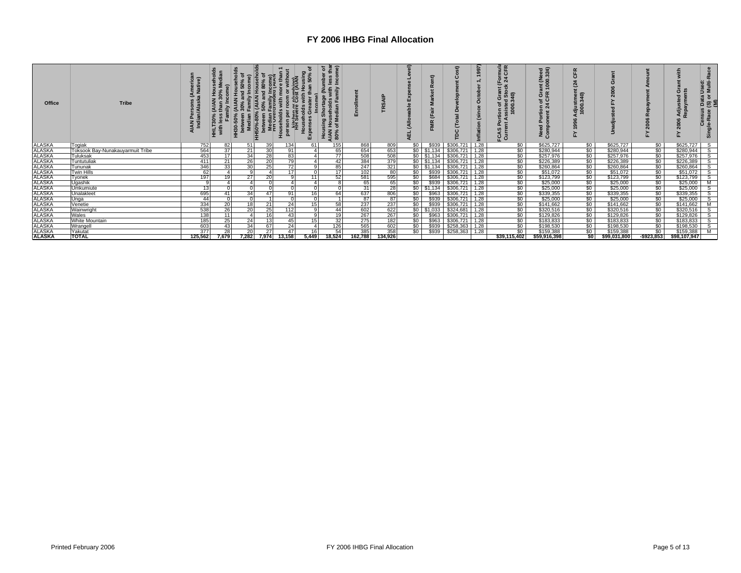# FY 2006 IHBG Final Allocation

| Office | Tribe | AIAN Persons (American Indian/Alaska Native) | HHLT30% (AIAN Households with less than 30% Median Family Income) | HH30-50% (AIAN Households between 30% and 50% of Median Family Income) | HH50%-80% (AIAN Households between 50% and 80% of Median Family Income) | HH Overcrowded (AIAN Households with more than 1 person per room or without kitchen or plumbing) | HH Severe Cost (AIAN Households with Housing Expenses Greater than 50% of Income) | Housing Shortage (Number of AIAN Households with less than 80% of Median Family Income) | Enrollment | TRSAIP | AEL (Allowable Expense Level) | FMR (Fair Market Rent) | TDC (Total Development Cost) | Inflation (since October 1, 1997) | FCAS Portion of Grant (Formula Current Assisted Stock 24 CFR 1000.340) | Need Portion of Grant (Need Component 24 CFR 1000.324) | FY 1996 Adjustment (24 CFR 1000.340) | Unadjusted FY 2006 Grant | FY 2006 Repayment Amount | FY 2006 Adjusted Grant with Repayments | Census Data Used: Single-Race (S) or Multi-Race (M) |
|---|---|---|---|---|---|---|---|---|---|---|---|---|---|---|---|---|---|---|---|---|---|
| ALASKA | Togiak | 752 | 82 | 51 | 39 | 134 | 61 | 155 | 868 | 809 | $0 | $939 | $306,721 | 1.28 | $0 | $625,727 | $0 | $625,727 | $0 | $625,727 | S |
| ALASKA | Toksook Bay-Nunakauyarmuit Tribe | 564 | 37 | 21 | 30 | 91 | 4 | 65 | 654 | 653 | $0 | $1,134 | $306,721 | 1.28 | $0 | $280,944 | $0 | $280,944 | $0 | $280,944 | S |
| ALASKA | Tuluksak | 453 | 17 | 34 | 28 | 83 | 4 | 77 | 508 | 508 | $0 | $1,134 | $306,721 | 1.28 | $0 | $257,976 | $0 | $257,976 | $0 | $257,976 | S |
| ALASKA | Tuntutuliak | 411 | 21 | 26 | 20 | 79 | 4 | 42 | 384 | 379 | $0 | $1,134 | $306,721 | 1.28 | $0 | $226,389 | $0 | $226,389 | $0 | $226,389 | S |
| ALASKA | Tununak | 346 | 33 | 30 | 25 | 72 | 9 | 85 | 247 | 321 | $0 | $1,134 | $306,721 | 1.28 | $0 | $260,864 | $0 | $260,864 | $0 | $260,864 | S |
| ALASKA | Twin Hills | 62 | 4 | 9 | 4 | 17 | 0 | 17 | 102 | 80 | $0 | $939 | $306,721 | 1.28 | $0 | $51,072 | $0 | $51,072 | $0 | $51,072 | S |
| ALASKA | Tyonek | 197 | 19 | 27 | 20 | 9 | 11 | 52 | 581 | 595 | $0 | $684 | $306,721 | 1.28 | $0 | $123,799 | $0 | $123,799 | $0 | $123,799 | S |
| ALASKA | Ugashik | 9 | 4 | 4 | 0 | 4 | 4 | 8 | 65 | 65 | $0 | $939 | $306,721 | 1.28 | $0 | $25,000 | $0 | $25,000 | $0 | $25,000 | M |
| ALASKA | Umkumiute | 13 | 0 | 0 | 0 | 0 | 0 | 0 | 31 | 28 | $0 | $1,134 | $306,721 | 1.28 | $0 | $25,000 | $0 | $25,000 | $0 | $25,000 | S |
| ALASKA | Unalakleet | 695 | 41 | 34 | 47 | 91 | 16 | 64 | 637 | 806 | $0 | $963 | $306,721 | 1.28 | $0 | $339,355 | $0 | $339,355 | $0 | $339,355 | S |
| ALASKA | Unga | 44 | 0 | 0 | 1 | 0 | 0 | 1 | 87 | 87 | $0 | $939 | $306,721 | 1.28 | $0 | $25,000 | $0 | $25,000 | $0 | $25,000 | S |
| ALASKA | Venetie | 334 | 20 | 18 | 21 | 24 | 15 | 58 | 237 | 237 | $0 | $939 | $306,721 | 1.28 | $0 | $141,662 | $0 | $141,662 | $0 | $141,662 | M |
| ALASKA | Wainwright | 538 | 26 | 20 | 25 | 112 | 9 | 44 | 602 | 622 | $0 | $1,033 | $324,681 | 1.28 | $0 | $320,516 | $0 | $320,516 | $0 | $320,516 | S |
| ALASKA | Wales | 138 | 11 | 4 | 16 | 43 | 9 | 19 | 267 | 267 | $0 | $963 | $306,721 | 1.28 | $0 | $129,826 | $0 | $129,826 | $0 | $129,826 | S |
| ALASKA | White Mountain | 185 | 25 | 24 | 13 | 45 | 15 | 32 | 275 | 182 | $0 | $963 | $306,721 | 1.28 | $0 | $183,833 | $0 | $183,833 | $0 | $183,833 | S |
| ALASKA | Wrangell | 603 | 43 | 34 | 67 | 24 | 4 | 126 | 565 | 602 | $0 | $939 | $258,363 | 1.28 | $0 | $198,530 | $0 | $198,530 | $0 | $198,530 | S |
| ALASKA | Yakutat | 377 | 28 | 20 | 27 | 47 | 16 | 54 | 385 | 358 | $0 | $939 | $258,363 | 1.28 | $0 | $159,388 | $0 | $159,388 | $0 | $159,388 | M |
| **ALASKA** | **TOTAL** | **125,562** | **7,679** | **7,282** | **7,974** | **13,158** | **5,449** | **18,524** | **162,788** | **134,926** | | | | | **$39,115,402** | **$59,916,398** | **$0** | **$99,031,800** | **-$923,853** | **$98,107,947** | |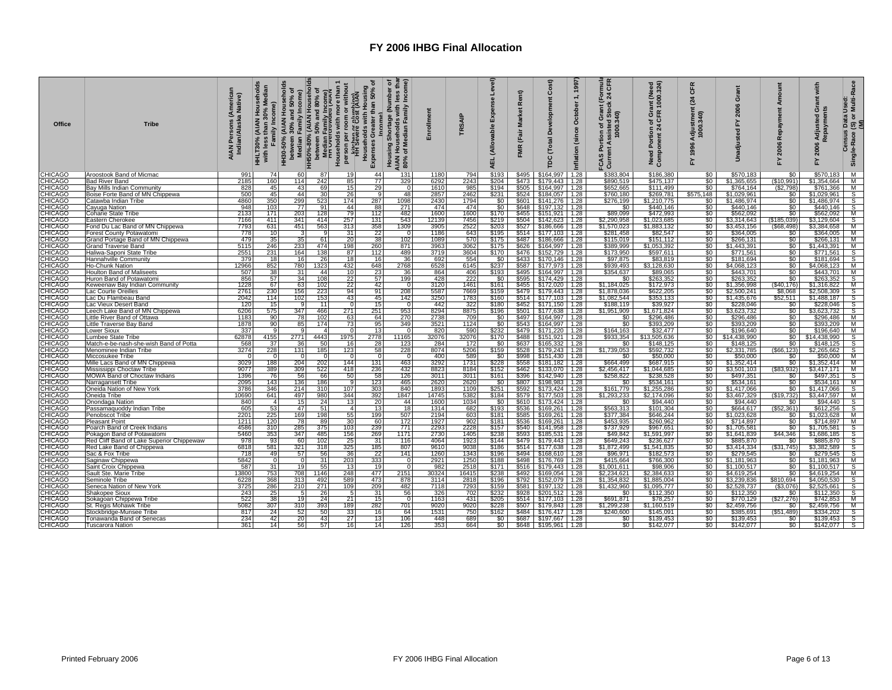# FY 2006 IHBG Final Allocation

| Office | Tribe | AIAN Persons (American Indian/Alaska Native) | HHLT30% (AIAN Households with less than 30% Median Family Income) | HH30-50% (AIAN Households between 30% and 50% of Median Family Income) | HH50%-80% (AIAN Households between 50% and 80% of Median Family Income) | HH Overcrowded (AIAN Households with more than 1 person per room or without kitchen or plumbing) | HH Severe Cost (AIAN Households with Housing Expenses Greater than 50% of Income) | Housing Shortage (Number of AIAN Households with less than 80% of Median Family Income) | Enrollment | TRSAIP | AEL (Allowable Expense Level) | FMR (Fair Market Rent) | TDC (Total Development Cost) | Inflation (since October 1, 1997) | FCAS Portion of Grant (Formula Current Assisted Stock 24 CFR 1000.340) | Need Portion of Grant (Need Component 24 CFR 1000.324) | FY 1996 Adjustment (24 CFR 1000.340) | Unadjusted FY 2006 Grant | FY 2006 Repayment Amount | FY 2006 Adjusted Grant with Repayments | Census Data Used: Single-Race (S) or Multi-Race (M) |
|---|---|---|---|---|---|---|---|---|---|---|---|---|---|---|---|---|---|---|---|---|---|
| CHICAGO | Aroostook Band of Micmac | 991 | 74 | 60 | 87 | 19 | 44 | 131 | 1180 | 794 | $193 | $495 | $164,997 | 1.28 | $383,804 | $186,380 | $0 | $570,183 | $0 | $570,183 | M |
| CHICAGO | Bad River Band | 2185 | 160 | 114 | 242 | 85 | 77 | 329 | 6292 | 2243 | $204 | $473 | $179,443 | 1.28 | $890,519 | $475,137 | $0 | $1,365,655 | ($10,991) | $1,354,664 | M |
| CHICAGO | Bay Mills Indian Community | 828 | 45 | 43 | 69 | 15 | 29 | 0 | 1610 | 985 | $194 | $505 | $164,997 | 1.28 | $652,665 | $111,499 | $0 | $764,164 | ($2,798) | $761,366 | M |
| CHICAGO | Boise Forte Band of MN Chippewa | 500 | 45 | 44 | 30 | 26 | 9 | 48 | 2857 | 2462 | $231 | $524 | $184,057 | 1.28 | $760,180 | $269,781 | $575,148 | $1,029,961 | $0 | $1,029,961 | S |
| CHICAGO | Catawba Indian Tribe | 4860 | 350 | 299 | 523 | 174 | 287 | 1098 | 2430 | 1794 | $0 | $601 | $141,276 | 1.28 | $276,199 | $1,210,775 | $0 | $1,486,974 | $0 | $1,486,974 | S |
| CHICAGO | Cayuga Nation | 948 | 103 | 77 | 91 | 44 | 88 | 271 | 474 | 474 | $0 | $648 | $197,132 | 1.28 | $0 | $440,146 | $0 | $440,146 | $0 | $440,146 | S |
| CHICAGO | Coharie State Tribe | 2133 | 171 | 203 | 128 | 79 | 112 | 482 | 1600 | 1600 | $170 | $455 | $151,921 | 1.28 | $89,099 | $472,993 | $0 | $562,092 | $0 | $562,092 | M |
| CHICAGO | Eastern Cherokee | 7166 | 411 | 341 | 414 | 257 | 131 | 543 | 12139 | 7456 | $219 | $504 | $142,623 | 1.28 | $2,290,958 | $1,023,685 | $0 | $3,314,643 | ($185,039) | $3,129,604 | S |
| CHICAGO | Fond Du Lac Band of MN Chippewa | 7793 | 631 | 451 | 563 | 313 | 358 | 1309 | 3905 | 2522 | $203 | $527 | $186,666 | 1.28 | $1,570,023 | $1,883,132 | $0 | $3,453,156 | ($68,498) | $3,384,658 | M |
| CHICAGO | Forest County Potawatomi | 779 | 10 | 3 | 9 | 31 | 22 | 0 | 1186 | 643 | $195 | $514 | $177,103 | 1.28 | $281,458 | $82,547 | $0 | $364,005 | $0 | $364,005 | M |
| CHICAGO | Grand Portage Band of MN Chippewa | 479 | 35 | 35 | 61 | 20 | 38 | 102 | 1089 | 570 | $175 | $487 | $186,666 | 1.28 | $115,019 | $151,112 | $0 | $266,131 | $0 | $266,131 | M |
| CHICAGO | Grand Traverse Band | 5115 | 246 | 233 | 474 | 198 | 260 | 871 | 3963 | 3062 | $175 | $626 | $164,997 | 1.28 | $389,999 | $1,053,392 | $0 | $1,443,391 | $0 | $1,443,391 | M |
| CHICAGO | Haliwa-Saponi State Tribe | 2551 | 231 | 164 | 138 | 87 | 112 | 489 | 3719 | 3604 | $170 | $476 | $152,729 | 1.28 | $173,950 | $597,611 | $0 | $771,561 | $0 | $771,561 | S |
| CHICAGO | Hannahville Community | 379 | 18 | 16 | 26 | 18 | 16 | 36 | 692 | 554 | $0 | $433 | $170,146 | 1.28 | $97,875 | $83,819 | $0 | $181,694 | $0 | $181,694 | S |
| CHICAGO | Ho-Chunk Nation | 12966 | 852 | 780 | 1323 | 432 | 648 | 2768 | 6528 | 6145 | $237 | $587 | $177,973 | 1.28 | $939,493 | $3,128,630 | $0 | $4,068,123 | $0 | $4,068,123 | M |
| CHICAGO | Houlton Band of Maliseets | 507 | 38 | 31 | 44 | 10 | 23 | 36 | 864 | 406 | $193 | $495 | $164,997 | 1.28 | $354,637 | $89,065 | $0 | $443,701 | $0 | $443,701 | M |
| CHICAGO | Huron Band of Potawatomi | 856 | 57 | 34 | 108 | 22 | 57 | 199 | 428 | 222 | $0 | $595 | $174,429 | 1.28 | $0 | $263,352 | $0 | $263,352 | $0 | $263,352 | S |
| CHICAGO | Keweenaw Bay Indian Community | 1228 | 67 | 63 | 102 | 22 | 42 | 0 | 3120 | 1461 | $161 | $455 | $172,020 | 1.28 | $1,184,025 | $172,973 | $0 | $1,356,998 | ($40,176) | $1,316,822 | M |
| CHICAGO | Lac Courte Oreilles | 2761 | 230 | 156 | 223 | 94 | 91 | 208 | 5587 | 7669 | $159 | $479 | $179,443 | 1.28 | $1,878,036 | $622,205 | $0 | $2,500,241 | $8,068 | $2,508,309 | S |
| CHICAGO | Lac Du Flambeau Band | 2042 | 114 | 102 | 153 | 43 | 45 | 142 | 3250 | 1783 | $160 | $514 | $177,103 | 1.28 | $1,082,544 | $353,133 | $0 | $1,435,676 | $52,511 | $1,488,187 | S |
| CHICAGO | Lac Vieux Desert Band | 120 | 15 | 9 | 11 | 0 | 15 | 0 | 442 | 322 | $180 | $452 | $171,150 | 1.28 | $188,119 | $39,927 | $0 | $228,046 | $0 | $228,046 | S |
| CHICAGO | Leech Lake Band of MN Chippewa | 6206 | 575 | 347 | 466 | 271 | 251 | 953 | 8294 | 8875 | $196 | $501 | $177,638 | 1.28 | $1,951,909 | $1,671,824 | $0 | $3,623,732 | $0 | $3,623,732 | S |
| CHICAGO | Little River Band of Ottawa | 1183 | 90 | 78 | 102 | 63 | 64 | 270 | 2738 | 709 | $0 | $497 | $164,997 | 1.28 | $0 | $296,486 | $0 | $296,486 | $0 | $296,486 | M |
| CHICAGO | Little Traverse Bay Band | 1878 | 90 | 85 | 174 | 73 | 95 | 349 | 3521 | 1124 | $0 | $543 | $164,997 | 1.28 | $0 | $393,209 | $0 | $393,209 | $0 | $393,209 | M |
| CHICAGO | Lower Sioux | 337 | 9 | 9 | 4 | 0 | 13 | 0 | 820 | 590 | $232 | $479 | $171,220 | 1.28 | $164,163 | $32,477 | $0 | $196,640 | $0 | $196,640 | M |
| CHICAGO | Lumbee State Tribe | 62878 | 4155 | 2771 | 4443 | 1975 | 2778 | 11165 | 32076 | 32076 | $170 | $488 | $151,921 | 1.28 | $933,354 | $13,505,636 | $0 | $14,438,990 | $0 | $14,438,990 | S |
| CHICAGO | Match-e-be-nash-she-wish Band of Potta | 568 | 37 | 36 | 50 | 16 | 28 | 123 | 284 | 172 | $0 | $637 | $165,332 | 1.28 | $0 | $148,125 | $0 | $148,125 | $0 | $148,125 | S |
| CHICAGO | Menominee Indian Tribe | 3274 | 228 | 131 | 185 | 123 | 58 | 228 | 8074 | 5206 | $159 | $528 | $179,243 | 1.28 | $1,739,053 | $592,732 | $0 | $2,331,785 | ($66,123) | $2,265,662 | S |
| CHICAGO | Miccosukee Tribe | 0 | 0 | 0 | 0 | 0 | 0 | 0 | 400 | 589 | $0 | $998 | $151,430 | 1.28 | $0 | $50,000 | $0 | $50,000 | $0 | $50,000 | M |
| CHICAGO | Mille Lacs Band of MN Chippewa | 3029 | 188 | 204 | 202 | 144 | 131 | 463 | 3292 | 1731 | $228 | $558 | $181,182 | 1.28 | $664,499 | $687,915 | $0 | $1,352,414 | $0 | $1,352,414 | M |
| CHICAGO | Mississippi Choctaw Tribe | 9077 | 389 | 309 | 522 | 418 | 236 | 432 | 8823 | 8184 | $152 | $462 | $133,070 | 1.28 | $2,456,417 | $1,044,685 | $0 | $3,501,103 | ($83,932) | $3,417,171 | M |
| CHICAGO | MOWA Band of Choctaw Indians | 1396 | 76 | 56 | 66 | 50 | 58 | 126 | 3011 | 3011 | $161 | $396 | $142,940 | 1.28 | $258,822 | $238,528 | $0 | $497,351 | $0 | $497,351 | S |
| CHICAGO | Narragansett Tribe | 2095 | 143 | 136 | 186 | 9 | 123 | 465 | 2620 | 2620 | $0 | $807 | $198,983 | 1.28 | $0 | $534,161 | $0 | $534,161 | $0 | $534,161 | M |
| CHICAGO | Oneida Nation of New York | 3786 | 346 | 214 | 310 | 107 | 303 | 840 | 1893 | 1109 | $251 | $592 | $173,424 | 1.28 | $161,779 | $1,255,286 | $0 | $1,417,066 | $0 | $1,417,066 | S |
| CHICAGO | Oneida Tribe | 10690 | 641 | 497 | 980 | 344 | 392 | 1847 | 14745 | 5382 | $184 | $579 | $177,503 | 1.28 | $1,293,233 | $2,174,096 | $0 | $3,467,329 | ($19,732) | $3,447,597 | M |
| CHICAGO | Onondaga Nation | 840 | 4 | 15 | 24 | 13 | 20 | 44 | 1600 | 1034 | $0 | $610 | $173,424 | 1.28 | $0 | $94,440 | $0 | $94,440 | $0 | $94,440 | S |
| CHICAGO | Passamaquoddy Indian Tribe | 605 | 53 | 47 | 51 | 4 | 13 | 18 | 1314 | 682 | $193 | $536 | $169,261 | 1.28 | $563,313 | $101,304 | $0 | $664,617 | ($52,361) | $612,256 | S |
| CHICAGO | Penobscot Tribe | 2201 | 225 | 169 | 198 | 55 | 199 | 507 | 2194 | 603 | $181 | $585 | $169,261 | 1.28 | $377,384 | $646,244 | $0 | $1,023,628 | $0 | $1,023,628 | M |
| CHICAGO | Pleasant Point | 1211 | 120 | 78 | 89 | 30 | 60 | 172 | 1927 | 902 | $181 | $536 | $169,261 | 1.28 | $453,935 | $260,962 | $0 | $714,897 | $0 | $714,897 | M |
| CHICAGO | Poarch Band of Creek Indians | 4586 | 310 | 285 | 375 | 103 | 239 | 771 | 2293 | 2228 | $157 | $540 | $141,958 | 1.28 | $737,929 | $967,651 | $0 | $1,705,581 | $0 | $1,705,581 | S |
| CHICAGO | Pokagon Band of Potawatomi | 5460 | 353 | 347 | 485 | 156 | 269 | 1171 | 2730 | 1405 | $238 | $593 | $185,531 | 1.28 | $49,842 | $1,591,997 | $0 | $1,641,839 | $44,346 | $1,686,185 | S |
| CHICAGO | Red Cliff Band of Lake Superior Chippewaw | 978 | 93 | 60 | 102 | 25 | 31 | 116 | 4064 | 1923 | $144 | $479 | $179,443 | 1.28 | $649,243 | $236,627 | $0 | $885,870 | $0 | $885,870 | S |
| CHICAGO | Red Lake Band of Chippewa | 6818 | 581 | 321 | 318 | 325 | 185 | 807 | 9610 | 9038 | $186 | $514 | $177,638 | 1.28 | $1,872,499 | $1,541,835 | $0 | $3,414,334 | ($31,745) | $3,382,589 | S |
| CHICAGO | Sac & Fox Tribe | 718 | 49 | 57 | 56 | 36 | 22 | 141 | 1260 | 1343 | $196 | $494 | $168,610 | 1.28 | $96,971 | $182,573 | $0 | $279,545 | $0 | $279,545 | S |
| CHICAGO | Saginaw Chippewa | 5842 | 0 | 0 | 31 | 203 | 333 | 0 | 2921 | 1250 | $188 | $498 | $176,769 | 1.28 | $415,664 | $766,300 | $0 | $1,181,963 | $0 | $1,181,963 | M |
| CHICAGO | Saint Croix Chippewa | 587 | 31 | 19 | 55 | 13 | 19 | 0 | 982 | 2518 | $171 | $516 | $179,443 | 1.28 | $1,001,611 | $98,906 | $0 | $1,100,517 | $0 | $1,100,517 | S |
| CHICAGO | Sault Ste. Marie Tribe | 13800 | 753 | 708 | 1146 | 248 | 477 | 2151 | 30324 | 16415 | $238 | $492 | $169,054 | 1.28 | $2,234,621 | $2,384,633 | $0 | $4,619,254 | $0 | $4,619,254 | M |
| CHICAGO | Seminole Tribe | 6228 | 368 | 313 | 492 | 589 | 473 | 878 | 3114 | 2818 | $196 | $792 | $152,079 | 1.28 | $1,354,832 | $1,885,004 | $0 | $3,239,836 | $810,694 | $4,050,530 | S |
| CHICAGO | Seneca Nation of New York | 3725 | 286 | 210 | 271 | 109 | 209 | 482 | 7118 | 7293 | $159 | $581 | $197,132 | 1.28 | $1,432,960 | $1,095,777 | $0 | $2,528,737 | ($3,076) | $2,525,661 | S |
| CHICAGO | Shakopee Sioux | 243 | 25 | 5 | 26 | 5 | 31 | 56 | 326 | 702 | $232 | $928 | $201,512 | 1.28 | $0 | $112,350 | $0 | $112,350 | $0 | $112,350 | S |
| CHICAGO | Sokagoan Chippewa Tribe | 522 | 38 | 19 | 24 | 21 | 15 | 0 | 1163 | 431 | $205 | $514 | $177,103 | 1.28 | $691,871 | $78,257 | $0 | $770,129 | ($27,276) | $742,853 | M |
| CHICAGO | St. Regis Mohawk Tribe | 5082 | 307 | 310 | 393 | 189 | 282 | 701 | 9020 | 9020 | $228 | $507 | $179,843 | 1.28 | $1,299,238 | $1,160,519 | $0 | $2,459,756 | $0 | $2,459,756 | M |
| CHICAGO | Stockbridge-Munsee Tribe | 817 | 24 | 52 | 50 | 33 | 16 | 64 | 1531 | 750 | $162 | $484 | $176,417 | 1.28 | $240,600 | $145,091 | $0 | $385,691 | ($51,489) | $334,202 | S |
| CHICAGO | Tonawanda Band of Senecas | 234 | 42 | 20 | 43 | 27 | 13 | 106 | 448 | 689 | $0 | $687 | $197,667 | 1.28 | $0 | $139,453 | $0 | $139,453 | $0 | $139,453 | S |
| CHICAGO | Tuscarora Nation | 361 | 14 | 56 | 57 | 16 | 14 | 126 | 353 | 664 | $0 | $648 | $195,961 | 1.28 | $0 | $142,077 | $0 | $142,077 | $0 | $142,077 | S |

Printed February 2006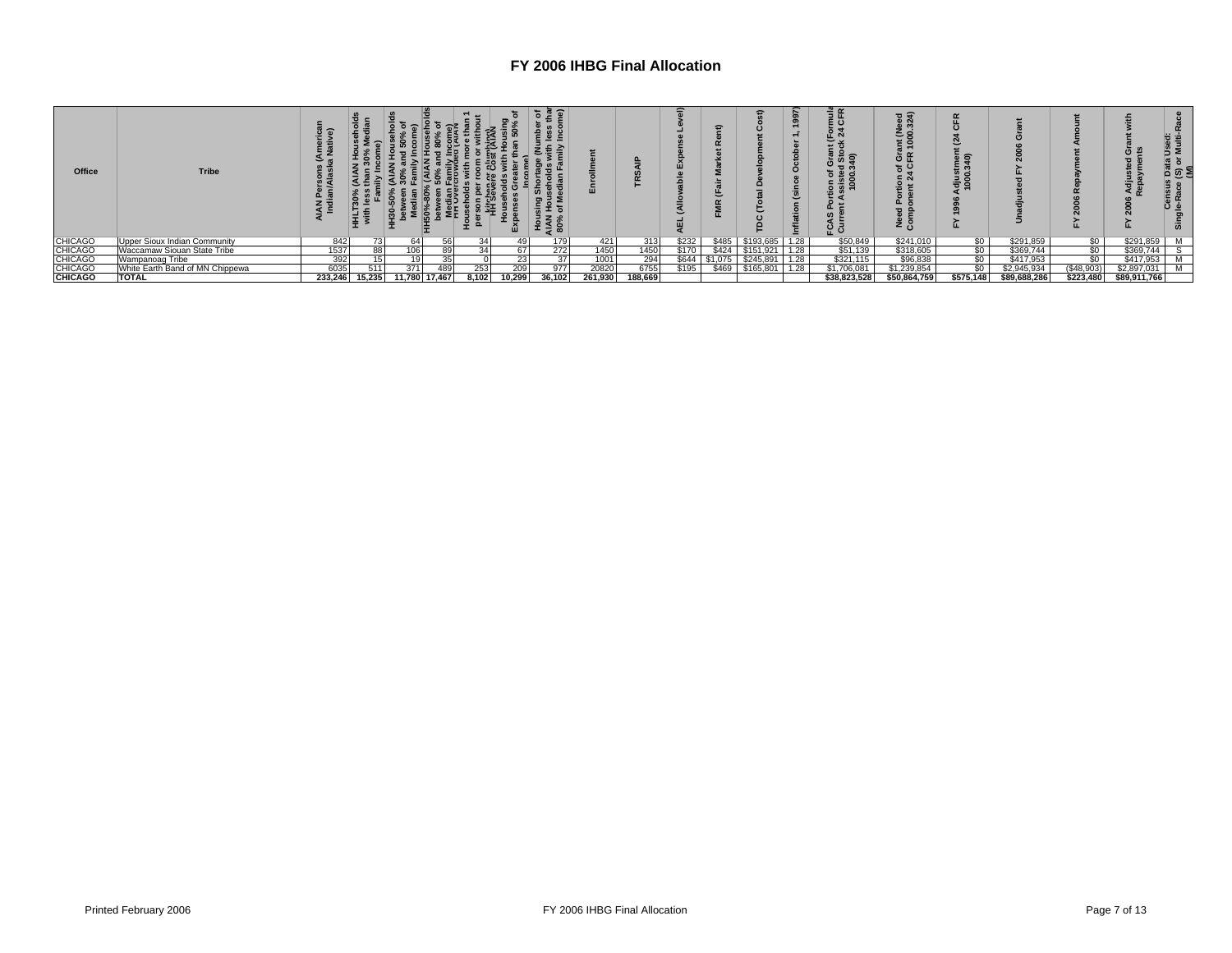# FY 2006 IHBG Final Allocation

| Office | Tribe | AIAN Persons (American Indian/Alaska Native) | HHLT30% (AIAN Households with less than 30% Median Family Income) | HH30-50% (AIAN Households between 30% and 50% of Median Family Income) | HH50%-80% (AIAN Households between 50% and 80% of Median Family Income) | HH Overcrowded (AIAN Households with more than 1 person per room or without kitchen or plumbing) | HH Severe Cost (AIAN Households with Housing Expenses Greater than 50% of Income) | Housing Shortage (Number of AIAN Households with less than 80% of Median Family Income) | Enrollment | TRSAIP | AEL (Allowable Expense Level) | FMR (Fair Market Rent) | TDC (Total Development Cost) | Inflation (since October 1, 1997) | FCAS Portion of Grant (Formula Current Assisted Stock 24 CFR 1000.340) | Need Portion of Grant (Need Component 24 CFR 1000.324) | FY 1996 Adjustment (24 CFR 1000.340) | Unadjusted FY 2006 Grant | FY 2006 Repayment Amount | FY 2006 Adjusted Grant with Repayments | Census Data Used: Single-Race (S) or Multi-Race (M) |
|---|---|---|---|---|---|---|---|---|---|---|---|---|---|---|---|---|---|---|---|---|---|
| CHICAGO | Upper Sioux Indian Community | 842 | 73 | 64 | 56 | 34 | 49 | 179 | 421 | 313 | $232 | $485 | $193,685 | 1.28 | $50,849 | $241,010 | $0 | $291,859 | $0 | $291,859 | M |
| CHICAGO | Waccamaw Siouan State Tribe | 1537 | 88 | 106 | 89 | 34 | 67 | 272 | 1450 | 1450 | $170 | $424 | $151,921 | 1.28 | $51,139 | $318,605 | $0 | $369,744 | $0 | $369,744 | S |
| CHICAGO | Wampanoag Tribe | 392 | 15 | 19 | 35 | 0 | 23 | 37 | 1001 | 294 | $644 | $1,075 | $245,891 | 1.28 | $321,115 | $96,838 | $0 | $417,953 | $0 | $417,953 | M |
| CHICAGO | White Earth Band of MN Chippewa | 6035 | 511 | 371 | 489 | 253 | 209 | 977 | 20820 | 6755 | $195 | $469 | $165,801 | 1.28 | $1,706,081 | $1,239,854 | $0 | $2,945,934 | ($48,903) | $2,897,031 | M |
| **CHICAGO** | **TOTAL** | **233,246** | **15,235** | **11,780** | **17,467** | **8,102** | **10,299** | **36,102** | **261,930** | **188,669** | | | | | **$38,823,528** | **$50,864,759** | **$575,148** | **$89,688,286** | **$223,480** | **$89,911,766** | |

Printed February 2006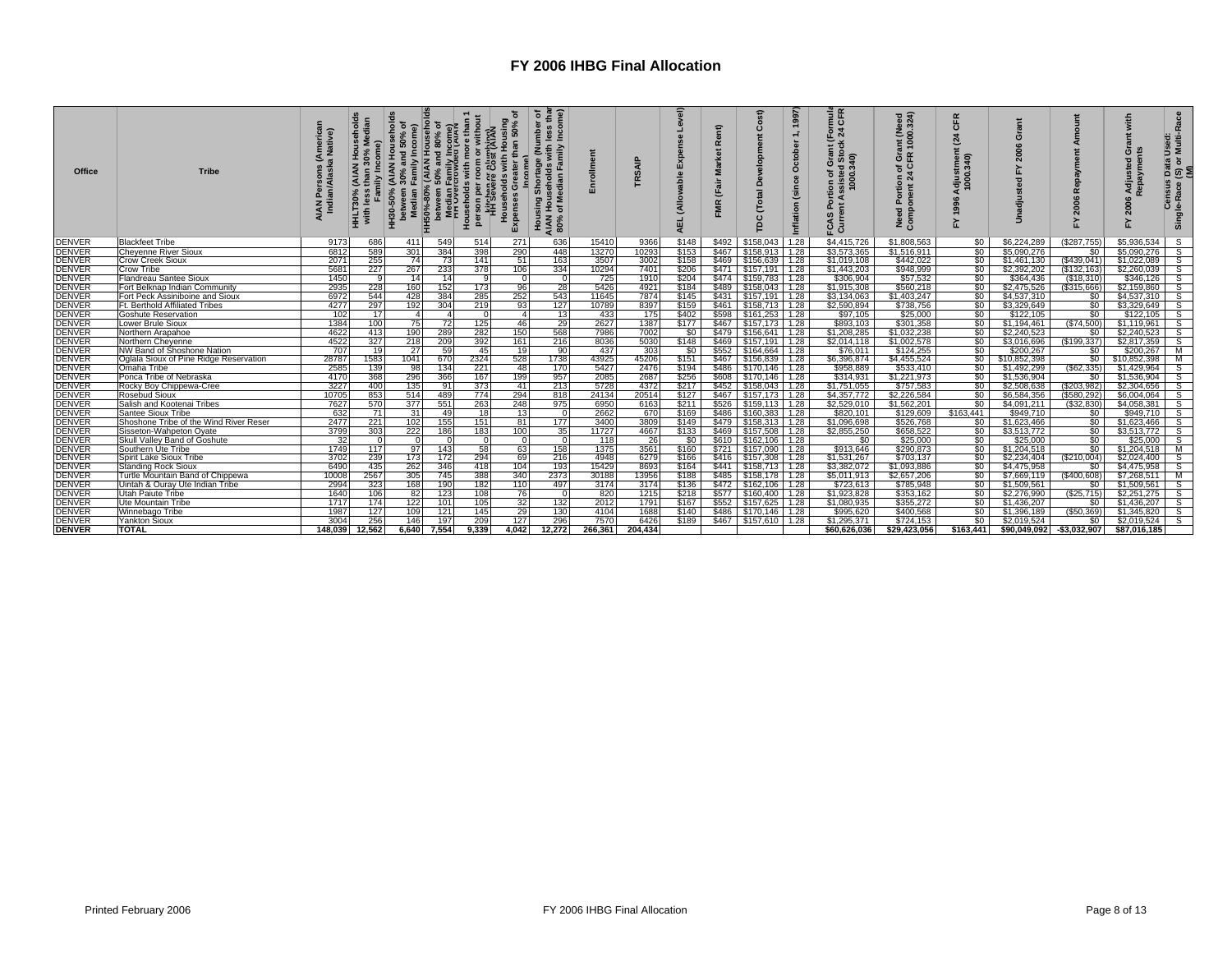# FY 2006 IHBG Final Allocation

| Office | Tribe | AIAN Persons (American Indian/Alaska Native) | HHLT30% (AIAN Households with less than 30% Median Family Income) | HH30-50% (AIAN Households between 30% and 50% of Median Family Income) | HH50%-80% (AIAN Households between 50% and 80% of Median Family Income) | HH Overcrowded (AIAN Households with more than 1 person per room or without kitchen or plumbing) | HH Severe Cost (AIAN Households with Housing Expenses Greater than 50% of Income) | Housing Shortage (Number of AIAN Households with less than 80% of Median Family Income) | Enrollment | TRSAIP | AEL (Allowable Expense Level) | FMR (Fair Market Rent) | TDC (Total Development Cost) | Inflation (since October 1, 1997) | FCAS Portion of Grant (Formula Current Assisted Stock 24 CFR 1000.340) | Need Portion of Grant (Need Component 24 CFR 1000.324) | FY 1996 Adjustment (24 CFR 1000.340) | Unadjusted FY 2006 Grant | FY 2006 Repayment Amount | FY 2006 Adjusted Grant with Repayments | Census Data Used: Single-Race (S) or Multi-Race (M) |
|---|---|---|---|---|---|---|---|---|---|---|---|---|---|---|---|---|---|---|---|---|---|
| DENVER | Blackfeet Tribe | 9173 | 686 | 411 | 549 | 514 | 271 | 636 | 15410 | 9366 | $148 | $492 | $158,043 | 1.28 | $4,415,726 | $1,808,563 | $0 | $6,224,289 | ($287,755) | $5,936,534 | S |
| DENVER | Cheyenne River Sioux | 6812 | 589 | 301 | 384 | 398 | 290 | 448 | 13270 | 10293 | $153 | $467 | $158,913 | 1.28 | $3,573,365 | $1,516,911 | $0 | $5,090,276 | $0 | $5,090,276 | S |
| DENVER | Crow Creek Sioux | 2071 | 255 | 74 | 73 | 141 | 51 | 163 | 3507 | 3002 | $158 | $469 | $156,639 | 1.28 | $1,019,108 | $442,022 | $0 | $1,461,130 | ($439,041) | $1,022,089 | S |
| DENVER | Crow Tribe | 5681 | 227 | 267 | 233 | 378 | 106 | 334 | 10294 | 7401 | $206 | $471 | $157,191 | 1.28 | $1,443,203 | $948,999 | $0 | $2,392,202 | ($132,163) | $2,260,039 | S |
| DENVER | Flandreau Santee Sioux | 1450 | 9 | 14 | 14 | 9 | 0 | 0 | 725 | 1910 | $204 | $474 | $159,783 | 1.28 | $306,904 | $57,532 | $0 | $364,436 | ($18,310) | $346,126 | S |
| DENVER | Fort Belknap Indian Community | 2935 | 228 | 160 | 152 | 173 | 96 | 28 | 5426 | 4921 | $184 | $489 | $158,043 | 1.28 | $1,915,308 | $560,218 | $0 | $2,475,526 | ($315,666) | $2,159,860 | S |
| DENVER | Fort Peck Assiniboine and Sioux | 6972 | 544 | 428 | 384 | 285 | 252 | 543 | 11645 | 7874 | $145 | $431 | $157,191 | 1.28 | $3,134,063 | $1,403,247 | $0 | $4,537,310 | $0 | $4,537,310 | S |
| DENVER | Ft. Berthold Affiliated Tribes | 4277 | 297 | 192 | 304 | 219 | 93 | 127 | 10789 | 8397 | $159 | $461 | $158,713 | 1.28 | $2,590,894 | $738,756 | $0 | $3,329,649 | $0 | $3,329,649 | S |
| DENVER | Goshute Reservation | 102 | 17 | 4 | 4 | 0 | 4 | 13 | 433 | 175 | $402 | $598 | $161,253 | 1.28 | $97,105 | $25,000 | $0 | $122,105 | $0 | $122,105 | S |
| DENVER | Lower Brule Sioux | 1384 | 100 | 75 | 72 | 125 | 46 | 29 | 2627 | 1387 | $177 | $467 | $157,173 | 1.28 | $893,103 | $301,358 | $0 | $1,194,461 | ($74,500) | $1,119,961 | S |
| DENVER | Northern Arapahoe | 4622 | 413 | 190 | 289 | 282 | 150 | 568 | 7986 | 7002 | $0 | $479 | $156,641 | 1.28 | $1,208,285 | $1,032,238 | $0 | $2,240,523 | $0 | $2,240,523 | S |
| DENVER | Northern Cheyenne | 4522 | 327 | 218 | 209 | 392 | 161 | 216 | 8036 | 5030 | $148 | $469 | $157,191 | 1.28 | $2,014,118 | $1,002,578 | $0 | $3,016,696 | ($199,337) | $2,817,359 | S |
| DENVER | NW Band of Shoshone Nation | 707 | 19 | 27 | 59 | 45 | 19 | 90 | 437 | 303 | $0 | $552 | $164,664 | 1.28 | $76,011 | $124,255 | $0 | $200,267 | $0 | $200,267 | M |
| DENVER | Oglala Sioux of Pine Ridge Reservation | 28787 | 1583 | 1041 | 670 | 2324 | 528 | 1738 | 43925 | 45206 | $151 | $467 | $156,839 | 1.28 | $6,396,874 | $4,455,524 | $0 | $10,852,398 | $0 | $10,852,398 | M |
| DENVER | Omaha Tribe | 2585 | 139 | 98 | 134 | 221 | 48 | 170 | 5427 | 2476 | $194 | $486 | $170,146 | 1.28 | $958,889 | $533,410 | $0 | $1,492,299 | ($62,335) | $1,429,964 | S |
| DENVER | Ponca Tribe of Nebraska | 4170 | 368 | 296 | 366 | 167 | 199 | 957 | 2085 | 2687 | $256 | $608 | $170,146 | 1.28 | $314,931 | $1,221,973 | $0 | $1,536,904 | $0 | $1,536,904 | S |
| DENVER | Rocky Boy Chippewa-Cree | 3227 | 400 | 135 | 91 | 373 | 41 | 213 | 5728 | 4372 | $217 | $452 | $158,043 | 1.28 | $1,751,055 | $757,583 | $0 | $2,508,638 | ($203,982) | $2,304,656 | S |
| DENVER | Rosebud Sioux | 10705 | 853 | 514 | 489 | 774 | 294 | 818 | 24134 | 20514 | $127 | $467 | $157,173 | 1.28 | $4,357,772 | $2,226,584 | $0 | $6,584,356 | ($580,292) | $6,004,064 | S |
| DENVER | Salish and Kootenai Tribes | 7627 | 570 | 377 | 551 | 263 | 248 | 975 | 6950 | 6163 | $211 | $526 | $159,113 | 1.28 | $2,529,010 | $1,562,201 | $0 | $4,091,211 | ($32,830) | $4,058,381 | S |
| DENVER | Santee Sioux Tribe | 632 | 71 | 31 | 49 | 18 | 13 | 0 | 2662 | 670 | $169 | $486 | $160,383 | 1.28 | $820,101 | $129,609 | $163,441 | $949,710 | $0 | $949,710 | S |
| DENVER | Shoshone Tribe of the Wind River Reser | 2477 | 221 | 102 | 155 | 151 | 81 | 177 | 3400 | 3809 | $149 | $479 | $158,313 | 1.28 | $1,096,698 | $526,768 | $0 | $1,623,466 | $0 | $1,623,466 | S |
| DENVER | Sisseton-Wahpeton Oyate | 3799 | 303 | 222 | 186 | 183 | 100 | 35 | 11727 | 4667 | $133 | $469 | $157,508 | 1.28 | $2,855,250 | $658,522 | $0 | $3,513,772 | $0 | $3,513,772 | S |
| DENVER | Skull Valley Band of Goshute | 32 | 0 | 0 | 0 | 0 | 0 | 0 | 118 | 26 | $0 | $610 | $162,106 | 1.28 | $0 | $25,000 | $0 | $25,000 | $0 | $25,000 | S |
| DENVER | Southern Ute Tribe | 1749 | 117 | 97 | 143 | 58 | 63 | 158 | 1375 | 3561 | $160 | $721 | $157,090 | 1.28 | $913,646 | $290,873 | $0 | $1,204,518 | $0 | $1,204,518 | M |
| DENVER | Spirit Lake Sioux Tribe | 3702 | 239 | 173 | 172 | 294 | 69 | 216 | 4948 | 6279 | $166 | $416 | $157,308 | 1.28 | $1,531,267 | $703,137 | $0 | $2,234,404 | ($210,004) | $2,024,400 | S |
| DENVER | Standing Rock Sioux | 6490 | 435 | 262 | 346 | 418 | 104 | 193 | 15429 | 8693 | $164 | $441 | $158,713 | 1.28 | $3,382,072 | $1,093,886 | $0 | $4,475,958 | $0 | $4,475,958 | S |
| DENVER | Turtle Mountain Band of Chippewa | 10008 | 2567 | 305 | 745 | 388 | 340 | 2373 | 30188 | 13956 | $188 | $485 | $158,178 | 1.28 | $5,011,913 | $2,657,206 | $0 | $7,669,119 | ($400,608) | $7,268,511 | M |
| DENVER | Uintah & Ouray Ute Indian Tribe | 2994 | 323 | 168 | 190 | 182 | 110 | 497 | 3174 | 3174 | $136 | $472 | $162,106 | 1.28 | $723,613 | $785,948 | $0 | $1,509,561 | $0 | $1,509,561 | S |
| DENVER | Utah Paiute Tribe | 1640 | 106 | 82 | 123 | 108 | 76 | 0 | 820 | 1215 | $218 | $577 | $160,400 | 1.28 | $1,923,828 | $353,162 | $0 | $2,276,990 | ($25,715) | $2,251,275 | S |
| DENVER | Ute Mountain Tribe | 1717 | 174 | 122 | 101 | 105 | 32 | 132 | 2012 | 1791 | $167 | $552 | $157,625 | 1.28 | $1,080,935 | $355,272 | $0 | $1,436,207 | $0 | $1,436,207 | S |
| DENVER | Winnebago Tribe | 1987 | 127 | 109 | 121 | 145 | 29 | 130 | 4104 | 1688 | $140 | $486 | $170,146 | 1.28 | $995,620 | $400,568 | $0 | $1,396,189 | ($50,369) | $1,345,820 | S |
| DENVER | Yankton Sioux | 3004 | 256 | 146 | 197 | 209 | 127 | 296 | 7570 | 6426 | $189 | $467 | $157,610 | 1.28 | $1,295,371 | $724,153 | $0 | $2,019,524 | $0 | $2,019,524 | S |
| **DENVER** | **TOTAL** | **148,039** | **12,562** | **6,640** | **7,554** | **9,339** | **4,042** | **12,272** | **266,361** | **204,434** | | | | | **$60,626,036** | **$29,423,056** | **$163,441** | **$90,049,092** | **-$3,032,907** | **$87,016,185** | |

Printed February 2006 FY 2006 IHBG Final Allocation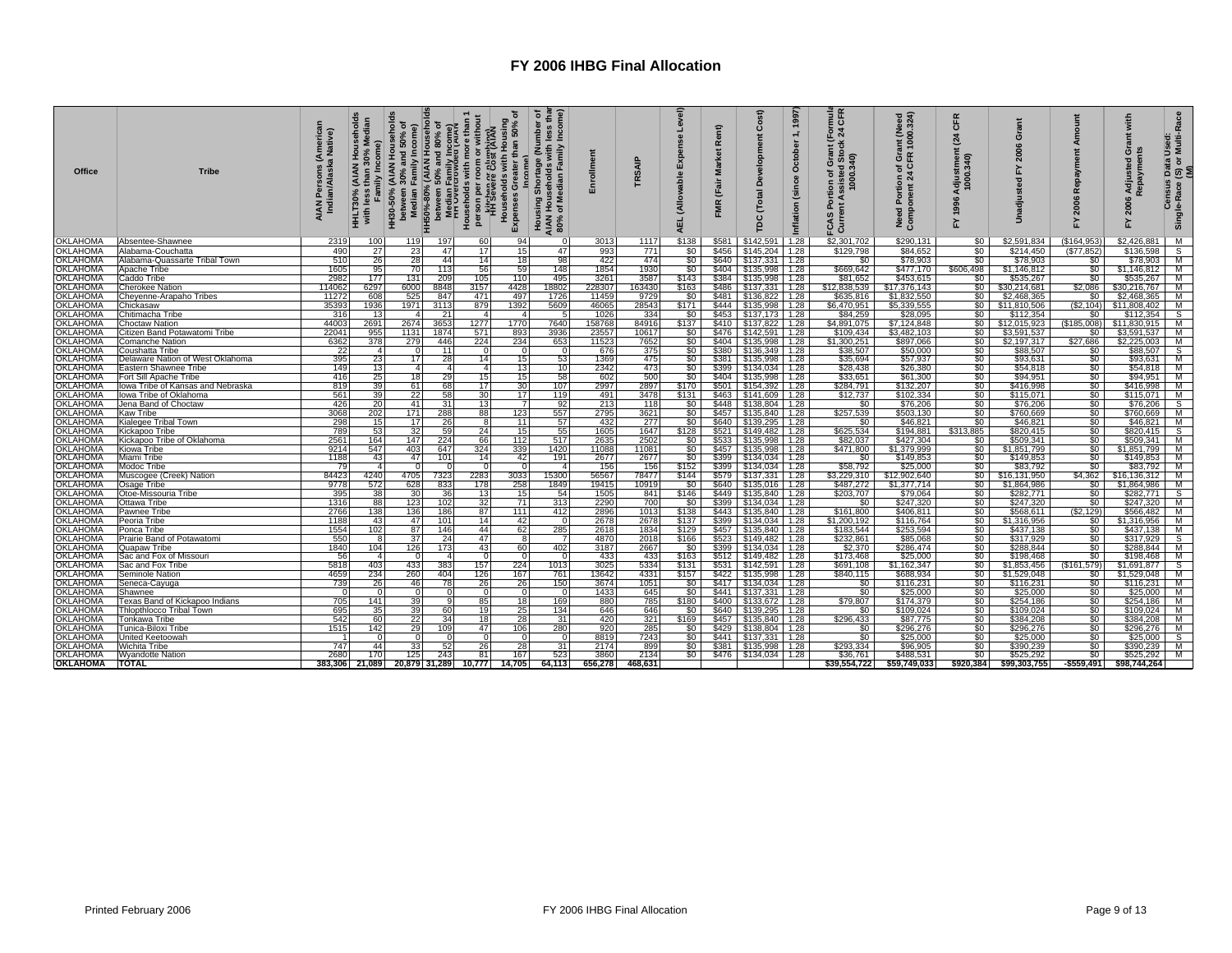# FY 2006 IHBG Final Allocation

| Office | Tribe | AIAN Persons (American Indian/Alaska Native) | HHLT30% (AIAN Households with less than 30% Median Family Income) | HH30-50% (AIAN Households between 30% and 50% of Median Family Income) | HH50%-80% (AIAN Households between 50% and 80% of Median Family Income) | HH Overcrowded (AIAN Households with more than 1 person per room or without kitchen or plumbing) | HH Severe Cost (AIAN Households with Housing Expenses Greater than 50% of Income) | Housing Shortage (Number of AIAN Households with less than 80% of Median Family Income) | Enrollment | TRSAIP | AEL (Allowable Expense Level) | FMR (Fair Market Rent) | TDC (Total Development Cost) | Inflation (since October 1, 1997) | FCAS Portion of Grant (Formula Current Assisted Stock 24 CFR 1000.340) | Need Portion of Grant (Need Component 24 CFR 1000.324) | FY 1996 Adjustment (24 CFR 1000.340) | Unadjusted FY 2006 Grant | FY 2006 Repayment Amount | FY 2006 Adjusted Grant with Repayments | Census Data Used: Single-Race (S) or Multi-Race (M) |
|---|---|---|---|---|---|---|---|---|---|---|---|---|---|---|---|---|---|---|---|---|---|
| OKLAHOMA | Absentee-Shawnee | 2319 | 100 | 119 | 197 | 60 | 94 | 0 | 3013 | 1117 | $138 | $581 | $142,591 | 1.28 | $2,301,702 | $290,131 | $0 | $2,591,834 | ($164,953) | $2,426,881 | M |
| OKLAHOMA | Alabama-Couchatta | 490 | 27 | 23 | 47 | 17 | 15 | 47 | 993 | 771 | $0 | $456 | $145,204 | 1.28 | $129,798 | $84,652 | $0 | $214,450 | ($77,852) | $136,598 | S |
| OKLAHOMA | Alabama-Quassarte Tribal Town | 510 | 26 | 28 | 44 | 14 | 18 | 98 | 422 | 474 | $0 | $640 | $137,331 | 1.28 | $0 | $78,903 | $0 | $78,903 | $0 | $78,903 | M |
| OKLAHOMA | Apache Tribe | 1605 | 95 | 70 | 113 | 56 | 59 | 148 | 1854 | 1930 | $0 | $404 | $135,998 | 1.28 | $669,642 | $477,170 | $606,498 | $1,146,812 | $0 | $1,146,812 | M |
| OKLAHOMA | Caddo Tribe | 2982 | 177 | 131 | 209 | 105 | 110 | 495 | 3261 | 3587 | $143 | $384 | $135,998 | 1.28 | $81,652 | $453,615 | $0 | $535,267 | $0 | $535,267 | M |
| OKLAHOMA | Cherokee Nation | 114062 | 6297 | 6000 | 8848 | 3157 | 4428 | 18802 | 228307 | 163430 | $163 | $486 | $137,331 | 1.28 | $12,838,539 | $17,376,143 | $0 | $30,214,681 | $2,086 | $30,216,767 | M |
| OKLAHOMA | Cheyenne-Arapaho Tribes | 11272 | 608 | 525 | 847 | 471 | 497 | 1726 | 11459 | 9729 | $0 | $481 | $136,822 | 1.28 | $635,816 | $1,832,550 | $0 | $2,468,365 | $0 | $2,468,365 | M |
| OKLAHOMA | Chickasaw | 35393 | 1936 | 1971 | 3113 | 879 | 1392 | 5609 | 46065 | 28543 | $171 | $444 | $135,998 | 1.28 | $6,470,951 | $5,339,555 | $0 | $11,810,506 | ($2,104) | $11,808,402 | M |
| OKLAHOMA | Chitimacha Tribe | 316 | 13 | 4 | 21 | 4 | 4 | 5 | 1026 | 334 | $0 | $453 | $137,173 | 1.28 | $84,259 | $28,095 | $0 | $112,354 | $0 | $112,354 | S |
| OKLAHOMA | Choctaw Nation | 44003 | 2691 | 2674 | 3653 | 1277 | 1770 | 7640 | 158768 | 84916 | $137 | $410 | $137,822 | 1.28 | $4,891,075 | $7,124,848 | $0 | $12,015,923 | ($185,008) | $11,830,915 | M |
| OKLAHOMA | Citizen Band Potawatomi Tribe | 22041 | 955 | 1131 | 1874 | 571 | 893 | 3936 | 23557 | 10617 | $0 | $476 | $142,591 | 1.28 | $109,434 | $3,482,103 | $0 | $3,591,537 | $0 | $3,591,537 | M |
| OKLAHOMA | Comanche Nation | 6362 | 378 | 279 | 446 | 224 | 234 | 653 | 11523 | 7652 | $0 | $404 | $135,998 | 1.28 | $1,300,251 | $897,066 | $0 | $2,197,317 | $27,686 | $2,225,003 | M |
| OKLAHOMA | Coushatta Tribe | 22 | 4 | 0 | 11 | 0 | 0 | 0 | 676 | 375 | $0 | $380 | $136,349 | 1.28 | $38,507 | $50,000 | $0 | $88,507 | $0 | $88,507 | S |
| OKLAHOMA | Delaware Nation of West Oklahoma | 395 | 23 | 17 | 28 | 14 | 15 | 53 | 1369 | 475 | $0 | $381 | $135,998 | 1.28 | $35,694 | $57,937 | $0 | $93,631 | $0 | $93,631 | M |
| OKLAHOMA | Eastern Shawnee Tribe | 149 | 13 | 4 | 4 | 4 | 13 | 10 | 2342 | 473 | $0 | $399 | $134,034 | 1.28 | $28,438 | $26,380 | $0 | $54,818 | $0 | $54,818 | M |
| OKLAHOMA | Fort Sill Apache Tribe | 416 | 25 | 18 | 29 | 15 | 15 | 58 | 602 | 500 | $0 | $404 | $135,998 | 1.28 | $33,651 | $61,300 | $0 | $94,951 | $0 | $94,951 | M |
| OKLAHOMA | Iowa Tribe of Kansas and Nebraska | 819 | 39 | 61 | 68 | 17 | 30 | 107 | 2997 | 2897 | $170 | $501 | $154,392 | 1.28 | $284,791 | $132,207 | $0 | $416,998 | $0 | $416,998 | M |
| OKLAHOMA | Iowa Tribe of Oklahoma | 561 | 39 | 22 | 58 | 30 | 17 | 119 | 491 | 3478 | $131 | $463 | $141,609 | 1.28 | $12,737 | $102,334 | $0 | $115,071 | $0 | $115,071 | M |
| OKLAHOMA | Jena Band of Choctaw | 426 | 20 | 41 | 31 | 13 | 7 | 92 | 213 | 118 | $0 | $448 | $138,804 | 1.28 | $0 | $76,206 | $0 | $76,206 | $0 | $76,206 | S |
| OKLAHOMA | Kaw Tribe | 3068 | 202 | 171 | 288 | 88 | 123 | 557 | 2795 | 3621 | $0 | $457 | $135,840 | 1.28 | $257,539 | $503,130 | $0 | $760,669 | $0 | $760,669 | M |
| OKLAHOMA | Kialegee Tribal Town | 298 | 15 | 17 | 26 | 8 | 11 | 57 | 432 | 277 | $0 | $640 | $139,295 | 1.28 | $0 | $46,821 | $0 | $46,821 | $0 | $46,821 | M |
| OKLAHOMA | Kickapoo Tribe | 789 | 53 | 32 | 59 | 24 | 15 | 55 | 1605 | 1647 | $128 | $521 | $149,482 | 1.28 | $625,534 | $194,881 | $313,885 | $820,415 | $0 | $820,415 | S |
| OKLAHOMA | Kickapoo Tribe of Oklahoma | 2561 | 164 | 147 | 224 | 66 | 112 | 517 | 2635 | 2502 | $0 | $533 | $135,998 | 1.28 | $82,037 | $427,304 | $0 | $509,341 | $0 | $509,341 | M |
| OKLAHOMA | Kiowa Tribe | 9214 | 547 | 403 | 647 | 324 | 339 | 1420 | 11088 | 11081 | $0 | $457 | $135,998 | 1.28 | $471,800 | $1,379,999 | $0 | $1,851,799 | $0 | $1,851,799 | M |
| OKLAHOMA | Miami Tribe | 1188 | 43 | 47 | 101 | 14 | 42 | 191 | 2677 | 2677 | $0 | $399 | $134,034 | 1.28 | $0 | $149,853 | $0 | $149,853 | $0 | $149,853 | M |
| OKLAHOMA | Modoc Tribe | 79 | 4 | 0 | 0 | 0 | 0 | 4 | 156 | 156 | $152 | $399 | $134,034 | 1.28 | $58,792 | $25,000 | $0 | $83,792 | $0 | $83,792 | M |
| OKLAHOMA | Muscogee (Creek) Nation | 84423 | 4240 | 4705 | 7323 | 2283 | 3033 | 15300 | 56567 | 78477 | $144 | $579 | $137,331 | 1.28 | $3,229,310 | $12,902,640 | $0 | $16,131,950 | $4,362 | $16,136,312 | M |
| OKLAHOMA | Osage Tribe | 9778 | 572 | 628 | 833 | 178 | 258 | 1849 | 19415 | 10919 | $0 | $640 | $135,016 | 1.28 | $487,272 | $1,377,714 | $0 | $1,864,986 | $0 | $1,864,986 | M |
| OKLAHOMA | Otoe-Missouria Tribe | 395 | 38 | 30 | 36 | 13 | 15 | 54 | 1505 | 841 | $146 | $449 | $135,840 | 1.28 | $203,707 | $79,064 | $0 | $282,771 | $0 | $282,771 | S |
| OKLAHOMA | Ottawa Tribe | 1316 | 88 | 123 | 102 | 32 | 71 | 313 | 2290 | 700 | $0 | $399 | $134,034 | 1.28 | $0 | $247,320 | $0 | $247,320 | $0 | $247,320 | M |
| OKLAHOMA | Pawnee Tribe | 2766 | 138 | 136 | 186 | 87 | 111 | 412 | 2896 | 1013 | $138 | $443 | $135,840 | 1.28 | $161,800 | $406,811 | $0 | $568,611 | ($2,129) | $566,482 | M |
| OKLAHOMA | Peoria Tribe | 1188 | 43 | 47 | 101 | 14 | 42 | 0 | 2678 | 2678 | $137 | $399 | $134,034 | 1.28 | $1,200,192 | $116,764 | $0 | $1,316,956 | $0 | $1,316,956 | M |
| OKLAHOMA | Ponca Tribe | 1554 | 102 | 87 | 146 | 44 | 62 | 285 | 2618 | 1834 | $129 | $457 | $135,840 | 1.28 | $183,544 | $253,594 | $0 | $437,138 | $0 | $437,138 | M |
| OKLAHOMA | Prairie Band of Potawatomi | 550 | 8 | 37 | 24 | 47 | 8 | 7 | 4870 | 2018 | $166 | $523 | $149,482 | 1.28 | $232,861 | $85,068 | $0 | $317,929 | $0 | $317,929 | S |
| OKLAHOMA | Quapaw Tribe | 1840 | 104 | 126 | 173 | 43 | 60 | 402 | 3187 | 2667 | $0 | $399 | $134,034 | 1.28 | $2,370 | $286,474 | $0 | $288,844 | $0 | $288,844 | M |
| OKLAHOMA | Sac and Fox of Missouri | 56 | 4 | 0 | 0 | 0 | 0 | 0 | 433 | 433 | $163 | $512 | $149,482 | 1.28 | $173,468 | $25,000 | $0 | $198,468 | $0 | $198,468 | M |
| OKLAHOMA | Sac and Fox Tribe | 5818 | 403 | 433 | 383 | 157 | 224 | 1013 | 3025 | 5334 | $131 | $531 | $142,591 | 1.28 | $691,108 | $1,162,347 | $0 | $1,853,456 | ($161,579) | $1,691,877 | S |
| OKLAHOMA | Seminole Nation | 4659 | 234 | 260 | 404 | 126 | 167 | 761 | 13642 | 4331 | $157 | $422 | $135,998 | 1.28 | $840,115 | $688,934 | $0 | $1,529,048 | $0 | $1,529,048 | M |
| OKLAHOMA | Seneca-Cayuga | 739 | 26 | 46 | 78 | 26 | 26 | 150 | 3674 | 1051 | $0 | $417 | $134,034 | 1.28 | $0 | $116,231 | $0 | $116,231 | $0 | $116,231 | M |
| OKLAHOMA | Shawnee | 0 | 0 | 0 | 0 | 0 | 0 | 0 | 1433 | 645 | $0 | $441 | $137,331 | 1.28 | $0 | $25,000 | $0 | $25,000 | $0 | $25,000 | M |
| OKLAHOMA | Texas Band of Kickapoo Indians | 705 | 141 | 39 | 9 | 85 | 18 | 169 | 880 | 785 | $180 | $400 | $133,672 | 1.28 | $79,807 | $174,379 | $0 | $254,186 | $0 | $254,186 | M |
| OKLAHOMA | Thlopthlocco Tribal Town | 695 | 35 | 39 | 60 | 19 | 25 | 134 | 646 | 646 | $0 | $640 | $139,295 | 1.28 | $0 | $109,024 | $0 | $109,024 | $0 | $109,024 | M |
| OKLAHOMA | Tonkawa Tribe | 542 | 60 | 22 | 34 | 18 | 28 | 31 | 420 | 321 | $169 | $457 | $135,840 | 1.28 | $296,433 | $87,775 | $0 | $384,208 | $0 | $384,208 | M |
| OKLAHOMA | Tunica-Biloxi Tribe | 1515 | 142 | 29 | 109 | 47 | 106 | 280 | 920 | 285 | $0 | $429 | $138,804 | 1.28 | $0 | $296,276 | $0 | $296,276 | $0 | $296,276 | M |
| OKLAHOMA | United Keetoowah | 1 | 0 | 0 | 0 | 0 | 0 | 0 | 8819 | 7243 | $0 | $441 | $137,331 | 1.28 | $0 | $25,000 | $0 | $25,000 | $0 | $25,000 | S |
| OKLAHOMA | Wichita Tribe | 747 | 44 | 33 | 52 | 26 | 28 | 31 | 2174 | 899 | $0 | $381 | $135,998 | 1.28 | $293,334 | $96,905 | $0 | $390,239 | $0 | $390,239 | M |
| OKLAHOMA | Wyandotte Nation | 2680 | 170 | 125 | 243 | 81 | 167 | 523 | 3860 | 2134 | $0 | $476 | $134,034 | 1.28 | $36,761 | $488,531 | $0 | $525,292 | $0 | $525,292 | M |
| **OKLAHOMA** | **TOTAL** | **383,306** | **21,089** | **20,879** | **31,289** | **10,777** | **14,705** | **64,113** | **656,278** | **468,631** | | | | | **$39,554,722** | **$59,749,033** | **$920,384** | **$99,303,755** | **-$559,491** | **$98,744,264** | |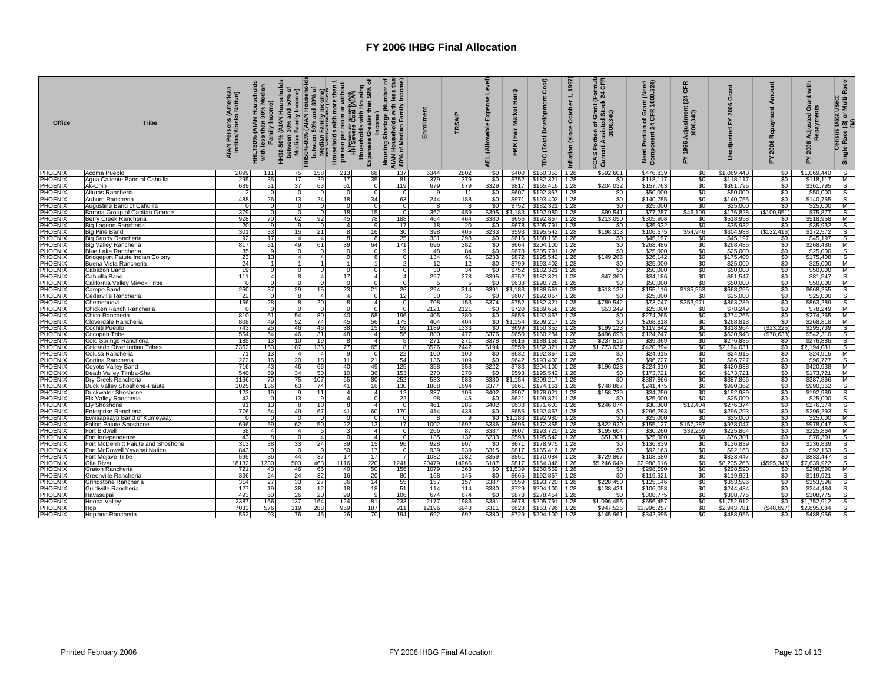# FY 2006 IHBG Final Allocation

| Office | Tribe | AIAN Persons (American Indian/Alaska Native) | HHLT30% (AIAN Households with less than 30% Median Family Income) | HH30-50% (AIAN Households between 30% and 50% of Median Family Income) | HH50%-80% (AIAN Households between 50% and 80% of Median Family Income) | HH Overcrowded (AIAN Households with more than 1 person per room or without kitchen or plumbing) | HH Severe Cost (AIAN Households with Housing Expenses Greater than 50% of Income) | Housing Shortage (Number of AIAN Households with less than 80% of Median Family Income) | Enrollment | TRSAIP | AEL (Allowable Expense Level) | FMR (Fair Market Rent) | TDC (Total Development Cost) | Inflation (since October 1, 1997) | FCAS Portion of Grant (Formula Current Assisted Stock 24 CFR 1000.340) | Need Portion of Grant (Need Component 24 CFR 1000.324) | FY 1996 Adjustment (24 CFR 1000.340) | Unadjusted FY 2006 Grant | FY 2006 Repayment Amount | FY 2006 Adjusted Grant with Repayments | Census Data Used: Single-Race (S) or Multi-Race (M) |
|---|---|---|---|---|---|---|---|---|---|---|---|---|---|---|---|---|---|---|---|---|---|
| PHOENIX | Acoma Pueblo | 2899 | 111 | 75 | 158 | 213 | 68 | 137 | 6344 | 2802 | $0 | $400 | $150,353 | 1.28 | $592,601 | $476,839 | $0 | $1,069,440 | $0 | $1,069,440 | S |
| PHOENIX | Agua Caliente Band of Cahuilla | 295 | 35 | 17 | 29 | 17 | 35 | 81 | 379 | 379 | $0 | $752 | $182,321 | 1.28 | $0 | $118,117 | $0 | $118,117 | $0 | $118,117 | M |
| PHOENIX | Ak-Chin | 689 | 51 | 37 | 63 | 61 | 0 | 119 | 679 | 679 | $329 | $817 | $165,416 | 1.28 | $204,032 | $157,763 | $0 | $361,795 | $0 | $361,795 | S |
| PHOENIX | Alturas Rancheria | 2 | 0 | 0 | 0 | 0 | 0 | 0 | 9 | 11 | $0 | $607 | $192,867 | 1.28 | $0 | $50,000 | $0 | $50,000 | $0 | $50,000 | S |
| PHOENIX | Auburn Rancheria | 488 | 26 | 13 | 24 | 18 | 34 | 63 | 244 | 188 | $0 | $971 | $193,402 | 1.28 | $0 | $140,755 | $0 | $140,755 | $0 | $140,755 | S |
| PHOENIX | Augustine Band of Cahuilla | 0 | 0 | 0 | 0 | 0 | 0 | 0 | 8 | 8 | $0 | $752 | $182,321 | 1.28 | $0 | $25,000 | $0 | $25,000 | $0 | $25,000 | M |
| PHOENIX | Barona Group of Capitan Grande | 379 | 0 | 0 | 0 | 18 | 15 | 0 | 362 | 459 | $395 | $1,183 | $192,980 | 1.28 | $99,541 | $77,287 | $46,109 | $176,828 | ($100,951) | $75,877 | S |
| PHOENIX | Berry Creek Rancheria | 928 | 70 | 62 | 92 | 45 | 78 | 188 | 464 | 464 | $380 | $656 | $192,867 | 1.28 | $213,050 | $305,908 | $0 | $518,958 | $0 | $518,958 | M |
| PHOENIX | Big Lagoon Rancheria | 20 | 9 | 9 | 0 | 4 | 9 | 17 | 18 | 20 | $0 | $678 | $205,791 | 1.28 | $0 | $35,932 | $0 | $35,932 | $0 | $35,932 | S |
| PHOENIX | Big Pine Band | 301 | 33 | 15 | 21 | 8 | 16 | 30 | 398 | 405 | $233 | $593 | $195,542 | 1.28 | $198,313 | $106,675 | $54,946 | $304,988 | ($132,416) | $172,572 | S |
| PHOENIX | Big Sandy Rancheria | 92 | 17 | 4 | 4 | 8 | 8 | 25 | 331 | 298 | $0 | $616 | $188,155 | 1.28 | $0 | $45,197 | $0 | $45,197 | $0 | $45,197 | S |
| PHOENIX | Big Valley Rancheria | 817 | 61 | 49 | 61 | 39 | 64 | 171 | 696 | 382 | $0 | $664 | $204,100 | 1.28 | $0 | $268,486 | $0 | $268,486 | $0 | $268,486 | M |
| PHOENIX | Blue Lake Rancheria | 35 | 9 | 0 | 0 | 0 | 0 | 9 | 48 | 84 | $0 | $678 | $205,791 | 1.28 | $0 | $25,000 | $0 | $25,000 | $0 | $25,000 | S |
| PHOENIX | Bridgeport Paiute Indian Colony | 23 | 13 | 4 | 4 | 0 | 8 | 0 | 134 | 61 | $233 | $872 | $195,542 | 1.28 | $149,266 | $26,142 | $0 | $175,408 | $0 | $175,408 | S |
| PHOENIX | Buena Vista Rancheria | 24 | 1 | 1 | 1 | 1 | 1 | 2 | 12 | 12 | $0 | $799 | $193,402 | 1.28 | $0 | $25,000 | $0 | $25,000 | $0 | $25,000 | M |
| PHOENIX | Cabazon Band | 19 | 0 | 0 | 0 | 0 | 0 | 0 | 30 | 34 | $0 | $752 | $182,321 | 1.28 | $0 | $50,000 | $0 | $50,000 | $0 | $50,000 | M |
| PHOENIX | Cahuilla Band | 111 | 4 | 8 | 4 | 17 | 4 | 4 | 297 | 278 | $395 | $752 | $182,321 | 1.28 | $47,360 | $34,186 | $0 | $81,547 | $0 | $81,547 | S |
| PHOENIX | California Valley Miwok Tribe | 0 | 0 | 0 | 0 | 0 | 0 | 0 | 5 | 5 | $0 | $638 | $190,728 | 1.28 | $0 | $50,000 | $0 | $50,000 | $0 | $50,000 | M |
| PHOENIX | Campo Band | 260 | 37 | 29 | 15 | 23 | 21 | 26 | 294 | 314 | $391 | $1,183 | $188,561 | 1.28 | $513,139 | $155,116 | $185,563 | $668,255 | $0 | $668,255 | S |
| PHOENIX | Cedarville Rancheria | 22 | 0 | 8 | 4 | 4 | 0 | 12 | 30 | 35 | $0 | $607 | $192,867 | 1.28 | $0 | $25,000 | $0 | $25,000 | $0 | $25,000 | S |
| PHOENIX | Chemehuevi | 156 | 28 | 8 | 20 | 8 | 4 | 0 | 708 | 153 | $374 | $752 | $182,321 | 1.28 | $789,542 | $73,747 | $353,971 | $863,289 | $0 | $863,289 | S |
| PHOENIX | Chicken Ranch Rancheria | 0 | 0 | 0 | 0 | 0 | 0 | 0 | 2121 | 2121 | $0 | $720 | $189,658 | 1.28 | $53,249 | $25,000 | $0 | $78,249 | $0 | $78,249 | M |
| PHOENIX | Chico Rancheria | 810 | 61 | 54 | 80 | 40 | 68 | 196 | 405 | 380 | $0 | $656 | $192,867 | 1.28 | $0 | $274,265 | $0 | $274,265 | $0 | $274,265 | M |
| PHOENIX | Cloverdale Rancheria | 808 | 49 | 52 | 74 | 45 | 56 | 175 | 404 | 404 | $0 | $1,154 | $209,217 | 1.28 | $0 | $268,818 | $0 | $268,818 | $0 | $268,818 | M |
| PHOENIX | Cochiti Pueblo | 743 | 25 | 46 | 46 | 38 | 15 | 59 | 1189 | 1333 | $0 | $699 | $150,353 | 1.28 | $199,123 | $119,842 | $0 | $318,964 | ($23,225) | $295,739 | S |
| PHOENIX | Cocopah Tribe | 554 | 54 | 46 | 31 | 48 | 4 | 56 | 880 | 477 | $376 | $650 | $160,284 | 1.28 | $496,696 | $124,247 | $0 | $620,943 | ($78,633) | $542,310 | S |
| PHOENIX | Cold Springs Rancheria | 185 | 13 | 10 | 19 | 8 | 4 | 5 | 271 | 271 | $378 | $616 | $188,155 | 1.28 | $237,516 | $39,369 | $0 | $276,885 | $0 | $276,885 | S |
| PHOENIX | Colorado River Indian Tribes | 2362 | 163 | 107 | 136 | 77 | 65 | 8 | 3526 | 2442 | $194 | $559 | $182,321 | 1.28 | $1,773,637 | $420,394 | $0 | $2,194,031 | $0 | $2,194,031 | S |
| PHOENIX | Colusa Rancheria | 71 | 13 | 4 | 4 | 9 | 0 | 22 | 100 | 100 | $0 | $632 | $192,867 | 1.28 | $0 | $24,915 | $0 | $24,915 | $0 | $24,915 | M |
| PHOENIX | Cortina Rancheria | 272 | 16 | 20 | 18 | 11 | 21 | 54 | 136 | 109 | $0 | $642 | $193,402 | 1.28 | $0 | $96,727 | $0 | $96,727 | $0 | $96,727 | S |
| PHOENIX | Coyote Valley Band | 716 | 43 | 46 | 66 | 40 | 49 | 125 | 358 | 358 | $222 | $733 | $204,100 | 1.28 | $196,028 | $224,910 | $0 | $420,938 | $0 | $420,938 | M |
| PHOENIX | Death Valley Timba-Sha | 540 | 69 | 34 | 50 | 10 | 36 | 153 | 270 | 270 | $0 | $593 | $195,542 | 1.28 | $0 | $173,721 | $0 | $173,721 | $0 | $173,721 | M |
| PHOENIX | Dry Creek Rancheria | 1166 | 70 | 75 | 107 | 65 | 80 | 252 | 583 | 583 | $380 | $1,154 | $209,217 | 1.28 | $0 | $387,866 | $0 | $387,866 | $0 | $387,866 | M |
| PHOENIX | Duck Valley Shoshone-Paiute | 1025 | 136 | 63 | 74 | 41 | 16 | 130 | 1888 | 1694 | $377 | $661 | $174,161 | 1.28 | $748,887 | $241,475 | $0 | $990,362 | $0 | $990,362 | S |
| PHOENIX | Duckwater Shoshone | 123 | 19 | 9 | 11 | 4 | 4 | 12 | 337 | 106 | $402 | $907 | $178,021 | 1.28 | $158,739 | $34,250 | $0 | $192,989 | $0 | $192,989 | S |
| PHOENIX | Elk Valley Rancheria | 43 | 0 | 13 | 9 | 4 | 0 | 22 | 98 | 45 | $0 | $621 | $199,821 | 1.28 | $0 | $25,000 | $0 | $25,000 | $0 | $25,000 | S |
| PHOENIX | Ely Shoshone | 91 | 13 | 8 | 10 | 8 | 4 | 0 | 461 | 286 | $402 | $638 | $171,603 | 1.28 | $246,074 | $30,300 | $12,404 | $276,374 | $0 | $276,374 | S |
| PHOENIX | Enterprise Rancheria | 776 | 54 | 49 | 67 | 41 | 60 | 170 | 414 | 438 | $0 | $656 | $192,867 | 1.28 | $0 | $296,293 | $0 | $296,293 | $0 | $296,293 | S |
| PHOENIX | Ewiiaapaayp Band of Kumeyaay | 0 | 0 | 0 | 0 | 0 | 0 | 0 | 8 | 9 | $0 | $1,183 | $192,980 | 1.28 | $0 | $25,000 | $0 | $25,000 | $0 | $25,000 | M |
| PHOENIX | Fallon Paiute-Shoshone | 696 | 59 | 62 | 50 | 22 | 13 | 17 | 1002 | 1692 | $336 | $695 | $172,355 | 1.28 | $822,920 | $155,127 | $157,287 | $978,047 | $0 | $978,047 | S |
| PHOENIX | Fort Bidwell | 58 | 4 | 4 | 5 | 3 | 4 | 0 | 266 | 87 | $387 | $607 | $193,720 | 1.28 | $195,604 | $30,260 | $39,259 | $225,864 | $0 | $225,864 | M |
| PHOENIX | Fort Independence | 43 | 8 | 0 | 4 | 0 | 4 | 0 | 135 | 132 | $233 | $593 | $195,542 | 1.28 | $51,301 | $25,000 | $0 | $76,301 | $0 | $76,301 | S |
| PHOENIX | Fort McDermitt Paiute and Shoshone | 313 | 38 | 33 | 24 | 39 | 15 | 96 | 928 | 907 | $0 | $671 | $178,975 | 1.28 | $0 | $136,839 | $0 | $136,839 | $0 | $136,839 | S |
| PHOENIX | Fort McDowell Yavapai Nation | 843 | 0 | 0 | 0 | 50 | 17 | 0 | 939 | 939 | $315 | $817 | $165,416 | 1.28 | $0 | $92,163 | $0 | $92,163 | $0 | $92,163 | S |
| PHOENIX | Fort Mojave Tribe | 595 | 36 | 44 | 37 | 17 | 17 | 7 | 1082 | 1082 | $359 | $851 | $170,084 | 1.28 | $729,867 | $103,580 | $0 | $833,447 | $0 | $833,447 | S |
| PHOENIX | Gila River | 18132 | 1230 | 503 | 463 | 1116 | 220 | 1241 | 20479 | 14966 | $187 | $817 | $164,346 | 1.28 | $5,246,649 | $2,988,616 | $0 | $8,235,265 | ($595,343) | $7,639,922 | S |
| PHOENIX | Graton Rancheria | 721 | 43 | 46 | 66 | 40 | 50 | 156 | 1079 | 263 | $0 | $1,539 | $260,559 | 1.28 | $0 | $298,590 | $0 | $298,590 | $0 | $298,590 | M |
| PHOENIX | Greenville Rancheria | 336 | 24 | 24 | 32 | 16 | 20 | 80 | 168 | 145 | $0 | $665 | $192,867 | 1.28 | $0 | $119,921 | $0 | $119,921 | $0 | $119,921 | S |
| PHOENIX | Grindstone Rancheria | 314 | 27 | 33 | 27 | 36 | 14 | 55 | 157 | 157 | $387 | $559 | $193,720 | 1.28 | $228,450 | $125,146 | $0 | $353,596 | $0 | $353,596 | S |
| PHOENIX | Guidiville Rancheria | 127 | 19 | 38 | 12 | 18 | 18 | 51 | 114 | 114 | $380 | $729 | $204,100 | 1.28 | $138,431 | $106,053 | $0 | $244,484 | $0 | $244,484 | S |
| PHOENIX | Havasupai | 493 | 60 | 26 | 20 | 99 | 9 | 106 | 674 | 674 | $0 | $878 | $278,454 | 1.28 | $0 | $308,775 | $0 | $308,775 | $0 | $308,775 | S |
| PHOENIX | Hoopa Valley | 2387 | 166 | 137 | 164 | 124 | 81 | 233 | 2177 | 1983 | $381 | $678 | $205,791 | 1.28 | $1,096,455 | $656,457 | $0 | $1,752,912 | $0 | $1,752,912 | S |
| PHOENIX | Hopi | 7033 | 576 | 319 | 288 | 959 | 187 | 911 | 12196 | 6948 | $311 | $623 | $163,796 | 1.28 | $947,525 | $1,996,257 | $0 | $2,943,781 | ($48,697) | $2,895,084 | S |
| PHOENIX | Hopland Rancheria | 552 | 93 | 76 | 45 | 26 | 70 | 194 | 692 | 692 | $380 | $729 | $204,100 | 1.28 | $145,961 | $342,995 | $0 | $488,956 | $0 | $488,956 | S |

Printed February 2006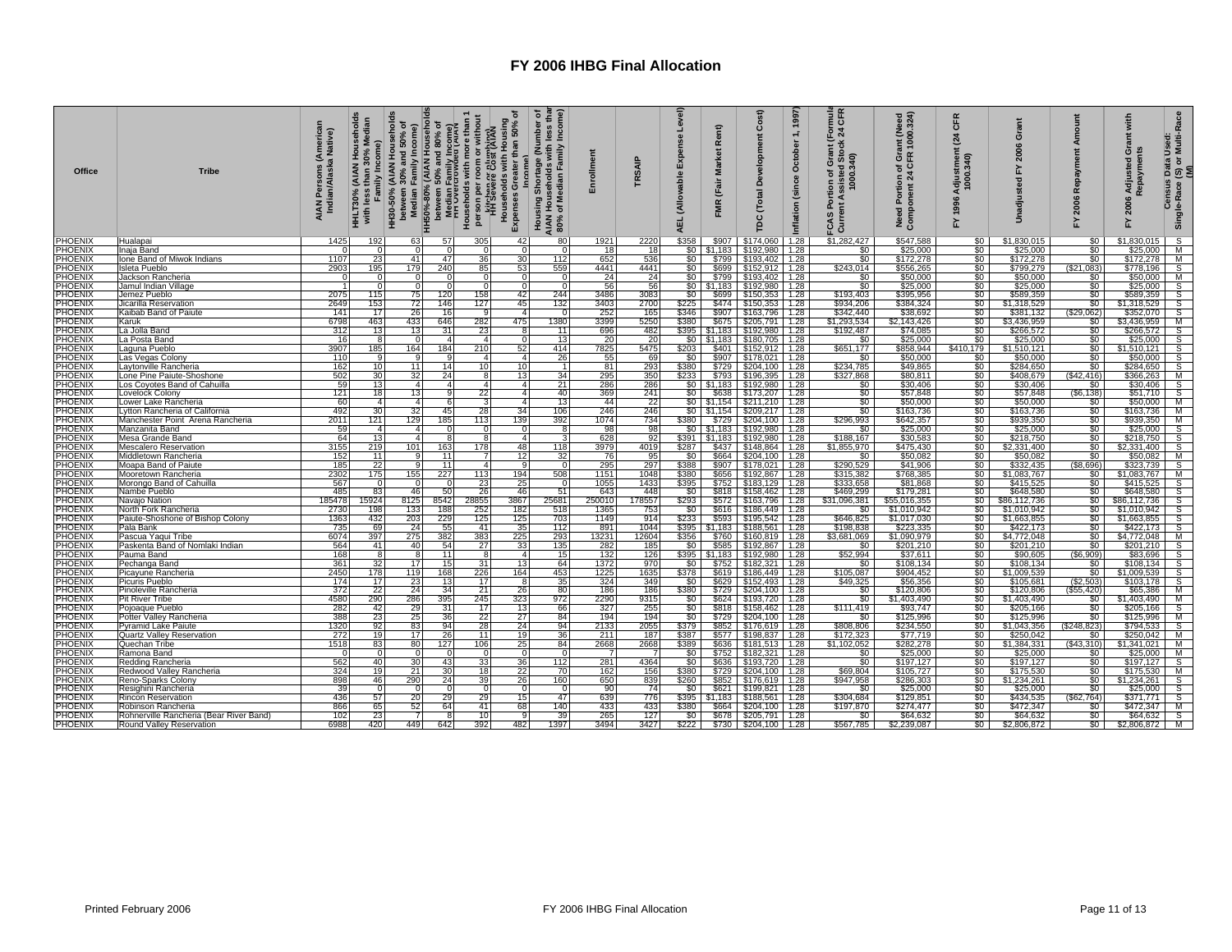# FY 2006 IHBG Final Allocation

| Office | Tribe | AIAN Persons (American Indian/Alaska Native) | HHLT30% (AIAN Households with less than 30% Median Family Income) | HH30-50% (AIAN Households between 30% and 50% of Median Family Income) | HH50%-80% (AIAN Households between 50% and 80% of Median Family Income) | HH Overcrowded (AIAN Households with more than 1 person per room or without kitchen or plumbing) | HH Severe Cost (AIAN Households with Housing Expenses Greater than 50% of Income) | Housing Shortage (Number of AIAN Households with less than 80% of Median Family Income) | Enrollment | TRSAIP | AEL (Allowable Expense Level) | FMR (Fair Market Rent) | TDC (Total Development Cost) | Inflation (since October 1, 1997) | FCAS Portion of Grant (Formula Current Assisted Stock 24 CFR 1000.340) | Need Portion of Grant (Need Component 24 CFR 1000.324) | FY 1996 Adjustment (24 CFR 1000.340) | Unadjusted FY 2006 Grant | FY 2006 Repayment Amount | FY 2006 Adjusted Grant with Repayments | Census Data Used: Single-Race (S) or Multi-Race (M) |
|---|---|---|---|---|---|---|---|---|---|---|---|---|---|---|---|---|---|---|---|---|---|
| PHOENIX | Hualapai | 1425 | 192 | 63 | 57 | 305 | 42 | 80 | 1921 | 2220 | $358 | $907 | $174,060 | 1.28 | $1,282,427 | $547,588 | $0 | $1,830,015 | $0 | $1,830,015 | S |
| PHOENIX | Inaja Band | 0 | 0 | 0 | 0 | 0 | 0 | 0 | 18 | 18 | $0 | $1,183 | $192,980 | 1.28 | $0 | $25,000 | $0 | $25,000 | $0 | $25,000 | M |
| PHOENIX | Ione Band of Miwok Indians | 1107 | 23 | 41 | 47 | 36 | 30 | 112 | 652 | 536 | $0 | $799 | $193,402 | 1.28 | $0 | $172,278 | $0 | $172,278 | $0 | $172,278 | M |
| PHOENIX | Isleta Pueblo | 2903 | 195 | 179 | 240 | 85 | 53 | 559 | 4441 | 4441 | $0 | $699 | $152,912 | 1.28 | $243,014 | $556,265 | $0 | $799,279 | ($21,083) | $778,196 | S |
| PHOENIX | Jackson Rancheria | 0 | 0 | 0 | 0 | 0 | 0 | 0 | 24 | 24 | $0 | $799 | $193,402 | 1.28 | $0 | $50,000 | $0 | $50,000 | $0 | $50,000 | M |
| PHOENIX | Jamul Indian Village | 1 | 0 | 0 | 0 | 0 | 0 | 0 | 56 | 56 | $0 | $1,183 | $192,980 | 1.28 | $0 | $25,000 | $0 | $25,000 | $0 | $25,000 | S |
| PHOENIX | Jemez Pueblo | 2075 | 115 | 75 | 120 | 158 | 42 | 244 | 3486 | 3083 | $0 | $699 | $150,353 | 1.28 | $193,403 | $395,956 | $0 | $589,359 | $0 | $589,359 | S |
| PHOENIX | Jicarilla Reservation | 2649 | 153 | 72 | 146 | 127 | 45 | 132 | 3403 | 2700 | $225 | $474 | $150,353 | 1.28 | $934,206 | $384,324 | $0 | $1,318,529 | $0 | $1,318,529 | S |
| PHOENIX | Kaibab Band of Paiute | 141 | 17 | 26 | 16 | 9 | 4 | 0 | 252 | 165 | $346 | $907 | $163,796 | 1.28 | $342,440 | $38,692 | $0 | $381,132 | ($29,062) | $352,070 | S |
| PHOENIX | Karuk | 6798 | 463 | 433 | 646 | 282 | 475 | 1380 | 3399 | 5250 | $380 | $675 | $205,791 | 1.28 | $1,293,534 | $2,143,426 | $0 | $3,436,959 | $0 | $3,436,959 | M |
| PHOENIX | La Jolla Band | 312 | 13 | 13 | 31 | 23 | 8 | 11 | 696 | 482 | $395 | $1,183 | $192,980 | 1.28 | $192,487 | $74,085 | $0 | $266,572 | $0 | $266,572 | S |
| PHOENIX | La Posta Band | 16 | 8 | 0 | 4 | 4 | 0 | 13 | 20 | 20 | $0 | $1,183 | $180,705 | 1.28 | $0 | $25,000 | $0 | $25,000 | $0 | $25,000 | S |
| PHOENIX | Laguna Pueblo | 3907 | 185 | 164 | 184 | 210 | 52 | 414 | 7825 | 5475 | $203 | $401 | $152,912 | 1.28 | $651,177 | $858,944 | $410,179 | $1,510,121 | $0 | $1,510,121 | S |
| PHOENIX | Las Vegas Colony | 110 | 9 | 9 | 9 | 4 | 4 | 26 | 55 | 69 | $0 | $907 | $178,021 | 1.28 | $0 | $50,000 | $0 | $50,000 | $0 | $50,000 | S |
| PHOENIX | Laytonville Rancheria | 162 | 10 | 11 | 14 | 10 | 10 | 1 | 81 | 293 | $380 | $729 | $204,100 | 1.28 | $234,785 | $49,865 | $0 | $284,650 | $0 | $284,650 | S |
| PHOENIX | Lone Pine Paiute-Shoshone | 502 | 30 | 32 | 24 | 8 | 13 | 34 | 295 | 350 | $233 | $793 | $196,395 | 1.28 | $327,868 | $80,811 | $0 | $408,679 | ($42,416) | $366,263 | M |
| PHOENIX | Los Coyotes Band of Cahuilla | 59 | 13 | 4 | 4 | 4 | 4 | 21 | 286 | 286 | $0 | $1,183 | $192,980 | 1.28 | $0 | $30,406 | $0 | $30,406 | $0 | $30,406 | S |
| PHOENIX | Lovelock Colony | 121 | 18 | 13 | 9 | 22 | 4 | 40 | 369 | 241 | $0 | $638 | $173,207 | 1.28 | $0 | $57,848 | $0 | $57,848 | ($6,138) | $51,710 | S |
| PHOENIX | Lower Lake Rancheria | 60 | 4 | 4 | 6 | 3 | 4 | 13 | 44 | 22 | $0 | $1,154 | $211,210 | 1.28 | $0 | $50,000 | $0 | $50,000 | $0 | $50,000 | M |
| PHOENIX | Lytton Rancheria of California | 492 | 30 | 32 | 45 | 28 | 34 | 106 | 246 | 246 | $0 | $1,154 | $209,217 | 1.28 | $0 | $163,736 | $0 | $163,736 | $0 | $163,736 | M |
| PHOENIX | Manchester Point Arena Rancheria | 2011 | 121 | 129 | 185 | 113 | 139 | 392 | 1074 | 734 | $380 | $729 | $204,100 | 1.28 | $296,993 | $642,357 | $0 | $939,350 | $0 | $939,350 | M |
| PHOENIX | Manzanita Band | 59 | 4 | 4 | 0 | 0 | 0 | 8 | 98 | 98 | $0 | $1,183 | $192,980 | 1.28 | $0 | $25,000 | $0 | $25,000 | $0 | $25,000 | S |
| PHOENIX | Mesa Grande Band | 64 | 13 | 4 | 8 | 8 | 4 | 3 | 628 | 92 | $391 | $1,183 | $192,980 | 1.28 | $188,167 | $30,583 | $0 | $218,750 | $0 | $218,750 | S |
| PHOENIX | Mescalero Reservation | 3155 | 219 | 101 | 163 | 178 | 48 | 118 | 3979 | 4019 | $287 | $437 | $148,864 | 1.28 | $1,855,970 | $475,430 | $0 | $2,331,400 | $0 | $2,331,400 | S |
| PHOENIX | Middletown Rancheria | 152 | 11 | 9 | 11 | 7 | 12 | 32 | 76 | 95 | $0 | $664 | $204,100 | 1.28 | $0 | $50,082 | $0 | $50,082 | $0 | $50,082 | M |
| PHOENIX | Moapa Band of Paiute | 185 | 22 | 9 | 11 | 4 | 9 | 0 | 295 | 297 | $388 | $907 | $178,021 | 1.28 | $290,529 | $41,906 | $0 | $332,435 | ($8,696) | $323,739 | S |
| PHOENIX | Mooretown Rancheria | 2302 | 175 | 155 | 227 | 113 | 194 | 508 | 1151 | 1048 | $380 | $656 | $192,867 | 1.28 | $315,382 | $768,385 | $0 | $1,083,767 | $0 | $1,083,767 | M |
| PHOENIX | Morongo Band of Cahuilla | 567 | 0 | 0 | 0 | 23 | 25 | 0 | 1055 | 1433 | $395 | $752 | $183,129 | 1.28 | $333,658 | $81,868 | $0 | $415,525 | $0 | $415,525 | S |
| PHOENIX | Nambe Pueblo | 485 | 83 | 46 | 50 | 26 | 46 | 51 | 643 | 448 | $0 | $818 | $158,462 | 1.28 | $469,299 | $179,281 | $0 | $648,580 | $0 | $648,580 | S |
| PHOENIX | Navajo Nation | 185478 | 15924 | 8125 | 8542 | 28855 | 3867 | 25681 | 250010 | 178557 | $293 | $572 | $163,796 | 1.28 | $31,096,381 | $55,016,355 | $0 | $86,112,736 | $0 | $86,112,736 | S |
| PHOENIX | North Fork Rancheria | 2730 | 198 | 133 | 188 | 252 | 182 | 518 | 1365 | 753 | $0 | $616 | $186,449 | 1.28 | $0 | $1,010,942 | $0 | $1,010,942 | $0 | $1,010,942 | S |
| PHOENIX | Paiute-Shoshone of Bishop Colony | 1363 | 432 | 203 | 229 | 125 | 125 | 703 | 1149 | 914 | $233 | $593 | $195,542 | 1.28 | $646,825 | $1,017,030 | $0 | $1,663,855 | $0 | $1,663,855 | S |
| PHOENIX | Pala Bank | 735 | 69 | 24 | 55 | 41 | 35 | 112 | 891 | 1044 | $395 | $1,183 | $188,561 | 1.28 | $198,838 | $223,335 | $0 | $422,173 | $0 | $422,173 | S |
| PHOENIX | Pascua Yaqui Tribe | 6074 | 397 | 275 | 382 | 383 | 225 | 293 | 13231 | 12604 | $356 | $760 | $160,819 | 1.28 | $3,681,069 | $1,090,979 | $0 | $4,772,048 | $0 | $4,772,048 | M |
| PHOENIX | Paskenta Band of Nomlaki Indian | 564 | 41 | 40 | 54 | 27 | 33 | 135 | 282 | 185 | $0 | $585 | $192,867 | 1.28 | $0 | $201,210 | $0 | $201,210 | $0 | $201,210 | S |
| PHOENIX | Pauma Band | 168 | 8 | 8 | 11 | 8 | 4 | 15 | 132 | 126 | $395 | $1,183 | $192,980 | 1.28 | $52,994 | $37,611 | $0 | $90,605 | ($6,909) | $83,696 | S |
| PHOENIX | Pechanga Band | 361 | 32 | 17 | 15 | 31 | 13 | 64 | 1372 | 970 | $0 | $752 | $182,321 | 1.28 | $0 | $108,134 | $0 | $108,134 | $0 | $108,134 | S |
| PHOENIX | Picayune Rancheria | 2450 | 178 | 119 | 168 | 226 | 164 | 453 | 1225 | 1635 | $378 | $619 | $186,449 | 1.28 | $105,087 | $904,452 | $0 | $1,009,539 | $0 | $1,009,539 | S |
| PHOENIX | Picuris Pueblo | 174 | 17 | 23 | 13 | 17 | 8 | 35 | 324 | 349 | $0 | $629 | $152,493 | 1.28 | $49,325 | $56,356 | $0 | $105,681 | ($2,503) | $103,178 | S |
| PHOENIX | Pinoleville Rancheria | 372 | 22 | 24 | 34 | 21 | 26 | 80 | 186 | 186 | $380 | $729 | $204,100 | 1.28 | $0 | $120,806 | $0 | $120,806 | ($55,420) | $65,386 | M |
| PHOENIX | Pit River Tribe | 4580 | 290 | 286 | 395 | 245 | 323 | 972 | 2290 | 9315 | $0 | $624 | $193,720 | 1.28 | $0 | $1,403,490 | $0 | $1,403,490 | $0 | $1,403,490 | M |
| PHOENIX | Pojoaque Pueblo | 282 | 42 | 29 | 31 | 17 | 13 | 66 | 327 | 255 | $0 | $818 | $158,462 | 1.28 | $111,419 | $93,747 | $0 | $205,166 | $0 | $205,166 | S |
| PHOENIX | Potter Valley Rancheria | 388 | 23 | 25 | 36 | 22 | 27 | 84 | 194 | 194 | $0 | $729 | $204,100 | 1.28 | $0 | $125,996 | $0 | $125,996 | $0 | $125,996 | M |
| PHOENIX | Pyramid Lake Paiute | 1320 | 92 | 83 | 94 | 28 | 24 | 94 | 2133 | 2055 | $379 | $852 | $176,619 | 1.28 | $808,806 | $234,550 | $0 | $1,043,356 | ($248,823) | $794,533 | S |
| PHOENIX | Quartz Valley Reservation | 272 | 19 | 17 | 26 | 11 | 19 | 36 | 211 | 187 | $387 | $577 | $198,837 | 1.28 | $172,323 | $77,719 | $0 | $250,042 | $0 | $250,042 | M |
| PHOENIX | Quechan Tribe | 1518 | 83 | 80 | 127 | 106 | 25 | 84 | 2668 | 2668 | $389 | $636 | $181,513 | 1.28 | $1,102,052 | $282,278 | $0 | $1,384,331 | ($43,310) | $1,341,021 | M |
| PHOENIX | Ramona Band | 0 | 0 | 0 | 0 | 0 | 0 | 0 | 7 | 7 | $0 | $752 | $182,321 | 1.28 | $0 | $25,000 | $0 | $25,000 | $0 | $25,000 | M |
| PHOENIX | Redding Rancheria | 562 | 40 | 30 | 43 | 33 | 36 | 112 | 281 | 4364 | $0 | $636 | $193,720 | 1.28 | $0 | $197,127 | $0 | $197,127 | $0 | $197,127 | S |
| PHOENIX | Redwood Valley Rancheria | 324 | 19 | 21 | 30 | 18 | 22 | 70 | 162 | 156 | $380 | $729 | $204,100 | 1.28 | $69,804 | $105,727 | $0 | $175,530 | $0 | $175,530 | M |
| PHOENIX | Reno-Sparks Colony | 898 | 46 | 290 | 24 | 39 | 26 | 160 | 650 | 839 | $260 | $852 | $176,619 | 1.28 | $947,958 | $286,303 | $0 | $1,234,261 | $0 | $1,234,261 | S |
| PHOENIX | Resighini Rancheria | 39 | 0 | 0 | 0 | 0 | 0 | 0 | 90 | 74 | $0 | $621 | $199,821 | 1.28 | $0 | $25,000 | $0 | $25,000 | $0 | $25,000 | S |
| PHOENIX | Rincon Reservation | 436 | 57 | 20 | 29 | 29 | 15 | 47 | 639 | 776 | $395 | $1,183 | $188,561 | 1.28 | $304,684 | $129,851 | $0 | $434,535 | ($62,764) | $371,771 | S |
| PHOENIX | Robinson Rancheria | 866 | 65 | 52 | 64 | 41 | 68 | 140 | 433 | 433 | $380 | $664 | $204,100 | 1.28 | $197,870 | $274,477 | $0 | $472,347 | $0 | $472,347 | M |
| PHOENIX | Rohnerville Rancheria (Bear River Band) | 102 | 23 | 7 | 8 | 10 | 9 | 39 | 265 | 127 | $0 | $678 | $205,791 | 1.28 | $0 | $64,632 | $0 | $64,632 | $0 | $64,632 | S |
| PHOENIX | Round Valley Reservation | 6988 | 420 | 449 | 642 | 392 | 482 | 1397 | 3494 | 3427 | $222 | $730 | $204,100 | 1.28 | $567,785 | $2,239,087 | $0 | $2,806,872 | $0 | $2,806,872 | M |

Printed February 2006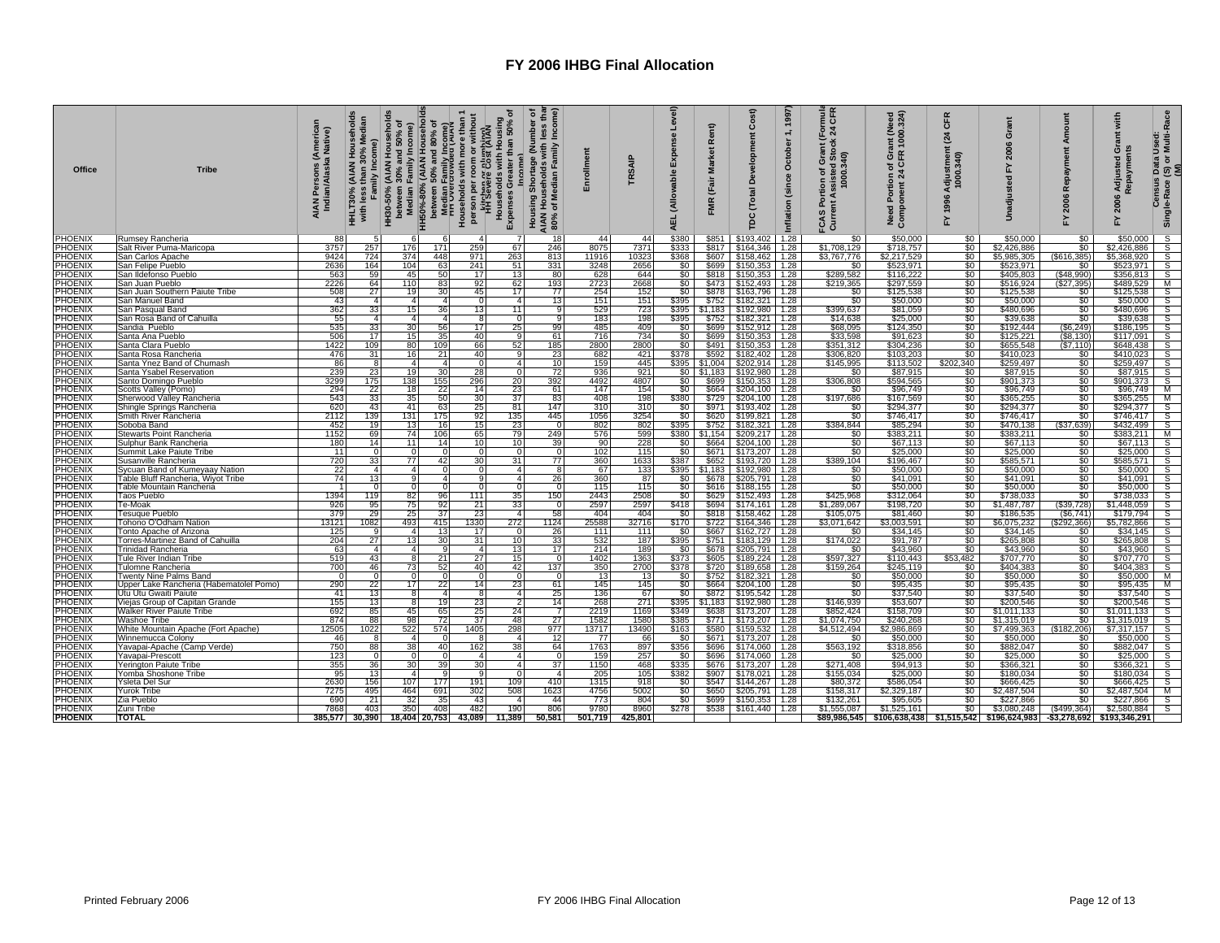# FY 2006 IHBG Final Allocation

| Office | Tribe | AIAN Persons (American Indian/Alaska Native) | HHLT30% (AIAN Households with less than 30% Median Family Income) | HH30-50% (AIAN Households between 30% and 50% of Median Family Income) | HH50%-80% (AIAN Households between 50% and 80% of Median Family Income) | HH Overcrowded (AIAN Households with more than 1 person per room or without kitchen or plumbing) | HH Severe Cost (AIAN Households with Housing Expenses Greater than 50% of Income) | Housing Shortage (Number of AIAN Households with less than 80% of Median Family Income) | Enrollment | TRSAIP | AEL (Allowable Expense Level) | FMR (Fair Market Rent) | TDC (Total Development Cost) | Inflation (since October 1, 1997) | FCAS Portion of Grant (Formula Current Assisted Stock 24 CFR 1000.340) | Need Portion of Grant (Need Component 24 CFR 1000.324) | FY 1996 Adjustment (24 CFR 1000.340) | Unadjusted FY 2006 Grant | FY 2006 Repayment Amount | FY 2006 Adjusted Grant with Repayments | Census Data Used: Single-Race (S) or Multi-Race (M) |
|---|---|---|---|---|---|---|---|---|---|---|---|---|---|---|---|---|---|---|---|---|---|
| PHOENIX | Rumsey Rancheria | 88 | 5 | 6 | 6 | 4 | 7 | 18 | 44 | 44 | $380 | $851 | $193,402 | 1.28 | $0 | $50,000 | $0 | $50,000 | $0 | $50,000 | S |
| PHOENIX | Salt River Puma-Maricopa | 3757 | 257 | 176 | 171 | 259 | 67 | 246 | 8075 | 7371 | $333 | $817 | $164,346 | 1.28 | $1,708,129 | $718,757 | $0 | $2,426,886 | $0 | $2,426,886 | S |
| PHOENIX | San Carlos Apache | 9424 | 724 | 374 | 448 | 971 | 263 | 813 | 11916 | 10323 | $368 | $607 | $158,462 | 1.28 | $3,767,776 | $2,217,529 | $0 | $5,985,305 | ($616,385) | $5,368,920 | S |
| PHOENIX | San Felipe Pueblo | 2636 | 164 | 104 | 63 | 241 | 51 | 331 | 3248 | 2656 | $0 | $699 | $150,353 | 1.28 | $0 | $523,971 | $0 | $523,971 | $0 | $523,971 | S |
| PHOENIX | San Ildefonso Pueblo | 563 | 59 | 45 | 50 | 17 | 13 | 80 | 628 | 644 | $0 | $818 | $150,353 | 1.28 | $289,582 | $116,222 | $0 | $405,803 | ($48,990) | $356,813 | S |
| PHOENIX | San Juan Pueblo | 2226 | 64 | 110 | 83 | 92 | 62 | 193 | 2723 | 2668 | $0 | $473 | $152,493 | 1.28 | $219,365 | $297,559 | $0 | $516,924 | ($27,395) | $489,529 | M |
| PHOENIX | San Juan Southern Paiute Tribe | 508 | 27 | 19 | 30 | 45 | 17 | 77 | 254 | 152 | $0 | $878 | $163,796 | 1.28 | $0 | $125,538 | $0 | $125,538 | $0 | $125,538 | S |
| PHOENIX | San Manuel Band | 43 | 4 | 4 | 4 | 0 | 4 | 13 | 151 | 151 | $395 | $752 | $182,321 | 1.28 | $0 | $50,000 | $0 | $50,000 | $0 | $50,000 | S |
| PHOENIX | San Pasqual Band | 362 | 33 | 15 | 36 | 13 | 11 | 9 | 529 | 723 | $395 | $1,183 | $192,980 | 1.28 | $399,637 | $81,059 | $0 | $480,696 | $0 | $480,696 | S |
| PHOENIX | San Rosa Band of Cahuilla | 55 | 4 | 4 | 4 | 8 | 0 | 9 | 183 | 198 | $395 | $752 | $182,321 | 1.28 | $14,638 | $25,000 | $0 | $39,638 | $0 | $39,638 | S |
| PHOENIX | Sandia Pueblo | 535 | 33 | 30 | 56 | 17 | 25 | 99 | 485 | 409 | $0 | $699 | $152,912 | 1.28 | $68,095 | $124,350 | $0 | $192,444 | ($6,249) | $186,195 | S |
| PHOENIX | Santa Ana Pueblo | 506 | 17 | 15 | 35 | 40 | 9 | 61 | 716 | 734 | $0 | $699 | $150,353 | 1.28 | $33,598 | $91,623 | $0 | $125,221 | ($8,130) | $117,091 | S |
| PHOENIX | Santa Clara Pueblo | 1422 | 109 | 80 | 109 | 66 | 52 | 185 | 2800 | 2800 | $0 | $491 | $150,353 | 1.28 | $351,312 | $304,236 | $0 | $655,548 | ($7,110) | $648,438 | S |
| PHOENIX | Santa Rosa Rancheria | 476 | 31 | 16 | 21 | 40 | 9 | 23 | 682 | 421 | $378 | $592 | $182,402 | 1.28 | $306,820 | $103,203 | $0 | $410,023 | $0 | $410,023 | S |
| PHOENIX | Santa Ynez Band of Chumash | 86 | 8 | 4 | 4 | 0 | 4 | 10 | 159 | 445 | $395 | $1,004 | $202,914 | 1.28 | $145,995 | $113,502 | $202,340 | $259,497 | $0 | $259,497 | S |
| PHOENIX | Santa Ysabel Reservation | 239 | 23 | 19 | 30 | 28 | 0 | 72 | 936 | 921 | $0 | $1,183 | $192,980 | 1.28 | $0 | $87,915 | $0 | $87,915 | $0 | $87,915 | S |
| PHOENIX | Santo Domingo Pueblo | 3299 | 175 | 138 | 155 | 296 | 20 | 392 | 4492 | 4807 | $0 | $699 | $150,353 | 1.28 | $306,808 | $594,565 | $0 | $901,373 | $0 | $901,373 | S |
| PHOENIX | Scotts Valley (Pomo) | 294 | 22 | 18 | 22 | 14 | 23 | 61 | 147 | 154 | $0 | $664 | $204,100 | 1.28 | $0 | $96,749 | $0 | $96,749 | $0 | $96,749 | M |
| PHOENIX | Sherwood Valley Rancheria | 543 | 33 | 35 | 50 | 30 | 37 | 83 | 408 | 198 | $380 | $729 | $204,100 | 1.28 | $197,686 | $167,569 | $0 | $365,255 | $0 | $365,255 | M |
| PHOENIX | Shingle Springs Rancheria | 620 | 43 | 41 | 63 | 25 | 81 | 147 | 310 | 310 | $0 | $971 | $193,402 | 1.28 | $0 | $294,377 | $0 | $294,377 | $0 | $294,377 | S |
| PHOENIX | Smith River Rancheria | 2112 | 139 | 131 | 175 | 92 | 135 | 445 | 1056 | 3254 | $0 | $620 | $199,821 | 1.28 | $0 | $746,417 | $0 | $746,417 | $0 | $746,417 | S |
| PHOENIX | Soboba Band | 452 | 19 | 13 | 16 | 15 | 23 | 0 | 802 | 802 | $395 | $752 | $182,321 | 1.28 | $384,844 | $85,294 | $0 | $470,138 | ($37,639) | $432,499 | S |
| PHOENIX | Stewarts Point Rancheria | 1152 | 69 | 74 | 106 | 65 | 79 | 249 | 576 | 599 | $380 | $1,154 | $209,217 | 1.28 | $0 | $383,211 | $0 | $383,211 | $0 | $383,211 | M |
| PHOENIX | Sulphur Bank Rancheria | 180 | 14 | 11 | 14 | 10 | 10 | 39 | 90 | 228 | $0 | $664 | $204,100 | 1.28 | $0 | $67,113 | $0 | $67,113 | $0 | $67,113 | S |
| PHOENIX | Summit Lake Paiute Tribe | 11 | 0 | 0 | 0 | 0 | 0 | 0 | 102 | 115 | $0 | $671 | $173,207 | 1.28 | $0 | $25,000 | $0 | $25,000 | $0 | $25,000 | S |
| PHOENIX | Susanville Rancheria | 720 | 33 | 77 | 42 | 30 | 31 | 77 | 360 | 1633 | $387 | $652 | $193,720 | 1.28 | $389,104 | $196,467 | $0 | $585,571 | $0 | $585,571 | S |
| PHOENIX | Sycuan Band of Kumeyaay Nation | 22 | 4 | 4 | 0 | 0 | 4 | 8 | 67 | 133 | $395 | $1,183 | $192,980 | 1.28 | $0 | $50,000 | $0 | $50,000 | $0 | $50,000 | S |
| PHOENIX | Table Bluff Rancheria, Wiyot Tribe | 74 | 13 | 9 | 4 | 9 | 4 | 26 | 360 | 87 | $0 | $678 | $205,791 | 1.28 | $0 | $41,091 | $0 | $41,091 | $0 | $41,091 | S |
| PHOENIX | Table Mountain Rancheria | 1 | 0 | 0 | 0 | 0 | 0 | 0 | 115 | 115 | $0 | $616 | $188,155 | 1.28 | $0 | $50,000 | $0 | $50,000 | $0 | $50,000 | S |
| PHOENIX | Taos Pueblo | 1394 | 119 | 82 | 96 | 111 | 35 | 150 | 2443 | 2508 | $0 | $629 | $152,493 | 1.28 | $425,968 | $312,064 | $0 | $738,033 | $0 | $738,033 | S |
| PHOENIX | Te-Moak | 926 | 95 | 75 | 92 | 21 | 33 | 0 | 2597 | 2597 | $418 | $694 | $174,161 | 1.28 | $1,289,067 | $198,720 | $0 | $1,487,787 | ($39,728) | $1,448,059 | S |
| PHOENIX | Tesuque Pueblo | 379 | 29 | 25 | 37 | 23 | 4 | 58 | 404 | 404 | $0 | $818 | $158,462 | 1.28 | $105,075 | $81,460 | $0 | $186,535 | ($6,741) | $179,794 | S |
| PHOENIX | Tohono O'Odham Nation | 13121 | 1082 | 493 | 415 | 1330 | 272 | 1124 | 25588 | 32716 | $170 | $722 | $164,346 | 1.28 | $3,071,642 | $3,003,591 | $0 | $6,075,232 | ($292,366) | $5,782,866 | S |
| PHOENIX | Tonto Apache of Arizona | 125 | 9 | 4 | 13 | 17 | 0 | 26 | 111 | 111 | $0 | $667 | $162,727 | 1.28 | $0 | $34,145 | $0 | $34,145 | $0 | $34,145 | S |
| PHOENIX | Torres-Martinez Band of Cahuilla | 204 | 27 | 13 | 30 | 31 | 10 | 33 | 532 | 187 | $395 | $751 | $183,129 | 1.28 | $174,022 | $91,787 | $0 | $265,808 | $0 | $265,808 | S |
| PHOENIX | Trinidad Rancheria | 63 | 4 | 4 | 9 | 4 | 13 | 17 | 214 | 189 | $0 | $678 | $205,791 | 1.28 | $0 | $43,960 | $0 | $43,960 | $0 | $43,960 | S |
| PHOENIX | Tule River Indian Tribe | 519 | 43 | 8 | 21 | 27 | 15 | 0 | 1402 | 1363 | $373 | $605 | $189,224 | 1.28 | $597,327 | $110,443 | $53,482 | $707,770 | $0 | $707,770 | S |
| PHOENIX | Tulomne Rancheria | 700 | 46 | 73 | 52 | 40 | 42 | 137 | 350 | 2700 | $378 | $720 | $189,658 | 1.28 | $159,264 | $245,119 | $0 | $404,383 | $0 | $404,383 | S |
| PHOENIX | Twenty Nine Palms Band | 0 | 0 | 0 | 0 | 0 | 0 | 0 | 13 | 13 | $0 | $752 | $182,321 | 1.28 | $0 | $50,000 | $0 | $50,000 | $0 | $50,000 | M |
| PHOENIX | Upper Lake Rancheria (Habematolel Pomo) | 290 | 22 | 17 | 22 | 14 | 23 | 61 | 145 | 145 | $0 | $664 | $204,100 | 1.28 | $0 | $95,435 | $0 | $95,435 | $0 | $95,435 | M |
| PHOENIX | Utu Utu Gwaiti Paiute | 41 | 13 | 8 | 4 | 8 | 4 | 25 | 136 | 67 | $0 | $872 | $195,542 | 1.28 | $0 | $37,540 | $0 | $37,540 | $0 | $37,540 | S |
| PHOENIX | Viejas Group of Capitan Grande | 155 | 13 | 8 | 19 | 23 | 2 | 14 | 268 | 271 | $395 | $1,183 | $192,980 | 1.28 | $146,939 | $53,607 | $0 | $200,546 | $0 | $200,546 | S |
| PHOENIX | Walker River Paiute Tribe | 692 | 85 | 45 | 65 | 25 | 24 | 7 | 2219 | 1169 | $349 | $638 | $173,207 | 1.28 | $852,424 | $158,709 | $0 | $1,011,133 | $0 | $1,011,133 | S |
| PHOENIX | Washoe Tribe | 874 | 88 | 98 | 72 | 37 | 48 | 27 | 1582 | 1580 | $385 | $771 | $173,207 | 1.28 | $1,074,750 | $240,268 | $0 | $1,315,019 | $0 | $1,315,019 | S |
| PHOENIX | White Mountain Apache (Fort Apache) | 12505 | 1022 | 522 | 574 | 1405 | 298 | 977 | 13717 | 13490 | $163 | $580 | $159,532 | 1.28 | $4,512,494 | $2,986,869 | $0 | $7,499,363 | ($182,206) | $7,317,157 | S |
| PHOENIX | Winnemucca Colony | 46 | 8 | 4 | 0 | 8 | 4 | 12 | 77 | 66 | $0 | $671 | $173,207 | 1.28 | $0 | $50,000 | $0 | $50,000 | $0 | $50,000 | S |
| PHOENIX | Yavapai-Apache (Camp Verde) | 750 | 88 | 38 | 40 | 162 | 38 | 64 | 1763 | 897 | $356 | $696 | $174,060 | 1.28 | $563,192 | $318,856 | $0 | $882,047 | $0 | $882,047 | S |
| PHOENIX | Yavapai-Prescott | 123 | 0 | 0 | 0 | 4 | 4 | 0 | 159 | 257 | $0 | $696 | $174,060 | 1.28 | $0 | $25,000 | $0 | $25,000 | $0 | $25,000 | S |
| PHOENIX | Yerington Paiute Tribe | 355 | 36 | 30 | 39 | 30 | 4 | 37 | 1150 | 468 | $335 | $676 | $173,207 | 1.28 | $271,408 | $94,913 | $0 | $366,321 | $0 | $366,321 | S |
| PHOENIX | Yomba Shoshone Tribe | 95 | 13 | 4 | 9 | 9 | 0 | 4 | 205 | 105 | $382 | $907 | $178,021 | 1.28 | $155,034 | $25,000 | $0 | $180,034 | $0 | $180,034 | S |
| PHOENIX | Ysleta Del Sur | 2630 | 156 | 107 | 177 | 191 | 109 | 410 | 1315 | 918 | $0 | $547 | $144,267 | 1.28 | $80,372 | $586,054 | $0 | $666,425 | $0 | $666,425 | S |
| PHOENIX | Yurok Tribe | 7275 | 495 | 464 | 691 | 302 | 508 | 1623 | 4756 | 5002 | $0 | $650 | $205,791 | 1.28 | $158,317 | $2,329,187 | $0 | $2,487,504 | $0 | $2,487,504 | M |
| PHOENIX | Zia Pueblo | 690 | 21 | 32 | 35 | 43 | 4 | 44 | 773 | 804 | $0 | $699 | $150,353 | 1.28 | $132,261 | $95,605 | $0 | $227,866 | $0 | $227,866 | S |
| PHOENIX | Zuni Tribe | 7868 | 403 | 350 | 408 | 482 | 190 | 806 | 9780 | 8960 | $278 | $538 | $161,440 | 1.28 | $1,555,087 | $1,525,161 | $0 | $3,080,248 | ($499,364) | $2,580,884 | S |
| **PHOENIX** | **TOTAL** | **385,577** | **30,390** | **18,404** | **20,753** | **43,089** | **11,389** | **50,581** | **501,719** | **425,801** | | | | | **$89,986,545** | **$106,638,438** | **$1,515,542** | **$196,624,983** | **-$3,278,692** | **$193,346,291** | |

Printed February 2006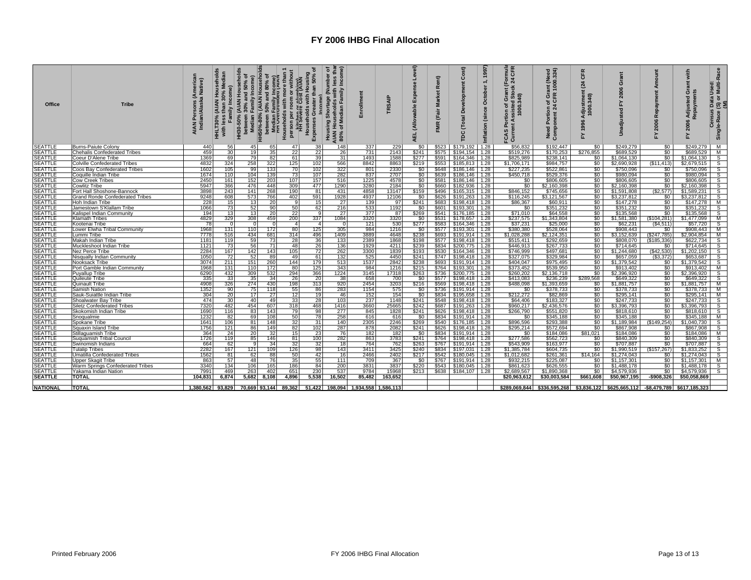# FY 2006 IHBG Final Allocation

| Office | Tribe | AIAN Persons (American Indian/Alaska Native) | HHLT30% (AIAN Households with less than 30% Median Family Income) | HH30-50% (AIAN Households between 30% and 50% of Median Family Income) | HH50%-80% (AIAN Households between 50% and 80% of Median Family Income) | HH Overcrowded (AIAN Households with more than 1 person per room or without kitchen or plumbing) | HH Severe Cost (AIAN Households with Housing Expenses Greater than 50% of Income) | Housing Shortage (Number of AIAN Households with less than 80% of Median Family Income) | Enrollment | TRSAIP | AEL (Allowable Expense Level) | FMR (Fair Market Rent) | TDC (Total Development Cost) | Inflation (since October 1, 1997) | FCAS Portion of Grant (Formula Current Assisted Stock 24 CFR 1000.340) | Need Portion of Grant (Need Component 24 CFR 1000.324) | FY 1996 Adjustment (24 CFR 1000.340) | Unadjusted FY 2006 Grant | FY 2006 Repayment Amount | FY 2006 Adjusted Grant with Repayments | Census Data Used: Single-Race (S) or Multi-Race (M) |
|---|---|---|---|---|---|---|---|---|---|---|---|---|---|---|---|---|---|---|---|---|---|
| SEATTLE | Burns-Paiute Colony | 440 | 56 | 45 | 65 | 47 | 38 | 148 | 337 | 229 | $0 | $523 | $179,192 | 1.28 | $56,832 | $192,447 | $0 | $249,279 | $0 | $249,279 | M |
| SEATTLE | Chehalis Confederated Tribes | 459 | 30 | 19 | 35 | 22 | 22 | 26 | 731 | 2143 | $241 | $575 | $194,154 | 1.28 | $519,276 | $170,253 | $276,855 | $689,529 | $0 | $689,529 | M |
| SEATTLE | Coeur D'Alene Tribe | 1369 | 69 | 79 | 82 | 61 | 39 | 31 | 1493 | 1588 | $277 | $591 | $164,346 | 1.28 | $825,989 | $238,141 | $0 | $1,064,130 | $0 | $1,064,130 | S |
| SEATTLE | Colville Confederated Tribes | 4832 | 324 | 258 | 322 | 125 | 102 | 566 | 8842 | 8863 | $219 | $553 | $185,813 | 1.28 | $1,706,171 | $984,757 | $0 | $2,690,928 | ($11,413) | $2,679,515 | S |
| SEATTLE | Coos Bay Confederated Tribes | 1602 | 105 | 99 | 133 | 70 | 102 | 322 | 801 | 2330 | $0 | $648 | $186,146 | 1.28 | $227,235 | $522,861 | $0 | $750,096 | $0 | $750,096 | S |
| SEATTLE | Coquille Indian Tribe | 1674 | 110 | 104 | 139 | 73 | 107 | 282 | 837 | 2707 | $0 | $639 | $186,146 | 1.28 | $450,718 | $529,376 | $0 | $980,094 | $0 | $980,094 | S |
| SEATTLE | Cow Creek Tribes | 2450 | 161 | 152 | 203 | 107 | 157 | 516 | 1225 | 4578 | $0 | $581 | $186,146 | 1.28 | $0 | $806,605 | $0 | $806,605 | $0 | $806,605 | S |
| SEATTLE | Cowlitz Tribe | 5947 | 366 | 476 | 448 | 309 | 477 | 1290 | 3280 | 2184 | $0 | $660 | $182,936 | 1.28 | $0 | $2,160,398 | $0 | $2,160,398 | $0 | $2,160,398 | S |
| SEATTLE | Fort Hall Shoshone-Bannock | 3898 | 243 | 141 | 268 | 190 | 81 | 431 | 4858 | 13147 | $159 | $496 | $165,315 | 1.28 | $846,152 | $745,656 | $0 | $1,591,808 | ($2,577) | $1,589,231 | S |
| SEATTLE | Grand Ronde Confederated Tribes | 9248 | 608 | 573 | 766 | 402 | 591 | 1928 | 4937 | 12106 | $0 | $626 | $191,263 | 1.28 | $116,245 | $3,121,567 | $0 | $3,237,812 | $0 | $3,237,812 | S |
| SEATTLE | Hoh Indian Tribe | 228 | 15 | 13 | 20 | 9 | 15 | 27 | 139 | 97 | $241 | $683 | $198,418 | 1.28 | $86,367 | $60,911 | $0 | $147,278 | $0 | $147,278 | M |
| SEATTLE | Jamestown S'Klallam Tribe | 1066 | 73 | 52 | 90 | 50 | 62 | 216 | 533 | 1192 | $0 | $601 | $193,301 | 1.28 | $0 | $351,232 | $0 | $351,232 | $0 | $351,232 | S |
| SEATTLE | Kalispel Indian Community | 194 | 13 | 13 | 20 | 22 | 9 | 27 | 377 | 87 | $269 | $541 | $176,185 | 1.28 | $71,010 | $64,558 | $0 | $135,568 | $0 | $135,568 | S |
| SEATTLE | Klamath Tribes | 4829 | 329 | 308 | 459 | 200 | 337 | 1084 | 3320 | 3320 | $0 | $531 | $178,657 | 1.28 | $237,575 | $1,343,804 | $0 | $1,581,380 | ($104,281) | $1,477,099 | M |
| SEATTLE | Kootenai Tribe | 78 | 0 | 0 | 0 | 4 | 4 | 0 | 121 | 530 | $277 | $583 | $164,346 | 1.28 | $37,231 | $25,000 | $0 | $62,231 | ($4,511) | $57,720 | S |
| SEATTLE | Lower Elwha Tribal Community | 1968 | 131 | 110 | 172 | 80 | 125 | 305 | 984 | 1216 | $0 | $577 | $193,301 | 1.28 | $380,380 | $528,064 | $0 | $908,443 | $0 | $908,443 | M |
| SEATTLE | Lummi Tribe | 7778 | 516 | 434 | 681 | 314 | 496 | 1409 | 3889 | 4648 | $238 | $693 | $191,914 | 1.28 | $1,028,288 | $2,124,351 | $0 | $3,152,639 | ($247,785) | $2,904,854 | M |
| SEATTLE | Makah Indian Tribe | 1181 | 119 | 59 | 73 | 28 | 36 | 133 | 2389 | 1868 | $198 | $577 | $198,418 | 1.28 | $515,411 | $292,659 | $0 | $808,070 | ($185,336) | $622,734 | S |
| SEATTLE | Muckleshoot Indian Tribe | 1121 | 73 | 56 | 71 | 48 | 26 | 136 | 1929 | 4211 | $239 | $834 | $200,775 | 1.28 | $446,913 | $267,733 | $0 | $714,645 | $0 | $714,645 | S |
| SEATTLE | Nez Perce Tribe | 2284 | 167 | 142 | 143 | 105 | 72 | 262 | 3300 | 1839 | $193 | $530 | $164,346 | 1.28 | $746,999 | $497,681 | $0 | $1,244,680 | ($42,530) | $1,202,150 | S |
| SEATTLE | Nisqually Indian Community | 1050 | 72 | 52 | 89 | 49 | 61 | 132 | 525 | 4450 | $241 | $747 | $198,418 | 1.28 | $327,075 | $329,984 | $0 | $657,059 | ($3,372) | $653,687 | S |
| SEATTLE | Nooksack Tribe | 3074 | 211 | 151 | 260 | 144 | 179 | 513 | 1537 | 2842 | $238 | $693 | $191,914 | 1.28 | $404,047 | $975,495 | $0 | $1,379,542 | $0 | $1,379,542 | S |
| SEATTLE | Port Gamble Indian Community | 1968 | 131 | 110 | 172 | 80 | 125 | 343 | 984 | 1216 | $215 | $764 | $193,301 | 1.28 | $373,452 | $539,950 | $0 | $913,402 | $0 | $913,402 | M |
| SEATTLE | Puyallup Tribe | 6290 | 432 | 309 | 532 | 294 | 366 | 1224 | 3145 | 17318 | $263 | $736 | $200,775 | 1.28 | $260,202 | $2,136,718 | $0 | $2,396,920 | $0 | $2,396,920 | S |
| SEATTLE | Quileute Tribe | 335 | 33 | 35 | 34 | 26 | 20 | 38 | 658 | 700 | $0 | $577 | $198,418 | 1.28 | $413,083 | $236,239 | $289,568 | $649,322 | $0 | $649,322 | S |
| SEATTLE | Quinault Tribe | 4908 | 326 | 274 | 430 | 198 | 313 | 920 | 2454 | 3203 | $216 | $569 | $198,418 | 1.28 | $488,098 | $1,393,659 | $0 | $1,881,757 | $0 | $1,881,757 | M |
| SEATTLE | Samish Nation | 1352 | 90 | 75 | 118 | 55 | 86 | 283 | 1154 | 575 | $0 | $736 | $191,914 | 1.28 | $0 | $378,733 | $0 | $378,733 | $0 | $378,733 | M |
| SEATTLE | Sauk-Suiattle Indian Tribe | 304 | 20 | 17 | 27 | 12 | 19 | 46 | 152 | 154 | $0 | $834 | $195,658 | 1.28 | $212,272 | $82,869 | $0 | $295,141 | $0 | $295,141 | M |
| SEATTLE | Shoalwater Bay Tribe | 474 | 30 | 40 | 49 | 33 | 28 | 103 | 237 | 1148 | $241 | $548 | $198,418 | 1.28 | $64,406 | $183,327 | $0 | $247,733 | $0 | $247,733 | S |
| SEATTLE | Siletz Confederated Tribes | 7320 | 482 | 454 | 607 | 318 | 468 | 1416 | 3660 | 25665 | $242 | $687 | $191,263 | 1.28 | $960,217 | $2,436,576 | $0 | $3,396,793 | $0 | $3,396,793 | S |
| SEATTLE | Skokomish Indian Tribe | 1690 | 116 | 83 | 143 | 79 | 98 | 277 | 845 | 1828 | $241 | $626 | $198,418 | 1.28 | $266,790 | $551,820 | $0 | $818,610 | $0 | $818,610 | S |
| SEATTLE | Snoqualmie | 1232 | 82 | 69 | 108 | 50 | 78 | 258 | 616 | 616 | $0 | $834 | $191,914 | 1.28 | $0 | $345,188 | $0 | $345,188 | $0 | $345,188 | M |
| SEATTLE | Spokane Tribe | 1641 | 106 | 81 | 148 | 32 | 31 | 140 | 2305 | 2246 | $269 | $540 | $176,185 | 1.28 | $896,596 | $293,388 | $0 | $1,189,984 | ($149,254) | $1,040,730 | S |
| SEATTLE | Squaxin Island Tribe | 1756 | 121 | 86 | 149 | 82 | 102 | 287 | 878 | 2082 | $241 | $626 | $198,418 | 1.28 | $295,214 | $572,694 | $0 | $867,908 | $0 | $867,908 | S |
| SEATTLE | Stillaguamish Tribe | 364 | 24 | 20 | 32 | 15 | 23 | 76 | 182 | 182 | $0 | $834 | $191,914 | 1.28 | $0 | $184,086 | $81,021 | $184,086 | $0 | $184,086 | M |
| SEATTLE | Suquamish Tribal Council | 1726 | 119 | 85 | 146 | 81 | 100 | 282 | 863 | 3783 | $241 | $764 | $198,418 | 1.28 | $277,586 | $562,723 | $0 | $840,309 | $0 | $840,309 | S |
| SEATTLE | Swinomish Indians | 664 | 62 | 9 | 34 | 32 | 32 | 18 | 764 | 762 | $263 | $767 | $191,914 | 1.28 | $543,909 | $163,977 | $0 | $707,887 | $0 | $707,887 | S |
| SEATTLE | Tulalip Tribes | 2282 | 167 | 121 | 109 | 126 | 98 | 143 | 3411 | 3425 | $240 | $834 | $197,031 | 1.28 | $1,385,784 | $604,735 | $0 | $1,990,519 | ($157,267) | $1,833,252 | S |
| SEATTLE | Umatilla Confederated Tribes | 1562 | 81 | 62 | 88 | 50 | 42 | 16 | 2466 | 2402 | $217 | $542 | $180,045 | 1.28 | $1,012,682 | $261,361 | $14,164 | $1,274,043 | $0 | $1,274,043 | S |
| SEATTLE | Upper Skagit Tribe | 863 | 57 | 48 | 76 | 35 | 55 | 111 | 709 | 367 | $0 | $767 | $191,914 | 1.28 | $932,215 | $225,087 | $0 | $1,157,301 | $0 | $1,157,301 | M |
| SEATTLE | Warm Springs Confederated Tribes | 3340 | 134 | 106 | 165 | 186 | 84 | 200 | 3831 | 3837 | $220 | $543 | $180,045 | 1.28 | $861,623 | $626,555 | $0 | $1,488,178 | $0 | $1,488,178 | S |
| SEATTLE | Yakama Indian Nation | 7991 | 469 | 263 | 402 | 651 | 230 | 537 | 9784 | 15968 | $213 | $638 | $184,107 | 1.28 | $2,689,567 | $1,890,368 | $0 | $4,579,936 | $0 | $4,579,936 | S |
| SEATTLE | TOTAL | 104,831 | 6,874 | 5,682 | 8,108 | 4,896 | 5,538 | 16,502 | 85,482 | 163,652 | | | | | $20,963,612 | $30,003,584 | $661,608 | $50,967,195 | -$908,326 | $50,058,869 | |
| NATIONAL | TOTAL | 1,380,562 | 93,829 | 70,669 | 93,144 | 89,362 | 51,422 | 198,094 | 1,934,558 | 1,586,113 | | | | | $289,069,844 | $336,595,268 | $3,836,122 | $625,665,112 | -$8,479,789 | $617,185,323 | |

Printed February 2006 FY 2006 IHBG Final Allocation